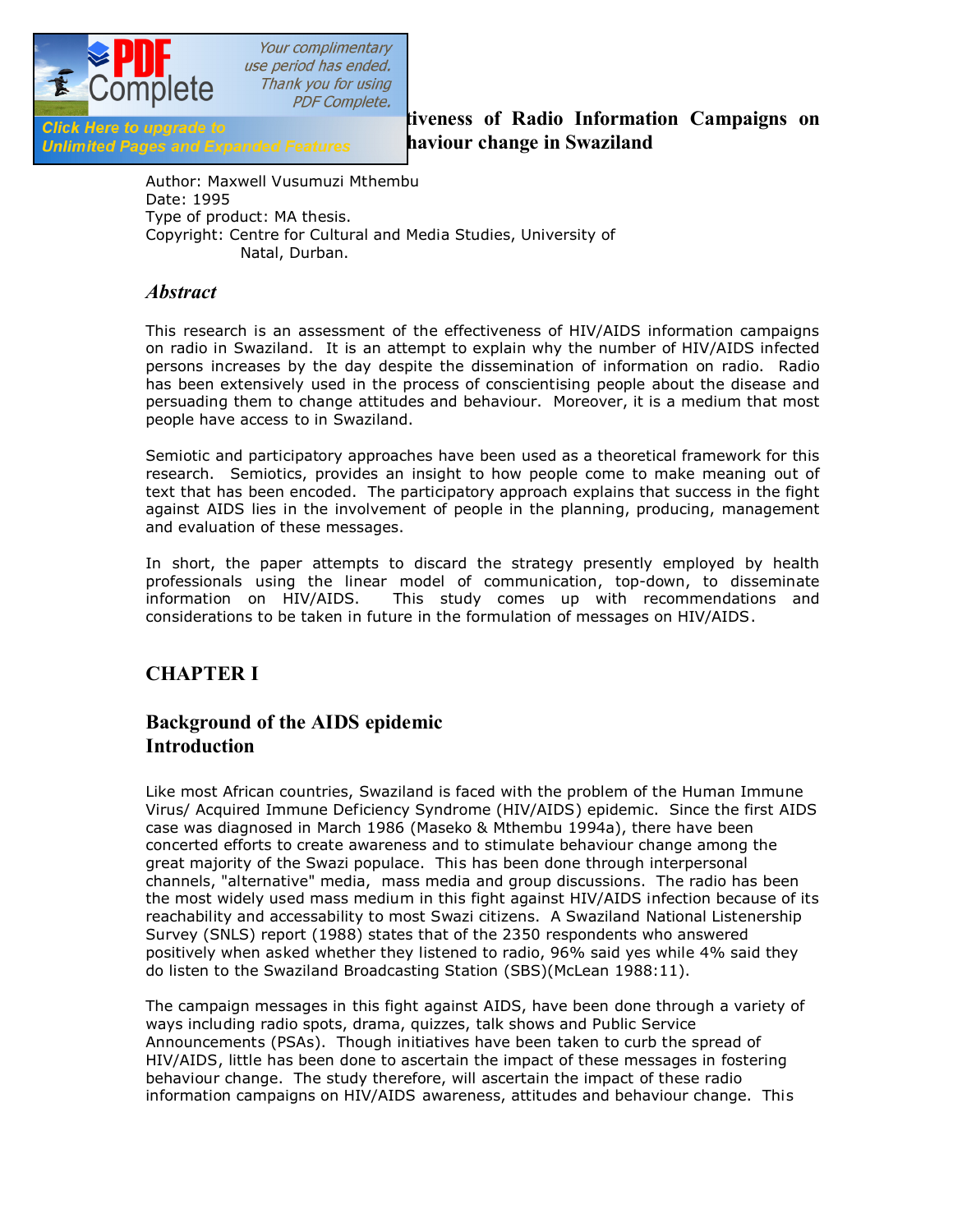# ...tiveness of Radio Information Campaigns on ...haviour change in Swaziland

Author: Maxwell Vusumuzi Mthembu
Date: 1995
Type of product: MA thesis.
Copyright: Centre for Cultural and Media Studies, University of Natal, Durban.

### *Abstract*

This research is an assessment of the effectiveness of HIV/AIDS information campaigns on radio in Swaziland. It is an attempt to explain why the number of HIV/AIDS infected persons increases by the day despite the dissemination of information on radio. Radio has been extensively used in the process of conscientising people about the disease and persuading them to change attitudes and behaviour. Moreover, it is a medium that most people have access to in Swaziland.

Semiotic and participatory approaches have been used as a theoretical framework for this research. Semiotics, provides an insight to how people come to make meaning out of text that has been encoded. The participatory approach explains that success in the fight against AIDS lies in the involvement of people in the planning, producing, management and evaluation of these messages.

In short, the paper attempts to discard the strategy presently employed by health professionals using the linear model of communication, top-down, to disseminate information on HIV/AIDS. This study comes up with recommendations and considerations to be taken in future in the formulation of messages on HIV/AIDS.

## CHAPTER I

### Background of the AIDS epidemic
### Introduction

Like most African countries, Swaziland is faced with the problem of the Human Immune Virus/ Acquired Immune Deficiency Syndrome (HIV/AIDS) epidemic. Since the first AIDS case was diagnosed in March 1986 (Maseko & Mthembu 1994a), there have been concerted efforts to create awareness and to stimulate behaviour change among the great majority of the Swazi populace. This has been done through interpersonal channels, "alternative" media, mass media and group discussions. The radio has been the most widely used mass medium in this fight against HIV/AIDS infection because of its reachability and accessability to most Swazi citizens. A Swaziland National Listenership Survey (SNLS) report (1988) states that of the 2350 respondents who answered positively when asked whether they listened to radio, 96% said yes while 4% said they do listen to the Swaziland Broadcasting Station (SBS)(McLean 1988:11).

The campaign messages in this fight against AIDS, have been done through a variety of ways including radio spots, drama, quizzes, talk shows and Public Service Announcements (PSAs). Though initiatives have been taken to curb the spread of HIV/AIDS, little has been done to ascertain the impact of these messages in fostering behaviour change. The study therefore, will ascertain the impact of these radio information campaigns on HIV/AIDS awareness, attitudes and behaviour change. This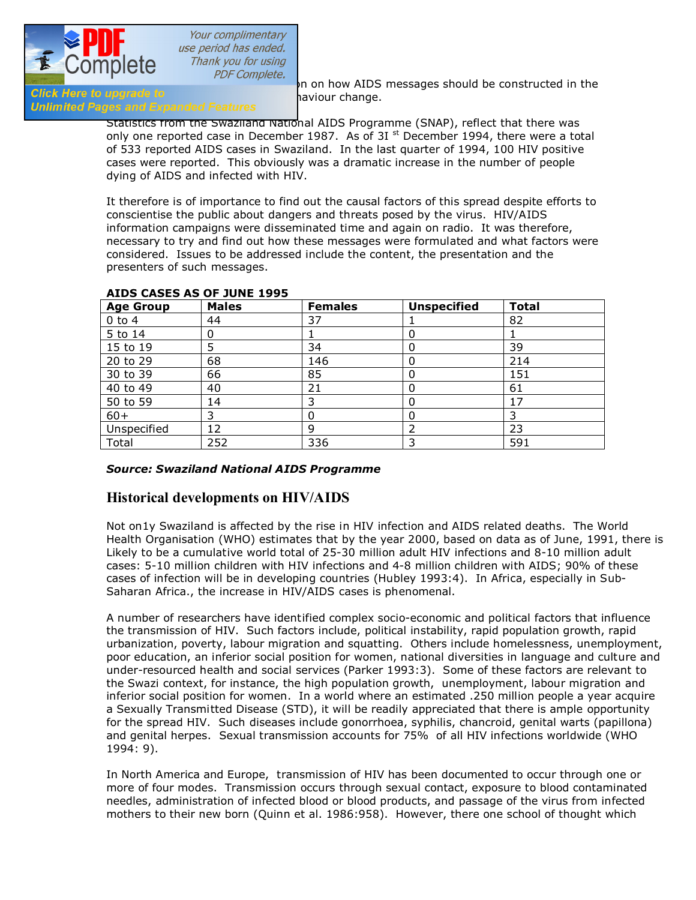on how AIDS messages should be constructed in the haviour change.

Statistics from the Swaziland National AIDS Programme (SNAP), reflect that there was only one reported case in December 1987. As of 3I st December 1994, there were a total of 533 reported AIDS cases in Swaziland. In the last quarter of 1994, 100 HIV positive cases were reported. This obviously was a dramatic increase in the number of people dying of AIDS and infected with HIV.

It therefore is of importance to find out the causal factors of this spread despite efforts to conscientise the public about dangers and threats posed by the virus. HIV/AIDS information campaigns were disseminated time and again on radio. It was therefore, necessary to try and find out how these messages were formulated and what factors were considered. Issues to be addressed include the content, the presentation and the presenters of such messages.

**AIDS CASES AS OF JUNE 1995**

| Age Group | Males | Females | Unspecified | Total |
|---|---|---|---|---|
| 0 to 4 | 44 | 37 | 1 | 82 |
| 5 to 14 | 0 | 1 | 0 | 1 |
| 15 to 19 | 5 | 34 | 0 | 39 |
| 20 to 29 | 68 | 146 | 0 | 214 |
| 30 to 39 | 66 | 85 | 0 | 151 |
| 40 to 49 | 40 | 21 | 0 | 61 |
| 50 to 59 | 14 | 3 | 0 | 17 |
| 60+ | 3 | 0 | 0 | 3 |
| Unspecified | 12 | 9 | 2 | 23 |
| Total | 252 | 336 | 3 | 591 |

***Source: Swaziland National AIDS Programme***

## Historical developments on HIV/AIDS

Not on1y Swaziland is affected by the rise in HIV infection and AIDS related deaths. The World Health Organisation (WHO) estimates that by the year 2000, based on data as of June, 1991, there is Likely to be a cumulative world total of 25-30 million adult HIV infections and 8-10 million adult cases: 5-10 million children with HIV infections and 4-8 million children with AIDS; 90% of these cases of infection will be in developing countries (Hubley 1993:4). In Africa, especially in Sub-Saharan Africa., the increase in HIV/AIDS cases is phenomenal.

A number of researchers have identified complex socio-economic and political factors that influence the transmission of HIV. Such factors include, political instability, rapid population growth, rapid urbanization, poverty, labour migration and squatting. Others include homelessness, unemployment, poor education, an inferior social position for women, national diversities in language and culture and under-resourced health and social services (Parker 1993:3). Some of these factors are relevant to the Swazi context, for instance, the high population growth, unemployment, labour migration and inferior social position for women. In a world where an estimated .250 million people a year acquire a Sexually Transmitted Disease (STD), it will be readily appreciated that there is ample opportunity for the spread HIV. Such diseases include gonorrhoea, syphilis, chancroid, genital warts (papillona) and genital herpes. Sexual transmission accounts for 75% of all HIV infections worldwide (WHO 1994: 9).

In North America and Europe, transmission of HIV has been documented to occur through one or more of four modes. Transmission occurs through sexual contact, exposure to blood contaminated needles, administration of infected blood or blood products, and passage of the virus from infected mothers to their new born (Quinn et al. 1986:958). However, there one school of thought which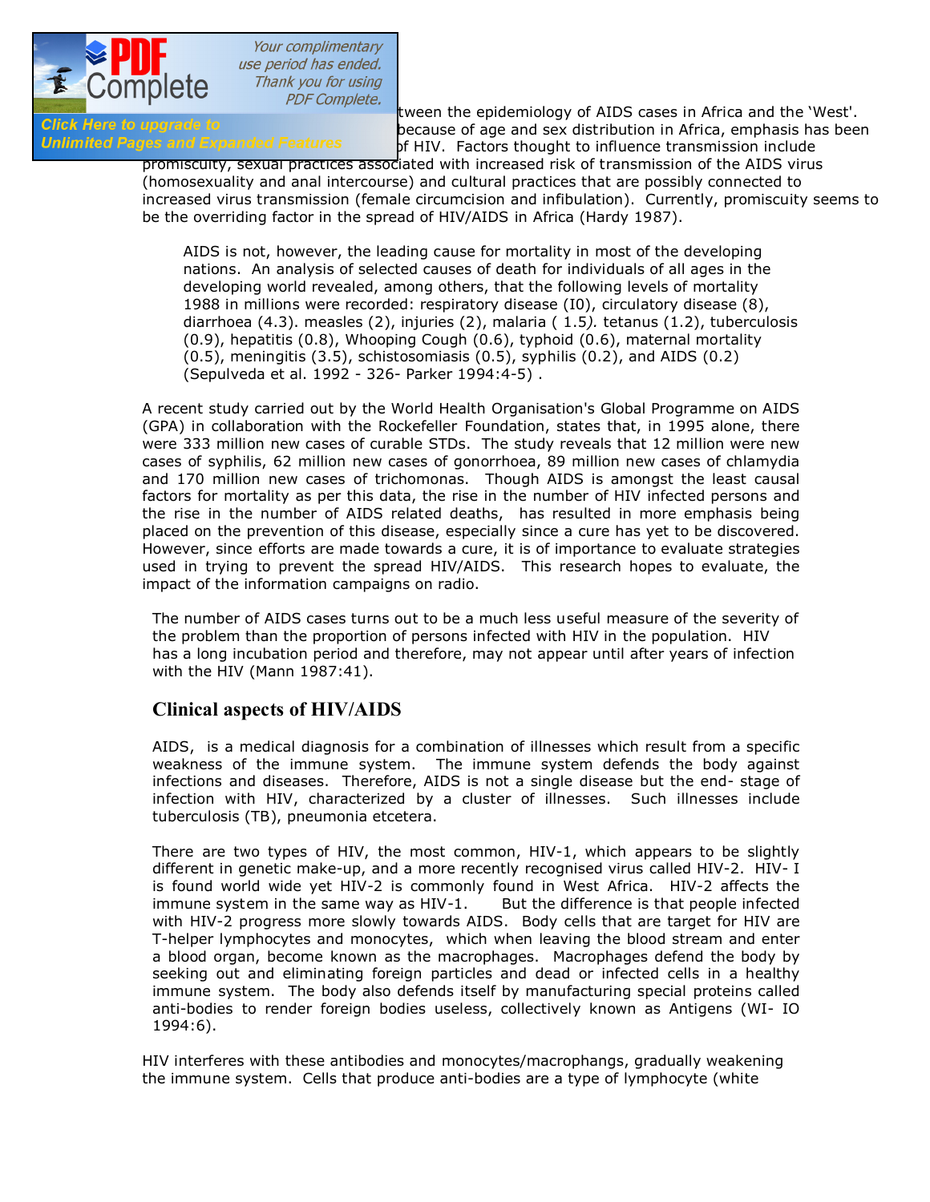tween the epidemiology of AIDS cases in Africa and the 'West'. because of age and sex distribution in Africa, emphasis has been of HIV. Factors thought to influence transmission include promiscuity, sexual practices associated with increased risk of transmission of the AIDS virus (homosexuality and anal intercourse) and cultural practices that are possibly connected to increased virus transmission (female circumcision and infibulation). Currently, promiscuity seems to be the overriding factor in the spread of HIV/AIDS in Africa (Hardy 1987).

> AIDS is not, however, the leading cause for mortality in most of the developing nations. An analysis of selected causes of death for individuals of all ages in the developing world revealed, among others, that the following levels of mortality 1988 in millions were recorded: respiratory disease (I0), circulatory disease (8), diarrhoea (4.3). measles (2), injuries (2), malaria ( 1.5*).* tetanus (1.2), tuberculosis (0.9), hepatitis (0.8), Whooping Cough (0.6), typhoid (0.6), maternal mortality (0.5), meningitis (3.5), schistosomiasis (0.5), syphilis (0.2), and AIDS (0.2) (Sepulveda et al. 1992 - 326- Parker 1994:4-5) .

A recent study carried out by the World Health Organisation's Global Programme on AIDS (GPA) in collaboration with the Rockefeller Foundation, states that, in 1995 alone, there were 333 million new cases of curable STDs. The study reveals that 12 million were new cases of syphilis, 62 million new cases of gonorrhoea, 89 million new cases of chlamydia and 170 million new cases of trichomonas. Though AIDS is amongst the least causal factors for mortality as per this data, the rise in the number of HIV infected persons and the rise in the number of AIDS related deaths, has resulted in more emphasis being placed on the prevention of this disease, especially since a cure has yet to be discovered. However, since efforts are made towards a cure, it is of importance to evaluate strategies used in trying to prevent the spread HIV/AIDS. This research hopes to evaluate, the impact of the information campaigns on radio.

The number of AIDS cases turns out to be a much less useful measure of the severity of the problem than the proportion of persons infected with HIV in the population. HIV has a long incubation period and therefore, may not appear until after years of infection with the HIV (Mann 1987:41).

## Clinical aspects of HIV/AIDS

AIDS, is a medical diagnosis for a combination of illnesses which result from a specific weakness of the immune system. The immune system defends the body against infections and diseases. Therefore, AIDS is not a single disease but the end- stage of infection with HIV, characterized by a cluster of illnesses. Such illnesses include tuberculosis (TB), pneumonia etcetera.

There are two types of HIV, the most common, HIV-1, which appears to be slightly different in genetic make-up, and a more recently recognised virus called HIV-2. HIV- I is found world wide yet HIV-2 is commonly found in West Africa. HIV-2 affects the immune system in the same way as HIV-1. But the difference is that people infected with HIV-2 progress more slowly towards AIDS. Body cells that are target for HIV are T-helper lymphocytes and monocytes, which when leaving the blood stream and enter a blood organ, become known as the macrophages. Macrophages defend the body by seeking out and eliminating foreign particles and dead or infected cells in a healthy immune system. The body also defends itself by manufacturing special proteins called anti-bodies to render foreign bodies useless, collectively known as Antigens (WI- IO 1994:6).

HIV interferes with these antibodies and monocytes/macrophangs, gradually weakening the immune system. Cells that produce anti-bodies are a type of lymphocyte (white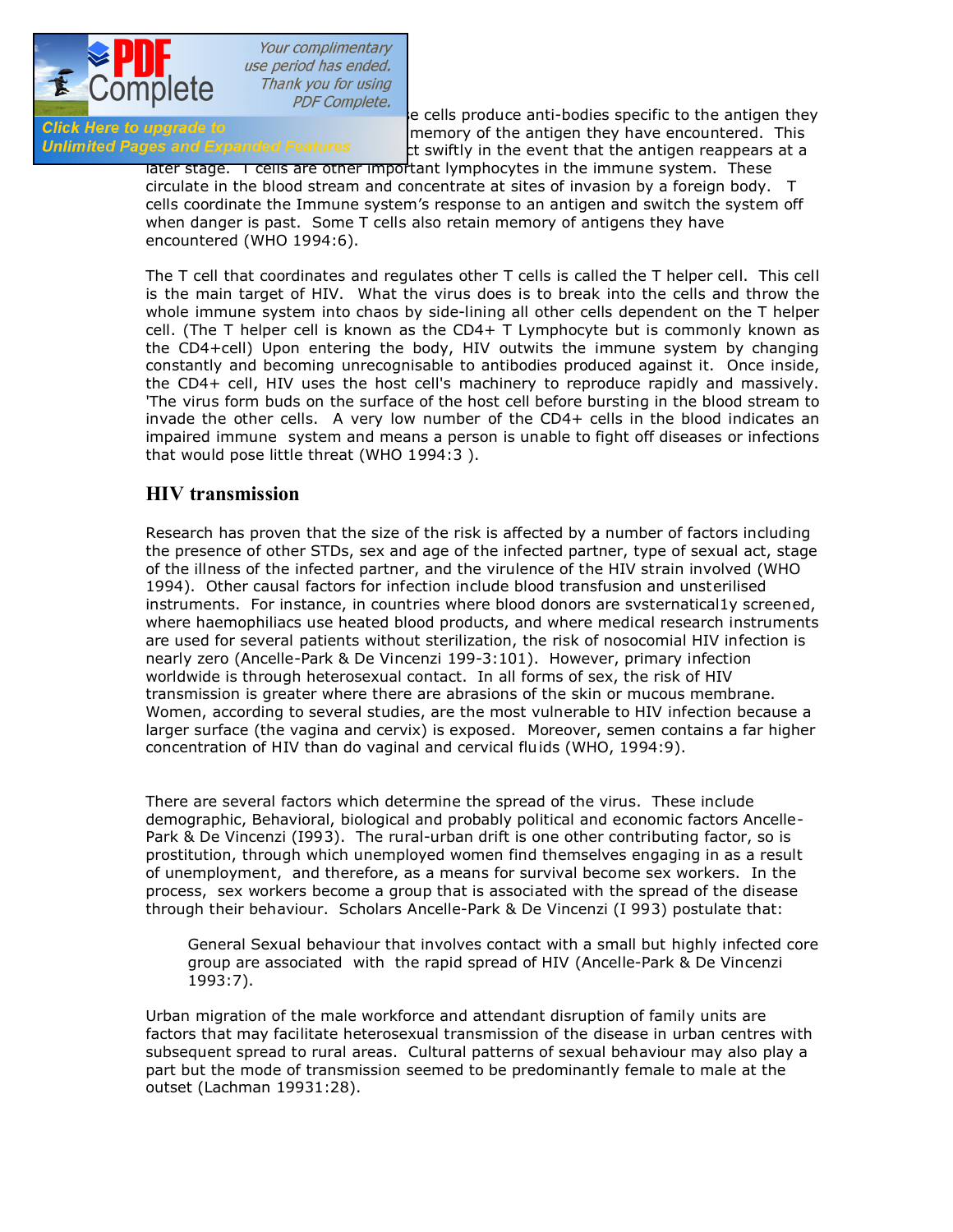e cells produce anti-bodies specific to the antigen they memory of the antigen they have encountered. This ct swiftly in the event that the antigen reappears at a later stage. T cells are other important lymphocytes in the immune system. These circulate in the blood stream and concentrate at sites of invasion by a foreign body. T cells coordinate the Immune system's response to an antigen and switch the system off when danger is past. Some T cells also retain memory of antigens they have encountered (WHO 1994:6).

The T cell that coordinates and regulates other T cells is called the T helper cell. This cell is the main target of HIV. What the virus does is to break into the cells and throw the whole immune system into chaos by side-lining all other cells dependent on the T helper cell. (The T helper cell is known as the CD4+ T Lymphocyte but is commonly known as the CD4+cell) Upon entering the body, HIV outwits the immune system by changing constantly and becoming unrecognisable to antibodies produced against it. Once inside, the CD4+ cell, HIV uses the host cell's machinery to reproduce rapidly and massively. 'The virus form buds on the surface of the host cell before bursting in the blood stream to invade the other cells. A very low number of the CD4+ cells in the blood indicates an impaired immune system and means a person is unable to fight off diseases or infections that would pose little threat (WHO 1994:3 ).

## HIV transmission

Research has proven that the size of the risk is affected by a number of factors including the presence of other STDs, sex and age of the infected partner, type of sexual act, stage of the illness of the infected partner, and the virulence of the HIV strain involved (WHO 1994). Other causal factors for infection include blood transfusion and unsterilised instruments. For instance, in countries where blood donors are svsternatical1y screened, where haemophiliacs use heated blood products, and where medical research instruments are used for several patients without sterilization, the risk of nosocomial HIV infection is nearly zero (Ancelle-Park & De Vincenzi 199-3:101). However, primary infection worldwide is through heterosexual contact. In all forms of sex, the risk of HIV transmission is greater where there are abrasions of the skin or mucous membrane. Women, according to several studies, are the most vulnerable to HIV infection because a larger surface (the vagina and cervix) is exposed. Moreover, semen contains a far higher concentration of HIV than do vaginal and cervical fluids (WHO, 1994:9).

There are several factors which determine the spread of the virus. These include demographic, Behavioral, biological and probably political and economic factors Ancelle-Park & De Vincenzi (I993). The rural-urban drift is one other contributing factor, so is prostitution, through which unemployed women find themselves engaging in as a result of unemployment, and therefore, as a means for survival become sex workers. In the process, sex workers become a group that is associated with the spread of the disease through their behaviour. Scholars Ancelle-Park & De Vincenzi (I 993) postulate that:

> General Sexual behaviour that involves contact with a small but highly infected core group are associated with the rapid spread of HIV (Ancelle-Park & De Vincenzi 1993:7).

Urban migration of the male workforce and attendant disruption of family units are factors that may facilitate heterosexual transmission of the disease in urban centres with subsequent spread to rural areas. Cultural patterns of sexual behaviour may also play a part but the mode of transmission seemed to be predominantly female to male at the outset (Lachman 19931:28).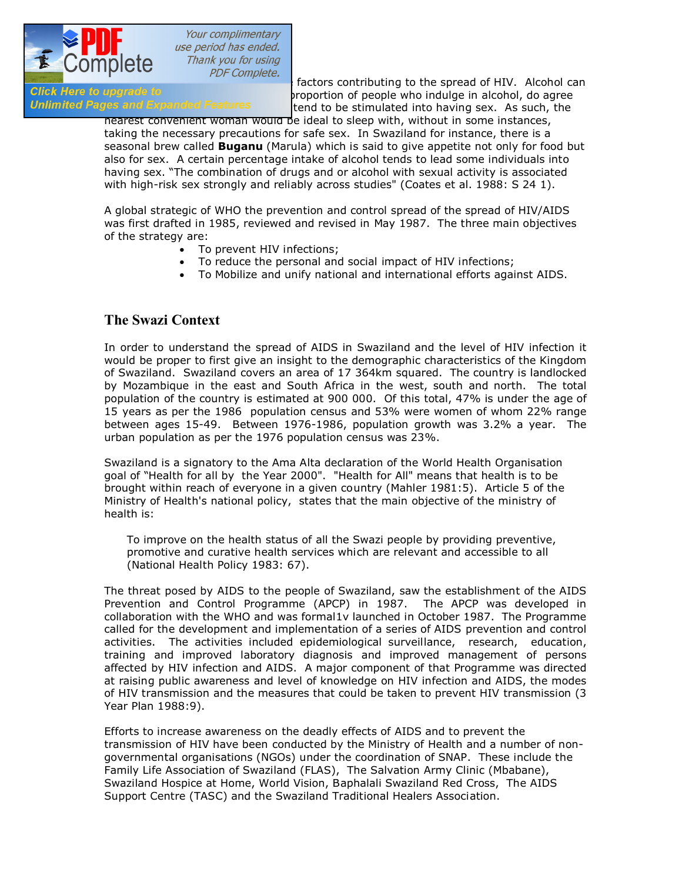factors contributing to the spread of HIV. Alcohol can proportion of people who indulge in alcohol, do agree tend to be stimulated into having sex. As such, the nearest convenient woman would be ideal to sleep with, without in some instances, taking the necessary precautions for safe sex. In Swaziland for instance, there is a seasonal brew called **Buganu** (Marula) which is said to give appetite not only for food but also for sex. A certain percentage intake of alcohol tends to lead some individuals into having sex. "The combination of drugs and or alcohol with sexual activity is associated with high-risk sex strongly and reliably across studies" (Coates et al. 1988: S 24 1).

A global strategic of WHO the prevention and control spread of the spread of HIV/AIDS was first drafted in 1985, reviewed and revised in May 1987. The three main objectives of the strategy are:

- To prevent HIV infections;
- To reduce the personal and social impact of HIV infections;
- To Mobilize and unify national and international efforts against AIDS.

## The Swazi Context

In order to understand the spread of AIDS in Swaziland and the level of HIV infection it would be proper to first give an insight to the demographic characteristics of the Kingdom of Swaziland. Swaziland covers an area of 17 364km squared. The country is landlocked by Mozambique in the east and South Africa in the west, south and north. The total population of the country is estimated at 900 000. Of this total, 47% is under the age of 15 years as per the 1986 population census and 53% were women of whom 22% range between ages 15-49. Between 1976-1986, population growth was 3.2% a year. The urban population as per the 1976 population census was 23%.

Swaziland is a signatory to the Ama Alta declaration of the World Health Organisation goal of "Health for all by the Year 2000". "Health for All" means that health is to be brought within reach of everyone in a given country (Mahler 1981:5). Article 5 of the Ministry of Health's national policy, states that the main objective of the ministry of health is:

> To improve on the health status of all the Swazi people by providing preventive, promotive and curative health services which are relevant and accessible to all (National Health Policy 1983: 67).

The threat posed by AIDS to the people of Swaziland, saw the establishment of the AIDS Prevention and Control Programme (APCP) in 1987. The APCP was developed in collaboration with the WHO and was formal1v launched in October 1987. The Programme called for the development and implementation of a series of AIDS prevention and control activities. The activities included epidemiological surveillance, research, education, training and improved laboratory diagnosis and improved management of persons affected by HIV infection and AIDS. A major component of that Programme was directed at raising public awareness and level of knowledge on HIV infection and AIDS, the modes of HIV transmission and the measures that could be taken to prevent HIV transmission (3 Year Plan 1988:9).

Efforts to increase awareness on the deadly effects of AIDS and to prevent the transmission of HIV have been conducted by the Ministry of Health and a number of non-governmental organisations (NGOs) under the coordination of SNAP. These include the Family Life Association of Swaziland (FLAS), The Salvation Army Clinic (Mbabane), Swaziland Hospice at Home, World Vision, Baphalali Swaziland Red Cross, The AIDS Support Centre (TASC) and the Swaziland Traditional Healers Association.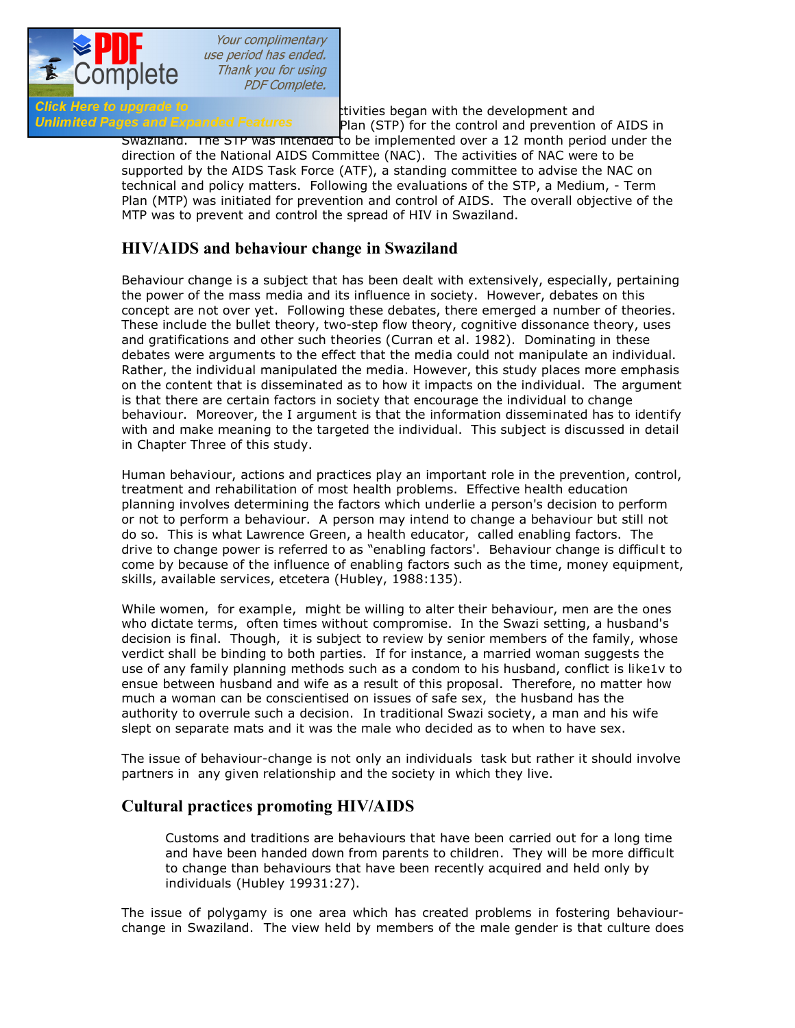ctivities began with the development and Plan (STP) for the control and prevention of AIDS in Swaziland. The STP was intended to be implemented over a 12 month period under the direction of the National AIDS Committee (NAC). The activities of NAC were to be supported by the AIDS Task Force (ATF), a standing committee to advise the NAC on technical and policy matters. Following the evaluations of the STP, a Medium, - Term Plan (MTP) was initiated for prevention and control of AIDS. The overall objective of the MTP was to prevent and control the spread of HIV in Swaziland.

## HIV/AIDS and behaviour change in Swaziland

Behaviour change is a subject that has been dealt with extensively, especially, pertaining the power of the mass media and its influence in society. However, debates on this concept are not over yet. Following these debates, there emerged a number of theories. These include the bullet theory, two-step flow theory, cognitive dissonance theory, uses and gratifications and other such theories (Curran et al. 1982). Dominating in these debates were arguments to the effect that the media could not manipulate an individual. Rather, the individual manipulated the media. However, this study places more emphasis on the content that is disseminated as to how it impacts on the individual. The argument is that there are certain factors in society that encourage the individual to change behaviour. Moreover, the I argument is that the information disseminated has to identify with and make meaning to the targeted the individual. This subject is discussed in detail in Chapter Three of this study.

Human behaviour, actions and practices play an important role in the prevention, control, treatment and rehabilitation of most health problems. Effective health education planning involves determining the factors which underlie a person's decision to perform or not to perform a behaviour. A person may intend to change a behaviour but still not do so. This is what Lawrence Green, a health educator, called enabling factors. The drive to change power is referred to as "enabling factors'. Behaviour change is difficult to come by because of the influence of enabling factors such as the time, money equipment, skills, available services, etcetera (Hubley, 1988:135).

While women, for example, might be willing to alter their behaviour, men are the ones who dictate terms, often times without compromise. In the Swazi setting, a husband's decision is final. Though, it is subject to review by senior members of the family, whose verdict shall be binding to both parties. If for instance, a married woman suggests the use of any family planning methods such as a condom to his husband, conflict is like1v to ensue between husband and wife as a result of this proposal. Therefore, no matter how much a woman can be conscientised on issues of safe sex, the husband has the authority to overrule such a decision. In traditional Swazi society, a man and his wife slept on separate mats and it was the male who decided as to when to have sex.

The issue of behaviour-change is not only an individuals task but rather it should involve partners in any given relationship and the society in which they live.

## Cultural practices promoting HIV/AIDS

> Customs and traditions are behaviours that have been carried out for a long time and have been handed down from parents to children. They will be more difficult to change than behaviours that have been recently acquired and held only by individuals (Hubley 19931:27).

The issue of polygamy is one area which has created problems in fostering behaviour-change in Swaziland. The view held by members of the male gender is that culture does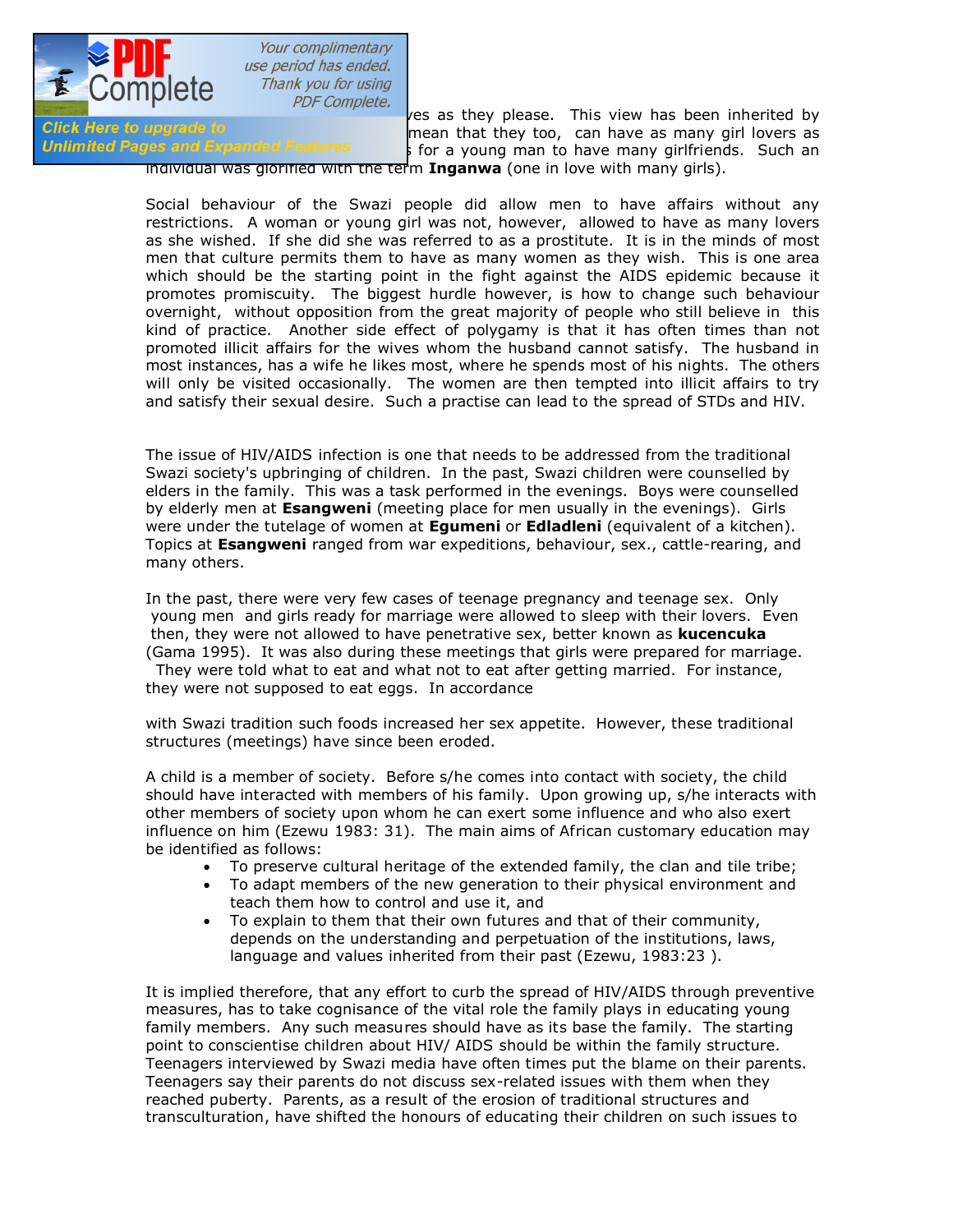ves as they please. This view has been inherited by mean that they too, can have as many girl lovers as for a young man to have many girlfriends. Such an individual was glorified with the term **Inganwa** (one in love with many girls).

Social behaviour of the Swazi people did allow men to have affairs without any restrictions. A woman or young girl was not, however, allowed to have as many lovers as she wished. If she did she was referred to as a prostitute. It is in the minds of most men that culture permits them to have as many women as they wish. This is one area which should be the starting point in the fight against the AIDS epidemic because it promotes promiscuity. The biggest hurdle however, is how to change such behaviour overnight, without opposition from the great majority of people who still believe in this kind of practice. Another side effect of polygamy is that it has often times than not promoted illicit affairs for the wives whom the husband cannot satisfy. The husband in most instances, has a wife he likes most, where he spends most of his nights. The others will only be visited occasionally. The women are then tempted into illicit affairs to try and satisfy their sexual desire. Such a practise can lead to the spread of STDs and HIV.

The issue of HIV/AIDS infection is one that needs to be addressed from the traditional Swazi society's upbringing of children. In the past, Swazi children were counselled by elders in the family. This was a task performed in the evenings. Boys were counselled by elderly men at **Esangweni** (meeting place for men usually in the evenings). Girls were under the tutelage of women at **Egumeni** or **Edladleni** (equivalent of a kitchen). Topics at **Esangweni** ranged from war expeditions, behaviour, sex., cattle-rearing, and many others.

In the past, there were very few cases of teenage pregnancy and teenage sex. Only young men and girls ready for marriage were allowed to sleep with their lovers. Even then, they were not allowed to have penetrative sex, better known as **kucencuka** (Gama 1995). It was also during these meetings that girls were prepared for marriage. They were told what to eat and what not to eat after getting married. For instance, they were not supposed to eat eggs. In accordance

with Swazi tradition such foods increased her sex appetite. However, these traditional structures (meetings) have since been eroded.

A child is a member of society. Before s/he comes into contact with society, the child should have interacted with members of his family. Upon growing up, s/he interacts with other members of society upon whom he can exert some influence and who also exert influence on him (Ezewu 1983: 31). The main aims of African customary education may be identified as follows:

- To preserve cultural heritage of the extended family, the clan and tile tribe;
- To adapt members of the new generation to their physical environment and teach them how to control and use it, and
- To explain to them that their own futures and that of their community, depends on the understanding and perpetuation of the institutions, laws, language and values inherited from their past (Ezewu, 1983:23 ).

It is implied therefore, that any effort to curb the spread of HIV/AIDS through preventive measures, has to take cognisance of the vital role the family plays in educating young family members. Any such measures should have as its base the family. The starting point to conscientise children about HIV/ AIDS should be within the family structure. Teenagers interviewed by Swazi media have often times put the blame on their parents. Teenagers say their parents do not discuss sex-related issues with them when they reached puberty. Parents, as a result of the erosion of traditional structures and transculturation, have shifted the honours of educating their children on such issues to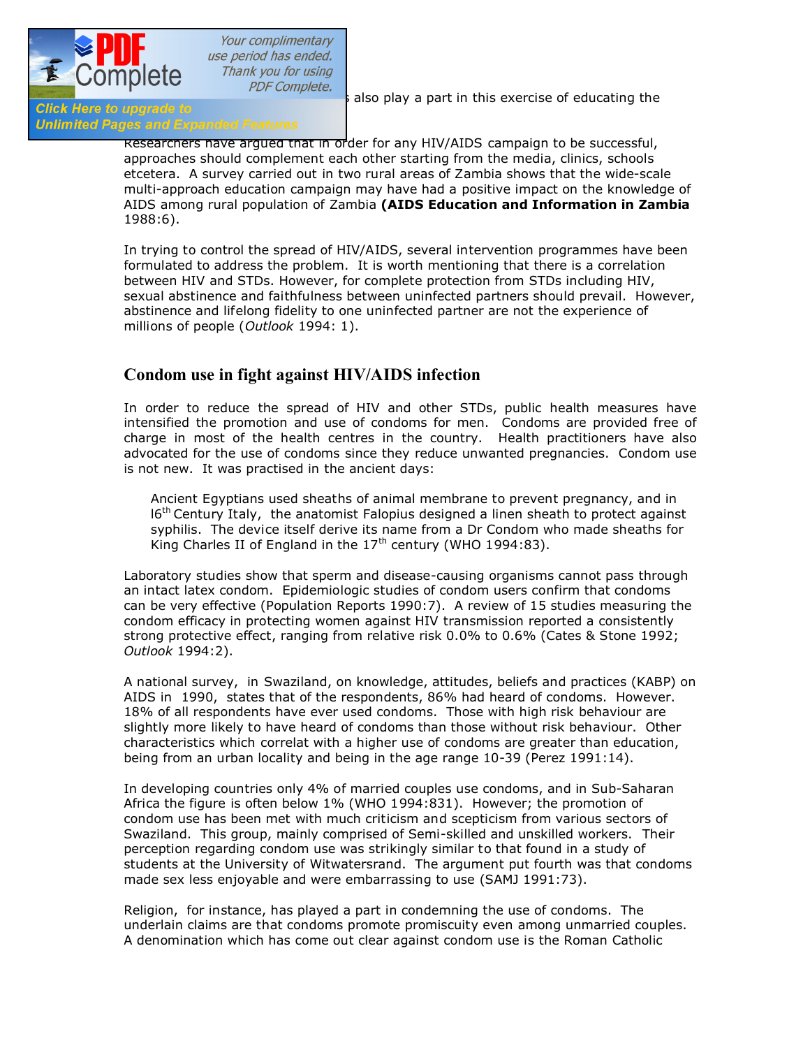s also play a part in this exercise of educating the

Researchers have argued that in order for any HIV/AIDS campaign to be successful, approaches should complement each other starting from the media, clinics, schools etcetera. A survey carried out in two rural areas of Zambia shows that the wide-scale multi-approach education campaign may have had a positive impact on the knowledge of AIDS among rural population of Zambia **(AIDS Education and Information in Zambia** 1988:6).

In trying to control the spread of HIV/AIDS, several intervention programmes have been formulated to address the problem. It is worth mentioning that there is a correlation between HIV and STDs. However, for complete protection from STDs including HIV, sexual abstinence and faithfulness between uninfected partners should prevail. However, abstinence and lifelong fidelity to one uninfected partner are not the experience of millions of people (*Outlook* 1994: 1).

## Condom use in fight against HIV/AIDS infection

In order to reduce the spread of HIV and other STDs, public health measures have intensified the promotion and use of condoms for men. Condoms are provided free of charge in most of the health centres in the country. Health practitioners have also advocated for the use of condoms since they reduce unwanted pregnancies. Condom use is not new. It was practised in the ancient days:

> Ancient Egyptians used sheaths of animal membrane to prevent pregnancy, and in l6th Century Italy, the anatomist Falopius designed a linen sheath to protect against syphilis. The device itself derive its name from a Dr Condom who made sheaths for King Charles II of England in the 17th century (WHO 1994:83).

Laboratory studies show that sperm and disease-causing organisms cannot pass through an intact latex condom. Epidemiologic studies of condom users confirm that condoms can be very effective (Population Reports 1990:7). A review of 15 studies measuring the condom efficacy in protecting women against HIV transmission reported a consistently strong protective effect, ranging from relative risk 0.0% to 0.6% (Cates & Stone 1992; *Outlook* 1994:2).

A national survey, in Swaziland, on knowledge, attitudes, beliefs and practices (KABP) on AIDS in 1990, states that of the respondents, 86% had heard of condoms. However. 18% of all respondents have ever used condoms. Those with high risk behaviour are slightly more likely to have heard of condoms than those without risk behaviour. Other characteristics which correlat with a higher use of condoms are greater than education, being from an urban locality and being in the age range 10-39 (Perez 1991:14).

In developing countries only 4% of married couples use condoms, and in Sub-Saharan Africa the figure is often below 1% (WHO 1994:831). However; the promotion of condom use has been met with much criticism and scepticism from various sectors of Swaziland. This group, mainly comprised of Semi-skilled and unskilled workers. Their perception regarding condom use was strikingly similar to that found in a study of students at the University of Witwatersrand. The argument put fourth was that condoms made sex less enjoyable and were embarrassing to use (SAMJ 1991:73).

Religion, for instance, has played a part in condemning the use of condoms. The underlain claims are that condoms promote promiscuity even among unmarried couples. A denomination which has come out clear against condom use is the Roman Catholic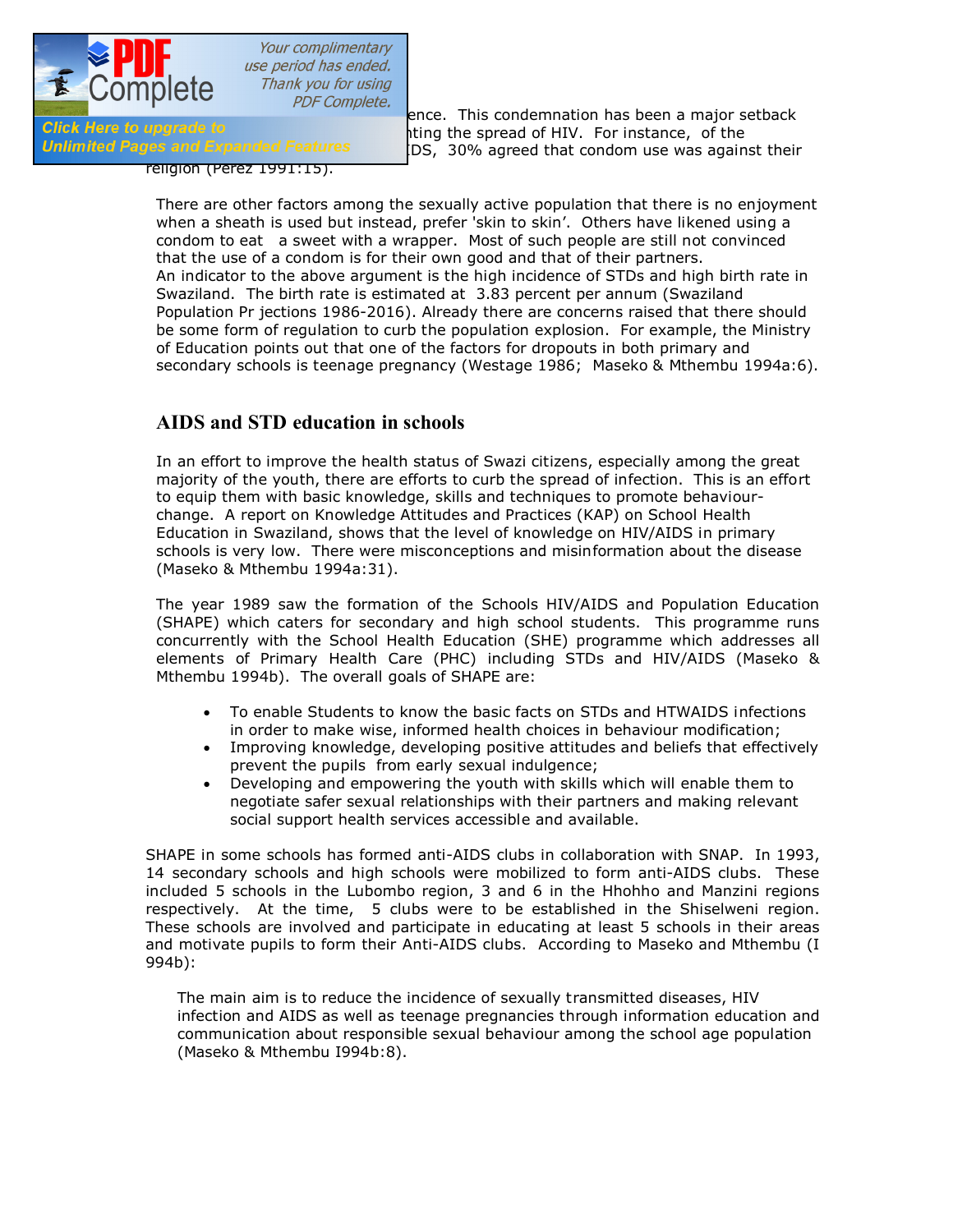ence. This condemnation has been a major setback ...ting the spread of HIV. For instance, of the ...DS, 30% agreed that condom use was against their religion (Perez 1991:15).

There are other factors among the sexually active population that there is no enjoyment when a sheath is used but instead, prefer 'skin to skin'. Others have likened using a condom to eat a sweet with a wrapper. Most of such people are still not convinced that the use of a condom is for their own good and that of their partners. An indicator to the above argument is the high incidence of STDs and high birth rate in Swaziland. The birth rate is estimated at 3.83 percent per annum (Swaziland Population Pr jections 1986-2016). Already there are concerns raised that there should be some form of regulation to curb the population explosion. For example, the Ministry of Education points out that one of the factors for dropouts in both primary and secondary schools is teenage pregnancy (Westage 1986; Maseko & Mthembu 1994a:6).

## AIDS and STD education in schools

In an effort to improve the health status of Swazi citizens, especially among the great majority of the youth, there are efforts to curb the spread of infection. This is an effort to equip them with basic knowledge, skills and techniques to promote behaviour-change. A report on Knowledge Attitudes and Practices (KAP) on School Health Education in Swaziland, shows that the level of knowledge on HIV/AIDS in primary schools is very low. There were misconceptions and misinformation about the disease (Maseko & Mthembu 1994a:31).

The year 1989 saw the formation of the Schools HIV/AIDS and Population Education (SHAPE) which caters for secondary and high school students. This programme runs concurrently with the School Health Education (SHE) programme which addresses all elements of Primary Health Care (PHC) including STDs and HIV/AIDS (Maseko & Mthembu 1994b). The overall goals of SHAPE are:

- To enable Students to know the basic facts on STDs and HTWAIDS infections in order to make wise, informed health choices in behaviour modification;
- Improving knowledge, developing positive attitudes and beliefs that effectively prevent the pupils from early sexual indulgence;
- Developing and empowering the youth with skills which will enable them to negotiate safer sexual relationships with their partners and making relevant social support health services accessible and available.

SHAPE in some schools has formed anti-AIDS clubs in collaboration with SNAP. In 1993, 14 secondary schools and high schools were mobilized to form anti-AIDS clubs. These included 5 schools in the Lubombo region, 3 and 6 in the Hhohho and Manzini regions respectively. At the time, 5 clubs were to be established in the Shiselweni region. These schools are involved and participate in educating at least 5 schools in their areas and motivate pupils to form their Anti-AIDS clubs. According to Maseko and Mthembu (I 994b):

> The main aim is to reduce the incidence of sexually transmitted diseases, HIV infection and AIDS as well as teenage pregnancies through information education and communication about responsible sexual behaviour among the school age population (Maseko & Mthembu I994b:8).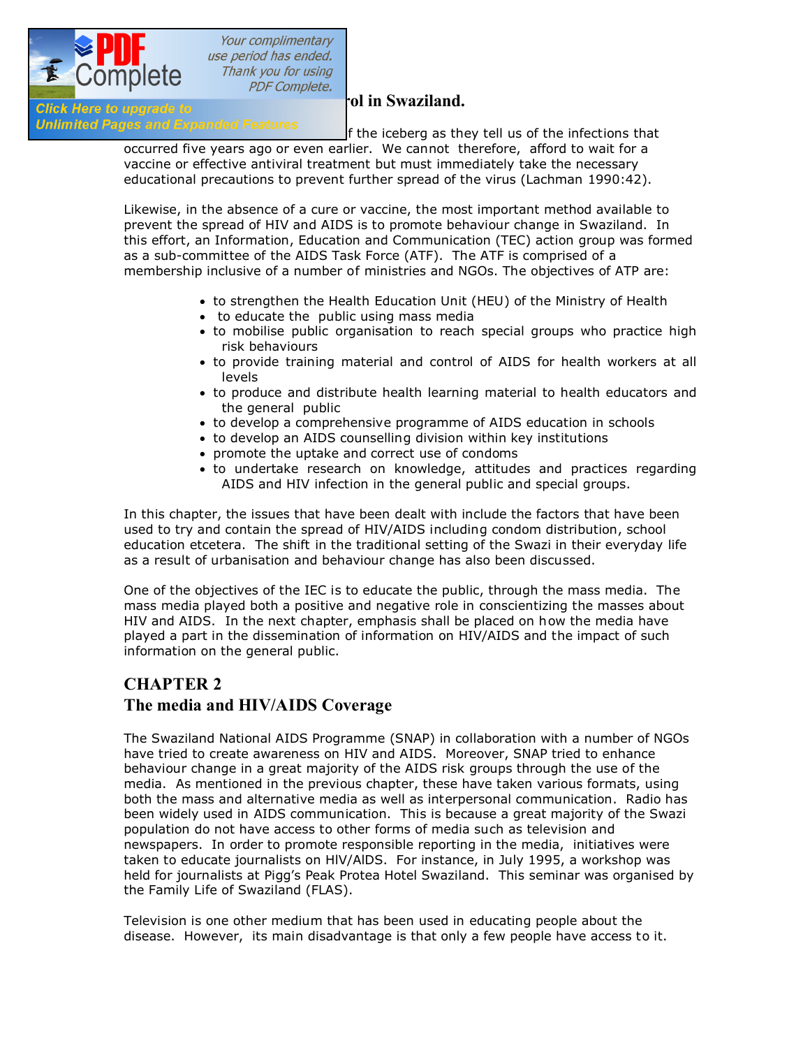## ...rol in Swaziland.

...f the iceberg as they tell us of the infections that occurred five years ago or even earlier. We cannot therefore, afford to wait for a vaccine or effective antiviral treatment but must immediately take the necessary educational precautions to prevent further spread of the virus (Lachman 1990:42).

Likewise, in the absence of a cure or vaccine, the most important method available to prevent the spread of HIV and AIDS is to promote behaviour change in Swaziland. In this effort, an Information, Education and Communication (TEC) action group was formed as a sub-committee of the AIDS Task Force (ATF). The ATF is comprised of a membership inclusive of a number of ministries and NGOs. The objectives of ATP are:

- to strengthen the Health Education Unit (HEU) of the Ministry of Health
- to educate the public using mass media
- to mobilise public organisation to reach special groups who practice high risk behaviours
- to provide training material and control of AIDS for health workers at all levels
- to produce and distribute health learning material to health educators and the general public
- to develop a comprehensive programme of AIDS education in schools
- to develop an AIDS counselling division within key institutions
- promote the uptake and correct use of condoms
- to undertake research on knowledge, attitudes and practices regarding AIDS and HIV infection in the general public and special groups.

In this chapter, the issues that have been dealt with include the factors that have been used to try and contain the spread of HIV/AIDS including condom distribution, school education etcetera. The shift in the traditional setting of the Swazi in their everyday life as a result of urbanisation and behaviour change has also been discussed.

One of the objectives of the IEC is to educate the public, through the mass media. The mass media played both a positive and negative role in conscientizing the masses about HIV and AIDS. In the next chapter, emphasis shall be placed on how the media have played a part in the dissemination of information on HIV/AIDS and the impact of such information on the general public.

## CHAPTER 2
## The media and HIV/AIDS Coverage

The Swaziland National AIDS Programme (SNAP) in collaboration with a number of NGOs have tried to create awareness on HIV and AIDS. Moreover, SNAP tried to enhance behaviour change in a great majority of the AIDS risk groups through the use of the media. As mentioned in the previous chapter, these have taken various formats, using both the mass and alternative media as well as interpersonal communication. Radio has been widely used in AIDS communication. This is because a great majority of the Swazi population do not have access to other forms of media such as television and newspapers. In order to promote responsible reporting in the media, initiatives were taken to educate journalists on HIV/AIDS. For instance, in July 1995, a workshop was held for journalists at Pigg's Peak Protea Hotel Swaziland. This seminar was organised by the Family Life of Swaziland (FLAS).

Television is one other medium that has been used in educating people about the disease. However, its main disadvantage is that only a few people have access to it.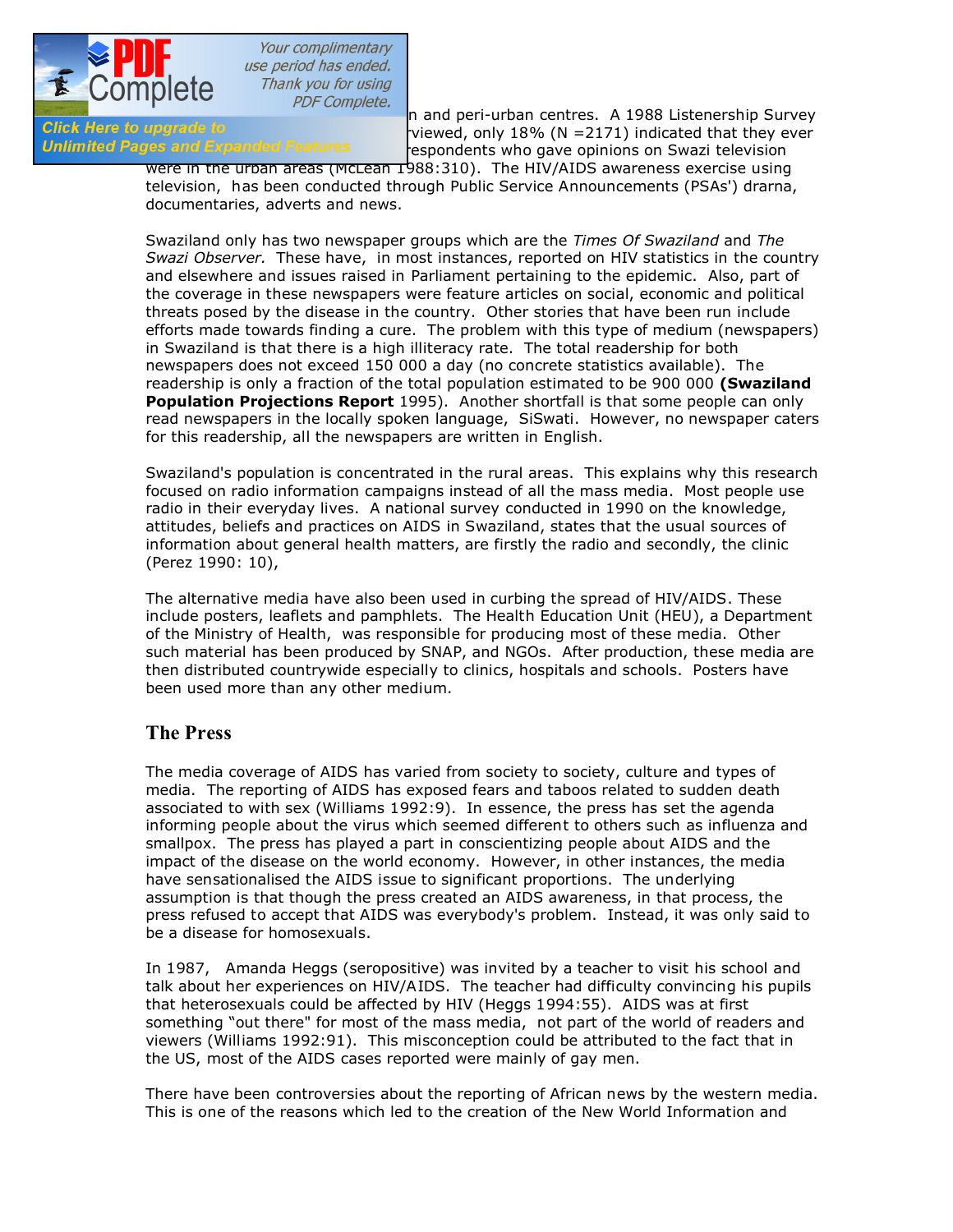n and peri-urban centres. A 1988 Listenership Survey viewed, only 18% (N =2171) indicated that they ever espondents who gave opinions on Swazi television were in the urban areas (McLean 1988:310). The HIV/AIDS awareness exercise using television, has been conducted through Public Service Announcements (PSAs') drarna, documentaries, adverts and news.

Swaziland only has two newspaper groups which are the *Times Of Swaziland* and *The Swazi Observer.* These have, in most instances, reported on HIV statistics in the country and elsewhere and issues raised in Parliament pertaining to the epidemic. Also, part of the coverage in these newspapers were feature articles on social, economic and political threats posed by the disease in the country. Other stories that have been run include efforts made towards finding a cure. The problem with this type of medium (newspapers) in Swaziland is that there is a high illiteracy rate. The total readership for both newspapers does not exceed 150 000 a day (no concrete statistics available). The readership is only a fraction of the total population estimated to be 900 000 **(Swaziland Population Projections Report** 1995). Another shortfall is that some people can only read newspapers in the locally spoken language, SiSwati. However, no newspaper caters for this readership, all the newspapers are written in English.

Swaziland's population is concentrated in the rural areas. This explains why this research focused on radio information campaigns instead of all the mass media. Most people use radio in their everyday lives. A national survey conducted in 1990 on the knowledge, attitudes, beliefs and practices on AIDS in Swaziland, states that the usual sources of information about general health matters, are firstly the radio and secondly, the clinic (Perez 1990: 10),

The alternative media have also been used in curbing the spread of HIV/AIDS. These include posters, leaflets and pamphlets. The Health Education Unit (HEU), a Department of the Ministry of Health, was responsible for producing most of these media. Other such material has been produced by SNAP, and NGOs. After production, these media are then distributed countrywide especially to clinics, hospitals and schools. Posters have been used more than any other medium.

## The Press

The media coverage of AIDS has varied from society to society, culture and types of media. The reporting of AIDS has exposed fears and taboos related to sudden death associated to with sex (Williams 1992:9). In essence, the press has set the agenda informing people about the virus which seemed different to others such as influenza and smallpox. The press has played a part in conscientizing people about AIDS and the impact of the disease on the world economy. However, in other instances, the media have sensationalised the AIDS issue to significant proportions. The underlying assumption is that though the press created an AIDS awareness, in that process, the press refused to accept that AIDS was everybody's problem. Instead, it was only said to be a disease for homosexuals.

In 1987, Amanda Heggs (seropositive) was invited by a teacher to visit his school and talk about her experiences on HIV/AIDS. The teacher had difficulty convincing his pupils that heterosexuals could be affected by HIV (Heggs 1994:55). AIDS was at first something "out there" for most of the mass media, not part of the world of readers and viewers (Williams 1992:91). This misconception could be attributed to the fact that in the US, most of the AIDS cases reported were mainly of gay men.

There have been controversies about the reporting of African news by the western media. This is one of the reasons which led to the creation of the New World Information and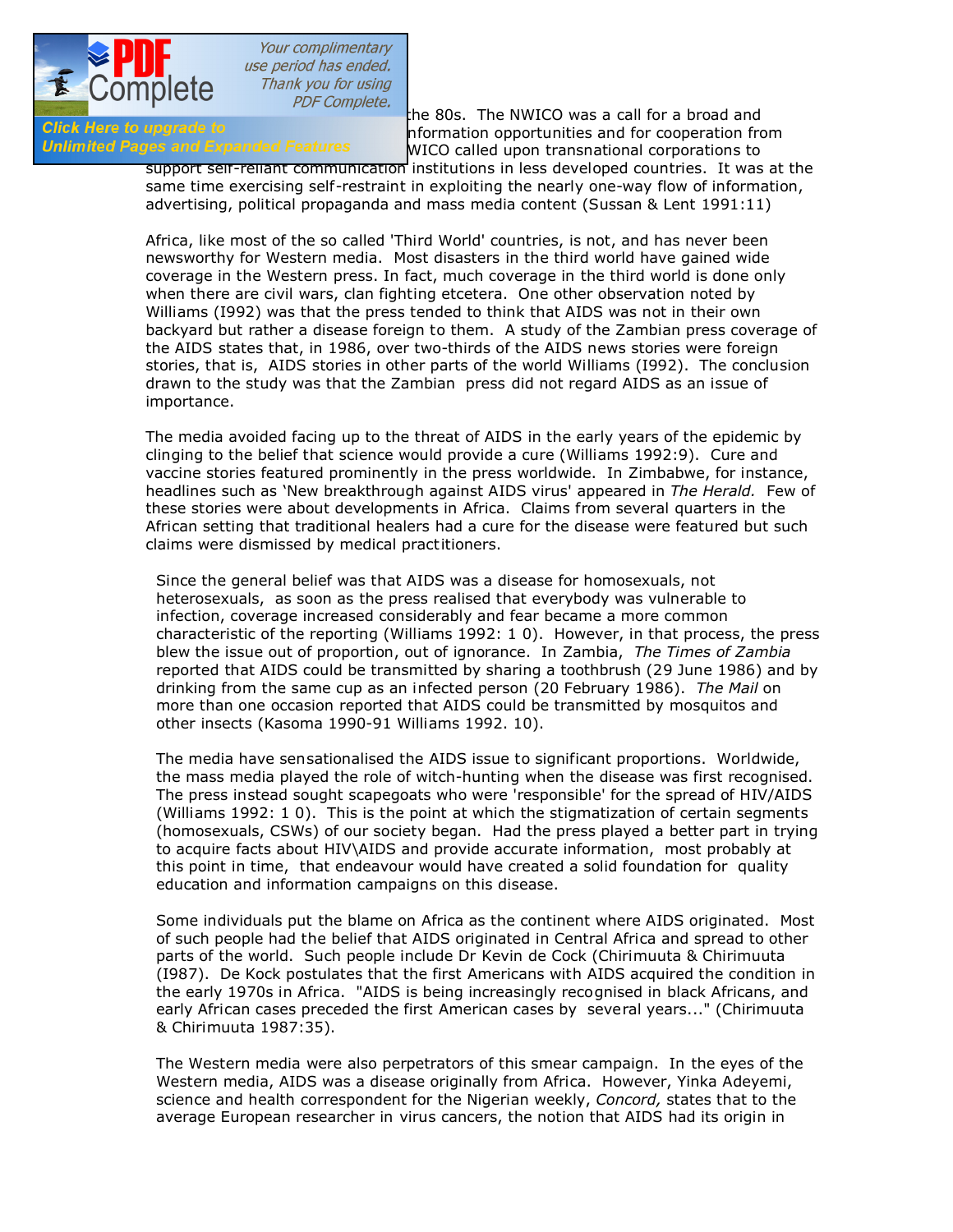the 80s. The NWICO was a call for a broad and nformation opportunities and for cooperation from WICO called upon transnational corporations to support self-reliant communication institutions in less developed countries. It was at the same time exercising self-restraint in exploiting the nearly one-way flow of information, advertising, political propaganda and mass media content (Sussan & Lent 1991:11)

Africa, like most of the so called 'Third World' countries, is not, and has never been newsworthy for Western media. Most disasters in the third world have gained wide coverage in the Western press. In fact, much coverage in the third world is done only when there are civil wars, clan fighting etcetera. One other observation noted by Williams (I992) was that the press tended to think that AIDS was not in their own backyard but rather a disease foreign to them. A study of the Zambian press coverage of the AIDS states that, in 1986, over two-thirds of the AIDS news stories were foreign stories, that is, AIDS stories in other parts of the world Williams (I992). The conclusion drawn to the study was that the Zambian press did not regard AIDS as an issue of importance.

The media avoided facing up to the threat of AIDS in the early years of the epidemic by clinging to the belief that science would provide a cure (Williams 1992:9). Cure and vaccine stories featured prominently in the press worldwide. In Zimbabwe, for instance, headlines such as 'New breakthrough against AIDS virus' appeared in *The Herald.* Few of these stories were about developments in Africa. Claims from several quarters in the African setting that traditional healers had a cure for the disease were featured but such claims were dismissed by medical practitioners.

Since the general belief was that AIDS was a disease for homosexuals, not heterosexuals, as soon as the press realised that everybody was vulnerable to infection, coverage increased considerably and fear became a more common characteristic of the reporting (Williams 1992: 1 0). However, in that process, the press blew the issue out of proportion, out of ignorance. In Zambia, *The Times of Zambia* reported that AIDS could be transmitted by sharing a toothbrush (29 June 1986) and by drinking from the same cup as an infected person (20 February 1986). *The Mail* on more than one occasion reported that AIDS could be transmitted by mosquitos and other insects (Kasoma 1990-91 Williams 1992. 10).

The media have sensationalised the AIDS issue to significant proportions. Worldwide, the mass media played the role of witch-hunting when the disease was first recognised. The press instead sought scapegoats who were 'responsible' for the spread of HIV/AIDS (Williams 1992: 1 0). This is the point at which the stigmatization of certain segments (homosexuals, CSWs) of our society began. Had the press played a better part in trying to acquire facts about HIV\AIDS and provide accurate information, most probably at this point in time, that endeavour would have created a solid foundation for quality education and information campaigns on this disease.

Some individuals put the blame on Africa as the continent where AIDS originated. Most of such people had the belief that AIDS originated in Central Africa and spread to other parts of the world. Such people include Dr Kevin de Cock (Chirimuuta & Chirimuuta (I987). De Kock postulates that the first Americans with AIDS acquired the condition in the early 1970s in Africa. "AIDS is being increasingly recognised in black Africans, and early African cases preceded the first American cases by several years..." (Chirimuuta & Chirimuuta 1987:35).

The Western media were also perpetrators of this smear campaign. In the eyes of the Western media, AIDS was a disease originally from Africa. However, Yinka Adeyemi, science and health correspondent for the Nigerian weekly, *Concord,* states that to the average European researcher in virus cancers, the notion that AIDS had its origin in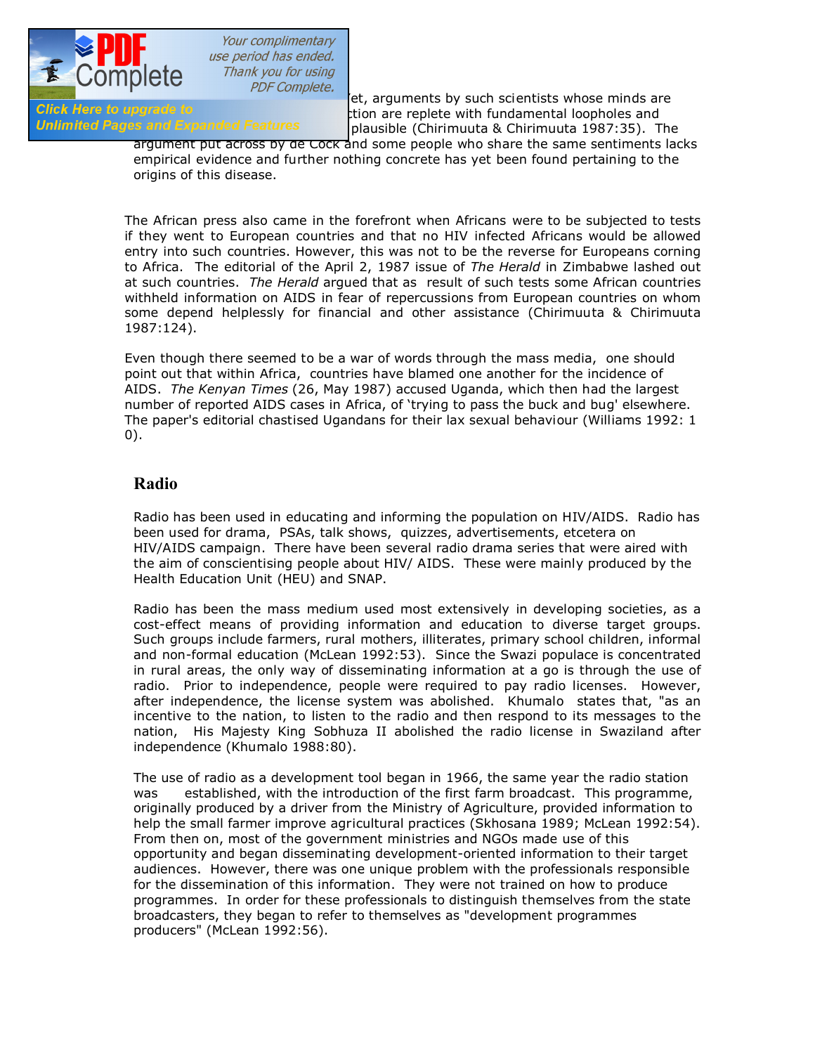Yet, arguments by such scientists whose minds are ... tion are replete with fundamental loopholes and ... plausible (Chirimuuta & Chirimuuta 1987:35). The argument put across by de Cock and some people who share the same sentiments lacks empirical evidence and further nothing concrete has yet been found pertaining to the origins of this disease.

The African press also came in the forefront when Africans were to be subjected to tests if they went to European countries and that no HIV infected Africans would be allowed entry into such countries. However, this was not to be the reverse for Europeans corning to Africa. The editorial of the April 2, 1987 issue of *The Herald* in Zimbabwe lashed out at such countries. *The Herald* argued that as result of such tests some African countries withheld information on AIDS in fear of repercussions from European countries on whom some depend helplessly for financial and other assistance (Chirimuuta & Chirimuuta 1987:124).

Even though there seemed to be a war of words through the mass media, one should point out that within Africa, countries have blamed one another for the incidence of AIDS. *The Kenyan Times* (26, May 1987) accused Uganda, which then had the largest number of reported AIDS cases in Africa, of 'trying to pass the buck and bug' elsewhere. The paper's editorial chastised Ugandans for their lax sexual behaviour (Williams 1992: 1 0).

## Radio

Radio has been used in educating and informing the population on HIV/AIDS. Radio has been used for drama, PSAs, talk shows, quizzes, advertisements, etcetera on HIV/AIDS campaign. There have been several radio drama series that were aired with the aim of conscientising people about HIV/ AIDS. These were mainly produced by the Health Education Unit (HEU) and SNAP.

Radio has been the mass medium used most extensively in developing societies, as a cost-effect means of providing information and education to diverse target groups. Such groups include farmers, rural mothers, illiterates, primary school children, informal and non-formal education (McLean 1992:53). Since the Swazi populace is concentrated in rural areas, the only way of disseminating information at a go is through the use of radio. Prior to independence, people were required to pay radio licenses. However, after independence, the license system was abolished. Khumalo states that, "as an incentive to the nation, to listen to the radio and then respond to its messages to the nation, His Majesty King Sobhuza II abolished the radio license in Swaziland after independence (Khumalo 1988:80).

The use of radio as a development tool began in 1966, the same year the radio station was established, with the introduction of the first farm broadcast. This programme, originally produced by a driver from the Ministry of Agriculture, provided information to help the small farmer improve agricultural practices (Skhosana 1989; McLean 1992:54). From then on, most of the government ministries and NGOs made use of this opportunity and began disseminating development-oriented information to their target audiences. However, there was one unique problem with the professionals responsible for the dissemination of this information. They were not trained on how to produce programmes. In order for these professionals to distinguish themselves from the state broadcasters, they began to refer to themselves as "development programmes producers" (McLean 1992:56).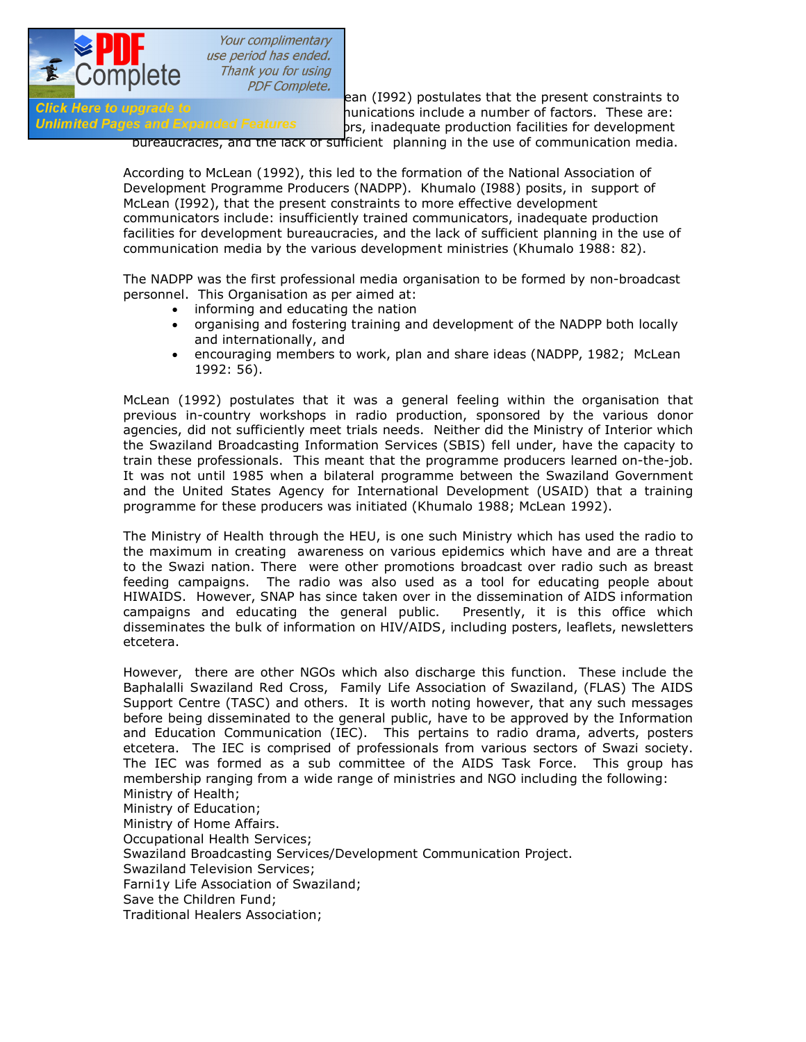ean (I992) postulates that the present constraints to
nunications include a number of factors. These are:
ors, inadequate production facilities for development
bureaucracies, and the lack of sufficient planning in the use of communication media.

According to McLean (1992), this led to the formation of the National Association of Development Programme Producers (NADPP). Khumalo (I988) posits, in support of McLean (I992), that the present constraints to more effective development communicators include: insufficiently trained communicators, inadequate production facilities for development bureaucracies, and the lack of sufficient planning in the use of communication media by the various development ministries (Khumalo 1988: 82).

The NADPP was the first professional media organisation to be formed by non-broadcast personnel. This Organisation as per aimed at:

- informing and educating the nation
- organising and fostering training and development of the NADPP both locally and internationally, and
- encouraging members to work, plan and share ideas (NADPP, 1982; McLean 1992: 56).

McLean (1992) postulates that it was a general feeling within the organisation that previous in-country workshops in radio production, sponsored by the various donor agencies, did not sufficiently meet trials needs. Neither did the Ministry of Interior which the Swaziland Broadcasting Information Services (SBIS) fell under, have the capacity to train these professionals. This meant that the programme producers learned on-the-job. It was not until 1985 when a bilateral programme between the Swaziland Government and the United States Agency for International Development (USAID) that a training programme for these producers was initiated (Khumalo 1988; McLean 1992).

The Ministry of Health through the HEU, is one such Ministry which has used the radio to the maximum in creating awareness on various epidemics which have and are a threat to the Swazi nation. There were other promotions broadcast over radio such as breast feeding campaigns. The radio was also used as a tool for educating people about HIWAIDS. However, SNAP has since taken over in the dissemination of AIDS information campaigns and educating the general public. Presently, it is this office which disseminates the bulk of information on HIV/AIDS, including posters, leaflets, newsletters etcetera.

However, there are other NGOs which also discharge this function. These include the Baphalalli Swaziland Red Cross, Family Life Association of Swaziland, (FLAS) The AIDS Support Centre (TASC) and others. It is worth noting however, that any such messages before being disseminated to the general public, have to be approved by the Information and Education Communication (IEC). This pertains to radio drama, adverts, posters etcetera. The IEC is comprised of professionals from various sectors of Swazi society. The IEC was formed as a sub committee of the AIDS Task Force. This group has membership ranging from a wide range of ministries and NGO including the following:
Ministry of Health;
Ministry of Education;
Ministry of Home Affairs.
Occupational Health Services;
Swaziland Broadcasting Services/Development Communication Project.
Swaziland Television Services;
Farni1y Life Association of Swaziland;
Save the Children Fund;
Traditional Healers Association;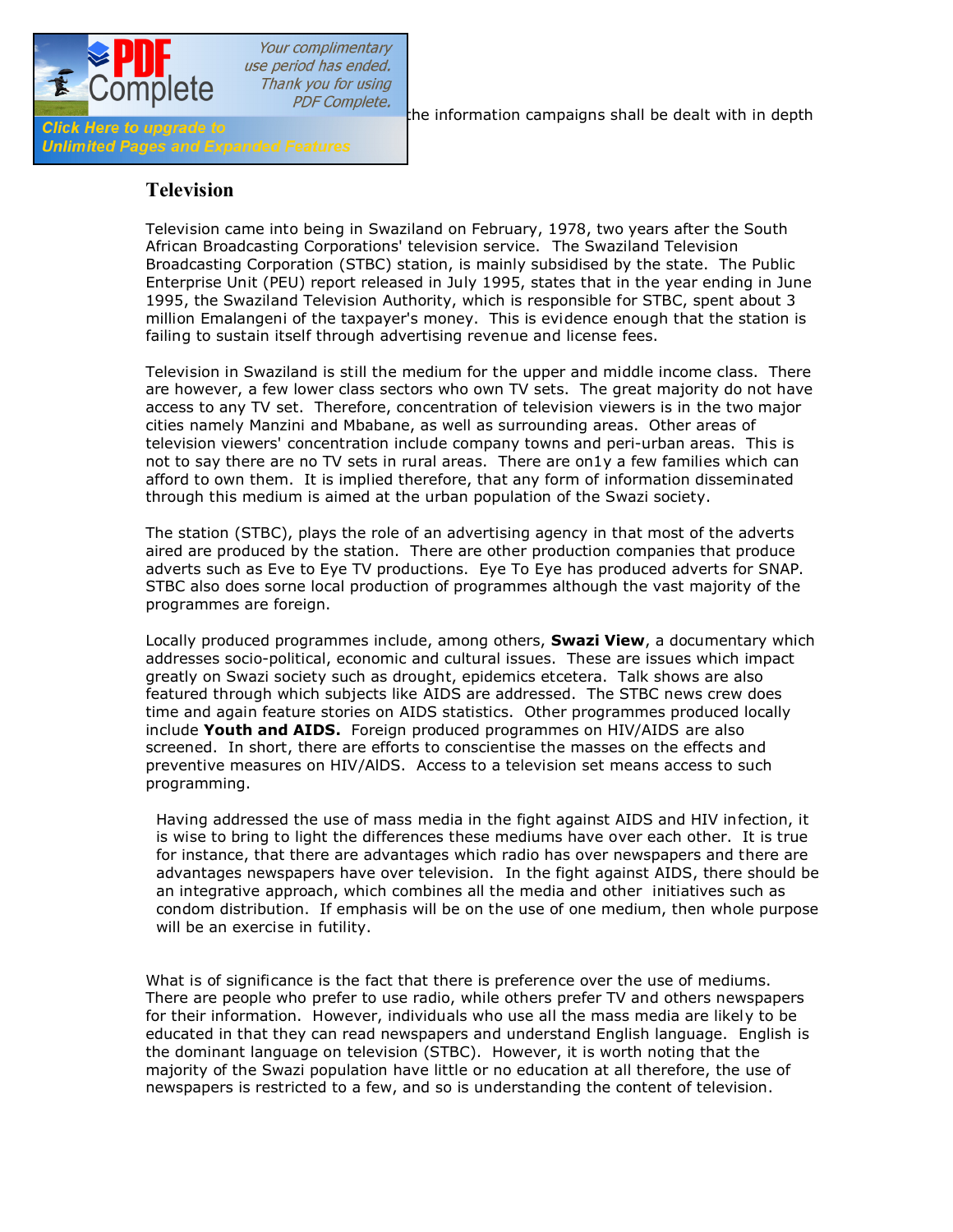the information campaigns shall be dealt with in depth

## Television

Television came into being in Swaziland on February, 1978, two years after the South African Broadcasting Corporations' television service. The Swaziland Television Broadcasting Corporation (STBC) station, is mainly subsidised by the state. The Public Enterprise Unit (PEU) report released in July 1995, states that in the year ending in June 1995, the Swaziland Television Authority, which is responsible for STBC, spent about 3 million Emalangeni of the taxpayer's money. This is evidence enough that the station is failing to sustain itself through advertising revenue and license fees.

Television in Swaziland is still the medium for the upper and middle income class. There are however, a few lower class sectors who own TV sets. The great majority do not have access to any TV set. Therefore, concentration of television viewers is in the two major cities namely Manzini and Mbabane, as well as surrounding areas. Other areas of television viewers' concentration include company towns and peri-urban areas. This is not to say there are no TV sets in rural areas. There are on1y a few families which can afford to own them. It is implied therefore, that any form of information disseminated through this medium is aimed at the urban population of the Swazi society.

The station (STBC), plays the role of an advertising agency in that most of the adverts aired are produced by the station. There are other production companies that produce adverts such as Eve to Eye TV productions. Eye To Eye has produced adverts for SNAP. STBC also does sorne local production of programmes although the vast majority of the programmes are foreign.

Locally produced programmes include, among others, **Swazi View**, a documentary which addresses socio-political, economic and cultural issues. These are issues which impact greatly on Swazi society such as drought, epidemics etcetera. Talk shows are also featured through which subjects like AIDS are addressed. The STBC news crew does time and again feature stories on AIDS statistics. Other programmes produced locally include **Youth and AIDS.** Foreign produced programmes on HIV/AIDS are also screened. In short, there are efforts to conscientise the masses on the effects and preventive measures on HIV/AIDS. Access to a television set means access to such programming.

Having addressed the use of mass media in the fight against AIDS and HIV infection, it is wise to bring to light the differences these mediums have over each other. It is true for instance, that there are advantages which radio has over newspapers and there are advantages newspapers have over television. In the fight against AIDS, there should be an integrative approach, which combines all the media and other initiatives such as condom distribution. If emphasis will be on the use of one medium, then whole purpose will be an exercise in futility.

What is of significance is the fact that there is preference over the use of mediums. There are people who prefer to use radio, while others prefer TV and others newspapers for their information. However, individuals who use all the mass media are likely to be educated in that they can read newspapers and understand English language. English is the dominant language on television (STBC). However, it is worth noting that the majority of the Swazi population have little or no education at all therefore, the use of newspapers is restricted to a few, and so is understanding the content of television.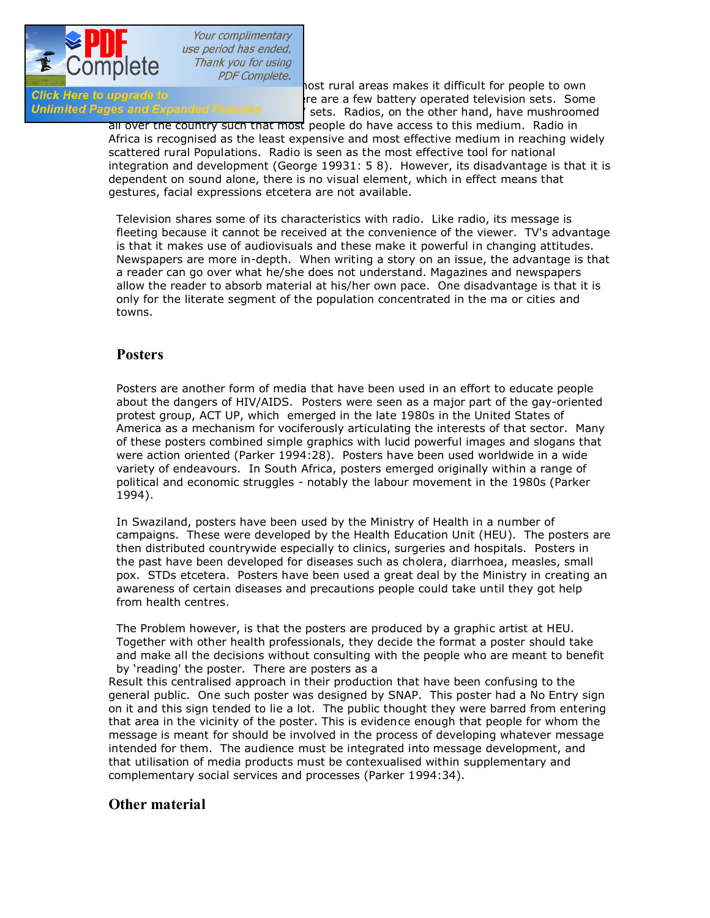ost rural areas makes it difficult for people to own re are a few battery operated television sets. Some sets. Radios, on the other hand, have mushroomed all over the country such that most people do have access to this medium. Radio in Africa is recognised as the least expensive and most effective medium in reaching widely scattered rural Populations. Radio is seen as the most effective tool for national integration and development (George 19931: 5 8). However, its disadvantage is that it is dependent on sound alone, there is no visual element, which in effect means that gestures, facial expressions etcetera are not available.

Television shares some of its characteristics with radio. Like radio, its message is fleeting because it cannot be received at the convenience of the viewer. TV's advantage is that it makes use of audiovisuals and these make it powerful in changing attitudes. Newspapers are more in-depth. When writing a story on an issue, the advantage is that a reader can go over what he/she does not understand. Magazines and newspapers allow the reader to absorb material at his/her own pace. One disadvantage is that it is only for the literate segment of the population concentrated in the ma or cities and towns.

## Posters

Posters are another form of media that have been used in an effort to educate people about the dangers of HIV/AIDS. Posters were seen as a major part of the gay-oriented protest group, ACT UP, which emerged in the late 1980s in the United States of America as a mechanism for vociferously articulating the interests of that sector. Many of these posters combined simple graphics with lucid powerful images and slogans that were action oriented (Parker 1994:28). Posters have been used worldwide in a wide variety of endeavours. In South Africa, posters emerged originally within a range of political and economic struggles - notably the labour movement in the 1980s (Parker 1994).

In Swaziland, posters have been used by the Ministry of Health in a number of campaigns. These were developed by the Health Education Unit (HEU). The posters are then distributed countrywide especially to clinics, surgeries and hospitals. Posters in the past have been developed for diseases such as cholera, diarrhoea, measles, small pox. STDs etcetera. Posters have been used a great deal by the Ministry in creating an awareness of certain diseases and precautions people could take until they got help from health centres.

The Problem however, is that the posters are produced by a graphic artist at HEU. Together with other health professionals, they decide the format a poster should take and make all the decisions without consulting with the people who are meant to benefit by 'reading' the poster. There are posters as a Result this centralised approach in their production that have been confusing to the general public. One such poster was designed by SNAP. This poster had a No Entry sign on it and this sign tended to lie a lot. The public thought they were barred from entering that area in the vicinity of the poster. This is evidence enough that people for whom the message is meant for should be involved in the process of developing whatever message intended for them. The audience must be integrated into message development, and that utilisation of media products must be contexualised within supplementary and complementary social services and processes (Parker 1994:34).

## Other material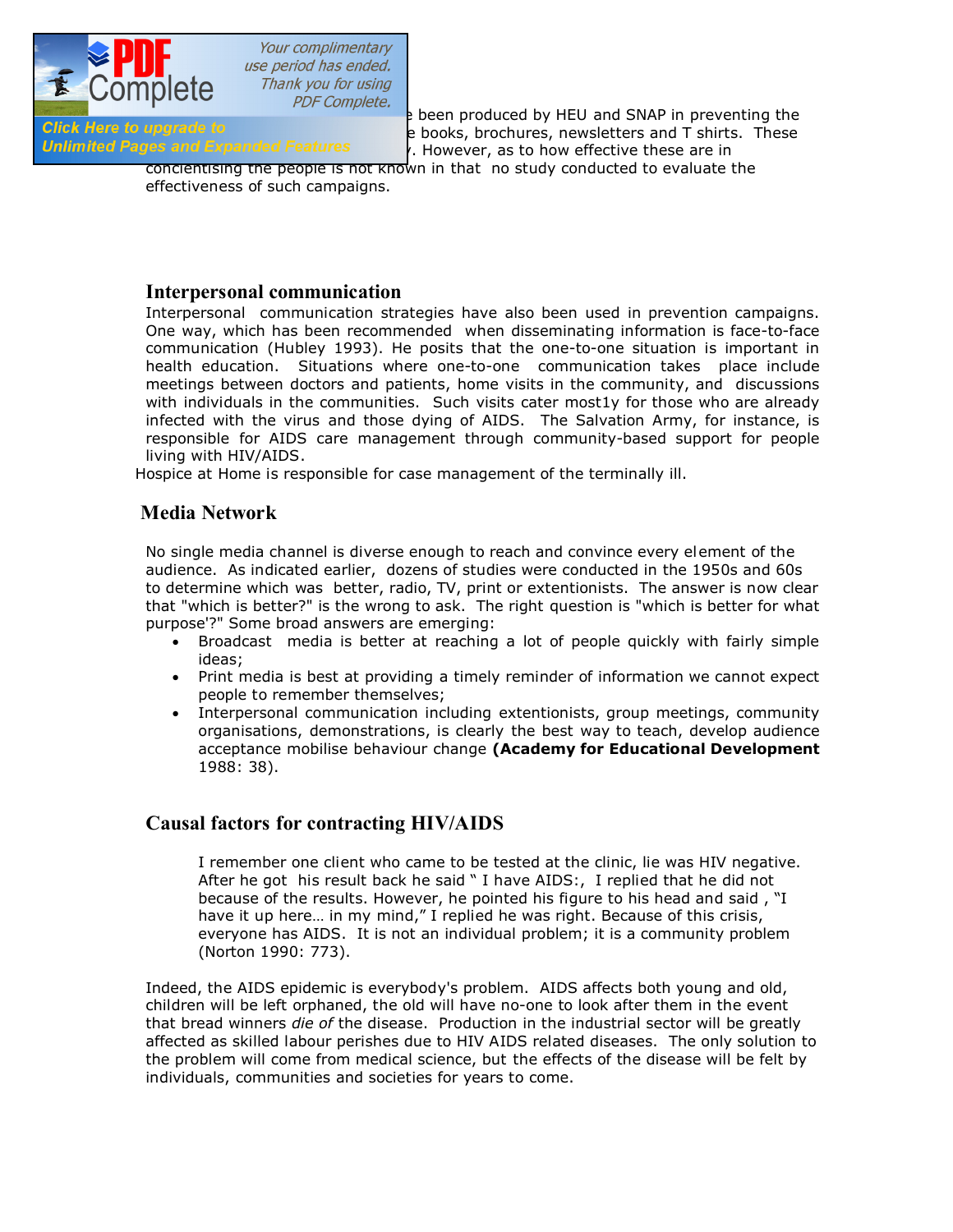been produced by HEU and SNAP in preventing the books, brochures, newsletters and T shirts. These . However, as to how effective these are in concientising the people is not known in that no study conducted to evaluate the effectiveness of such campaigns.

## Interpersonal communication

Interpersonal communication strategies have also been used in prevention campaigns. One way, which has been recommended when disseminating information is face-to-face communication (Hubley 1993). He posits that the one-to-one situation is important in health education. Situations where one-to-one communication takes place include meetings between doctors and patients, home visits in the community, and discussions with individuals in the communities. Such visits cater most1y for those who are already infected with the virus and those dying of AIDS. The Salvation Army, for instance, is responsible for AIDS care management through community-based support for people living with HIV/AIDS.

Hospice at Home is responsible for case management of the terminally ill.

## Media Network

No single media channel is diverse enough to reach and convince every element of the audience. As indicated earlier, dozens of studies were conducted in the 1950s and 60s to determine which was better, radio, TV, print or extentionists. The answer is now clear that "which is better?" is the wrong to ask. The right question is "which is better for what purpose'?" Some broad answers are emerging:

- Broadcast media is better at reaching a lot of people quickly with fairly simple ideas;
- Print media is best at providing a timely reminder of information we cannot expect people to remember themselves;
- Interpersonal communication including extentionists, group meetings, community organisations, demonstrations, is clearly the best way to teach, develop audience acceptance mobilise behaviour change **(Academy for Educational Development** 1988: 38).

## Causal factors for contracting HIV/AIDS

> I remember one client who came to be tested at the clinic, lie was HIV negative. After he got his result back he said " I have AIDS:, I replied that he did not because of the results. However, he pointed his figure to his head and said , "I have it up here… in my mind," I replied he was right. Because of this crisis, everyone has AIDS. It is not an individual problem; it is a community problem (Norton 1990: 773).

Indeed, the AIDS epidemic is everybody's problem. AIDS affects both young and old, children will be left orphaned, the old will have no-one to look after them in the event that bread winners *die of* the disease. Production in the industrial sector will be greatly affected as skilled labour perishes due to HIV AIDS related diseases. The only solution to the problem will come from medical science, but the effects of the disease will be felt by individuals, communities and societies for years to come.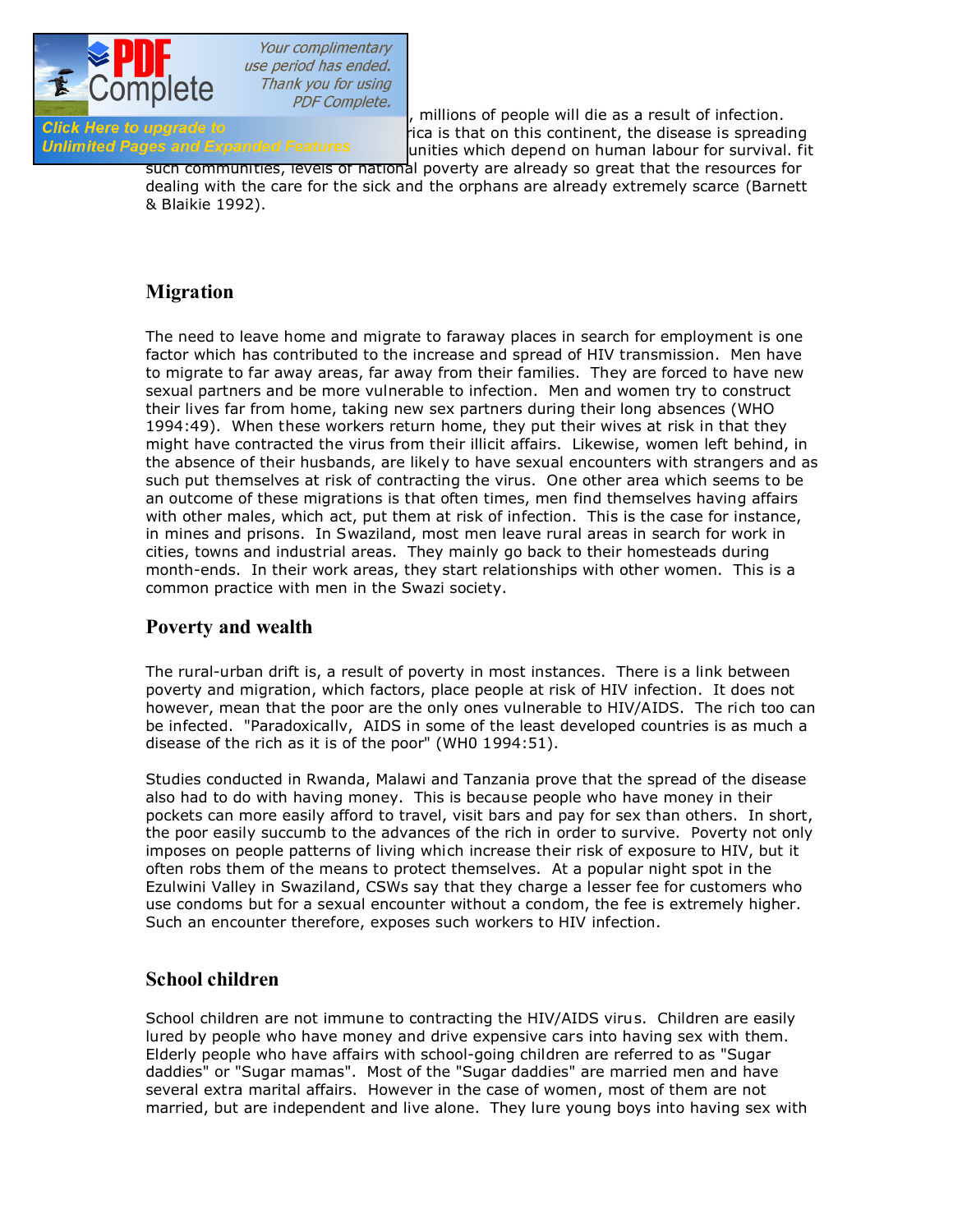, millions of people will die as a result of infection. ...rica is that on this continent, the disease is spreading ...unities which depend on human labour for survival. fit such communities, levels of national poverty are already so great that the resources for dealing with the care for the sick and the orphans are already extremely scarce (Barnett & Blaikie 1992).

## Migration

The need to leave home and migrate to faraway places in search for employment is one factor which has contributed to the increase and spread of HIV transmission. Men have to migrate to far away areas, far away from their families. They are forced to have new sexual partners and be more vulnerable to infection. Men and women try to construct their lives far from home, taking new sex partners during their long absences (WHO 1994:49). When these workers return home, they put their wives at risk in that they might have contracted the virus from their illicit affairs. Likewise, women left behind, in the absence of their husbands, are likely to have sexual encounters with strangers and as such put themselves at risk of contracting the virus. One other area which seems to be an outcome of these migrations is that often times, men find themselves having affairs with other males, which act, put them at risk of infection. This is the case for instance, in mines and prisons. In Swaziland, most men leave rural areas in search for work in cities, towns and industrial areas. They mainly go back to their homesteads during month-ends. In their work areas, they start relationships with other women. This is a common practice with men in the Swazi society.

## Poverty and wealth

The rural-urban drift is, a result of poverty in most instances. There is a link between poverty and migration, which factors, place people at risk of HIV infection. It does not however, mean that the poor are the only ones vulnerable to HIV/AIDS. The rich too can be infected. "Paradoxicallv, AIDS in some of the least developed countries is as much a disease of the rich as it is of the poor" (WH0 1994:51).

Studies conducted in Rwanda, Malawi and Tanzania prove that the spread of the disease also had to do with having money. This is because people who have money in their pockets can more easily afford to travel, visit bars and pay for sex than others. In short, the poor easily succumb to the advances of the rich in order to survive. Poverty not only imposes on people patterns of living which increase their risk of exposure to HIV, but it often robs them of the means to protect themselves. At a popular night spot in the Ezulwini Valley in Swaziland, CSWs say that they charge a lesser fee for customers who use condoms but for a sexual encounter without a condom, the fee is extremely higher. Such an encounter therefore, exposes such workers to HIV infection.

## School children

School children are not immune to contracting the HIV/AIDS virus. Children are easily lured by people who have money and drive expensive cars into having sex with them. Elderly people who have affairs with school-going children are referred to as "Sugar daddies" or "Sugar mamas". Most of the "Sugar daddies" are married men and have several extra marital affairs. However in the case of women, most of them are not married, but are independent and live alone. They lure young boys into having sex with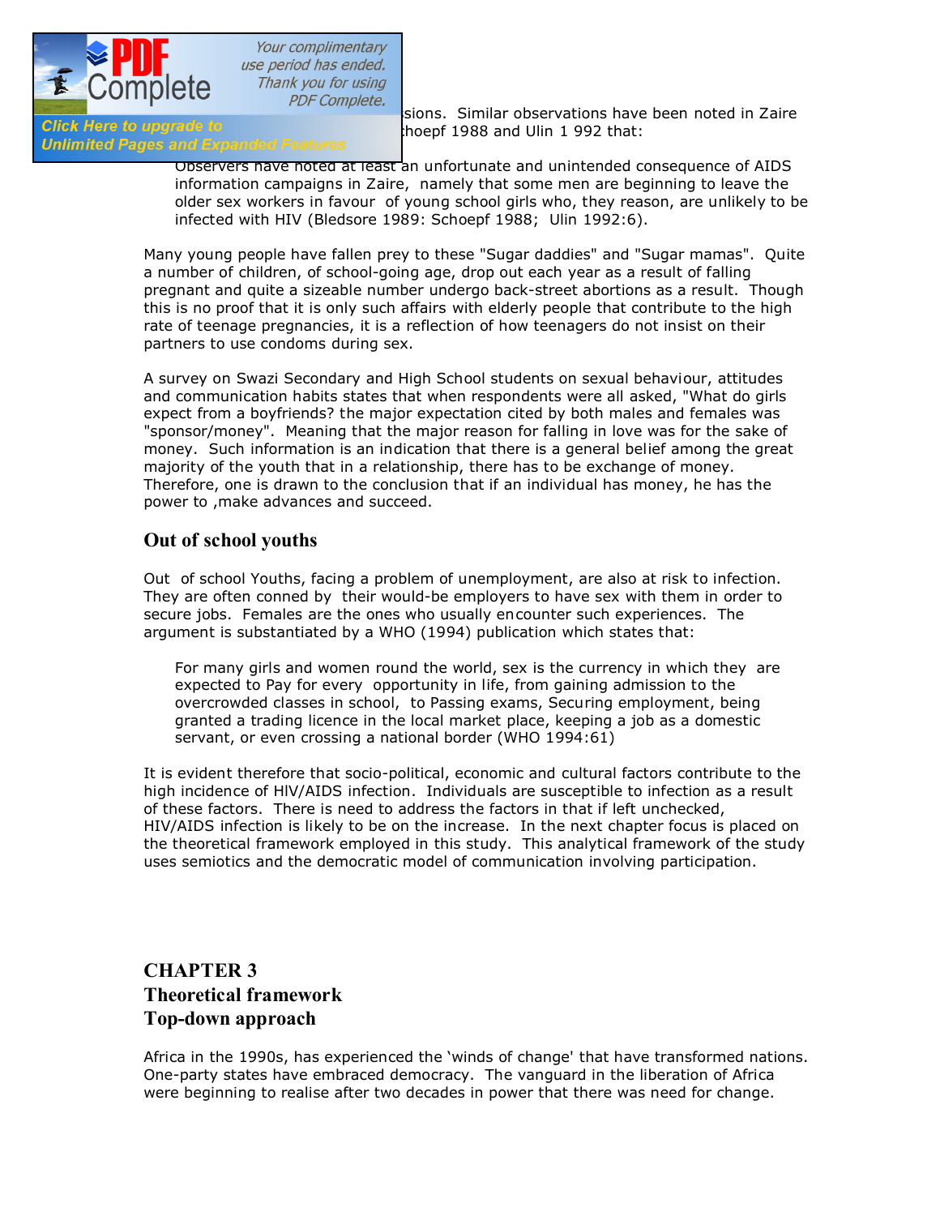...sions. Similar observations have been noted in Zaire ...hoepf 1988 and Ulin 1 992 that:

> Observers have noted at least an unfortunate and unintended consequence of AIDS information campaigns in Zaire, namely that some men are beginning to leave the older sex workers in favour of young school girls who, they reason, are unlikely to be infected with HIV (Bledsore 1989: Schoepf 1988; Ulin 1992:6).

Many young people have fallen prey to these "Sugar daddies" and "Sugar mamas". Quite a number of children, of school-going age, drop out each year as a result of falling pregnant and quite a sizeable number undergo back-street abortions as a result. Though this is no proof that it is only such affairs with elderly people that contribute to the high rate of teenage pregnancies, it is a reflection of how teenagers do not insist on their partners to use condoms during sex.

A survey on Swazi Secondary and High School students on sexual behaviour, attitudes and communication habits states that when respondents were all asked, "What do girls expect from a boyfriends? the major expectation cited by both males and females was "sponsor/money". Meaning that the major reason for falling in love was for the sake of money. Such information is an indication that there is a general belief among the great majority of the youth that in a relationship, there has to be exchange of money. Therefore, one is drawn to the conclusion that if an individual has money, he has the power to ,make advances and succeed.

## Out of school youths

Out of school Youths, facing a problem of unemployment, are also at risk to infection. They are often conned by their would-be employers to have sex with them in order to secure jobs. Females are the ones who usually encounter such experiences. The argument is substantiated by a WHO (1994) publication which states that:

> For many girls and women round the world, sex is the currency in which they are expected to Pay for every opportunity in life, from gaining admission to the overcrowded classes in school, to Passing exams, Securing employment, being granted a trading licence in the local market place, keeping a job as a domestic servant, or even crossing a national border (WHO 1994:61)

It is evident therefore that socio-political, economic and cultural factors contribute to the high incidence of HIV/AIDS infection. Individuals are susceptible to infection as a result of these factors. There is need to address the factors in that if left unchecked, HIV/AIDS infection is likely to be on the increase. In the next chapter focus is placed on the theoretical framework employed in this study. This analytical framework of the study uses semiotics and the democratic model of communication involving participation.

# CHAPTER 3
## Theoretical framework
### Top-down approach

Africa in the 1990s, has experienced the 'winds of change' that have transformed nations. One-party states have embraced democracy. The vanguard in the liberation of Africa were beginning to realise after two decades in power that there was need for change.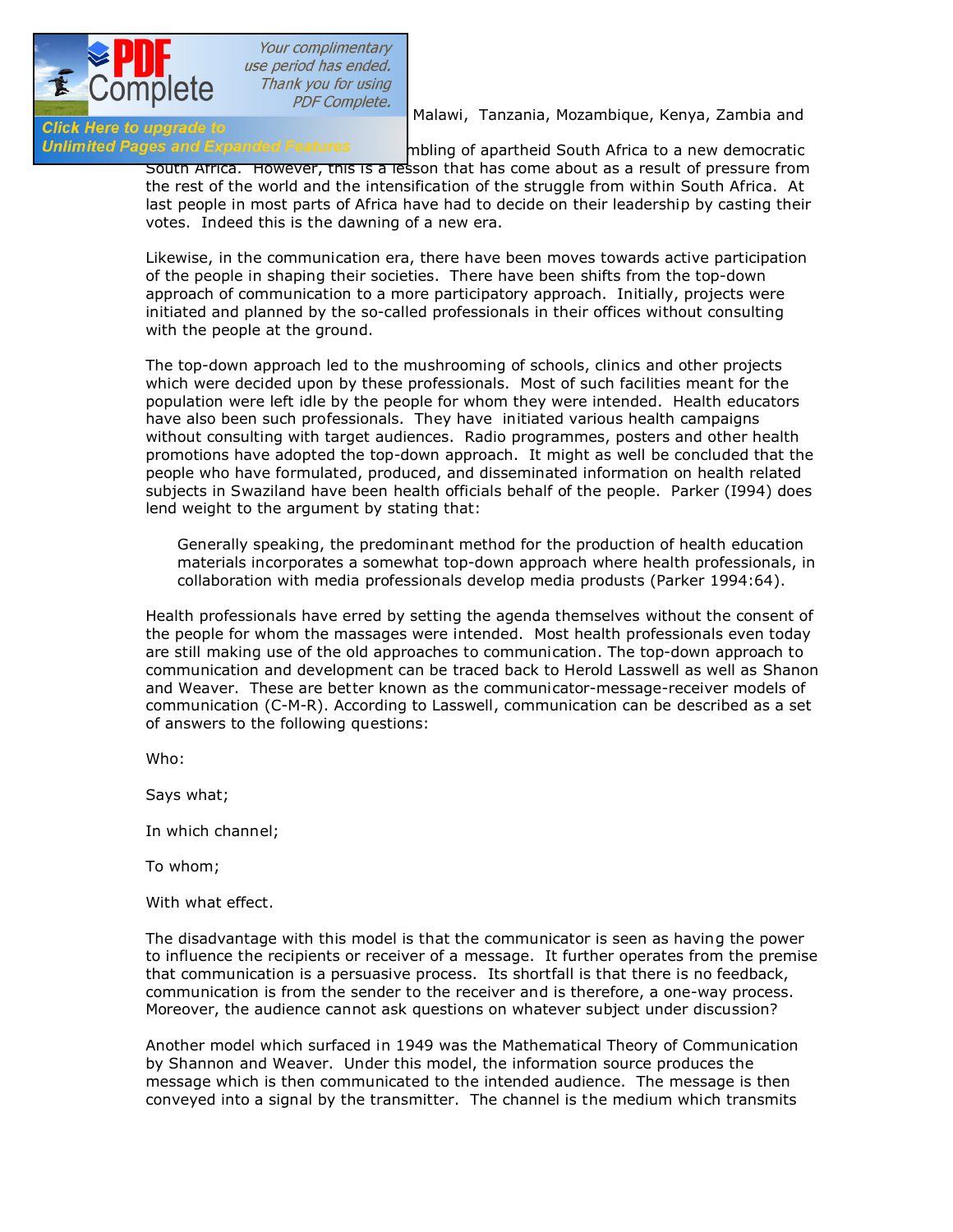Malawi, Tanzania, Mozambique, Kenya, Zambia and

mbling of apartheid South Africa to a new democratic South Africa. However, this is a lesson that has come about as a result of pressure from the rest of the world and the intensification of the struggle from within South Africa. At last people in most parts of Africa have had to decide on their leadership by casting their votes. Indeed this is the dawning of a new era.

Likewise, in the communication era, there have been moves towards active participation of the people in shaping their societies. There have been shifts from the top-down approach of communication to a more participatory approach. Initially, projects were initiated and planned by the so-called professionals in their offices without consulting with the people at the ground.

The top-down approach led to the mushrooming of schools, clinics and other projects which were decided upon by these professionals. Most of such facilities meant for the population were left idle by the people for whom they were intended. Health educators have also been such professionals. They have initiated various health campaigns without consulting with target audiences. Radio programmes, posters and other health promotions have adopted the top-down approach. It might as well be concluded that the people who have formulated, produced, and disseminated information on health related subjects in Swaziland have been health officials behalf of the people. Parker (I994) does lend weight to the argument by stating that:

> Generally speaking, the predominant method for the production of health education materials incorporates a somewhat top-down approach where health professionals, in collaboration with media professionals develop media produsts (Parker 1994:64).

Health professionals have erred by setting the agenda themselves without the consent of the people for whom the massages were intended. Most health professionals even today are still making use of the old approaches to communication. The top-down approach to communication and development can be traced back to Herold Lasswell as well as Shanon and Weaver. These are better known as the communicator-message-receiver models of communication (C-M-R). According to Lasswell, communication can be described as a set of answers to the following questions:

Who:

Says what;

In which channel;

To whom;

With what effect.

The disadvantage with this model is that the communicator is seen as having the power to influence the recipients or receiver of a message. It further operates from the premise that communication is a persuasive process. Its shortfall is that there is no feedback, communication is from the sender to the receiver and is therefore, a one-way process. Moreover, the audience cannot ask questions on whatever subject under discussion?

Another model which surfaced in 1949 was the Mathematical Theory of Communication by Shannon and Weaver. Under this model, the information source produces the message which is then communicated to the intended audience. The message is then conveyed into a signal by the transmitter. The channel is the medium which transmits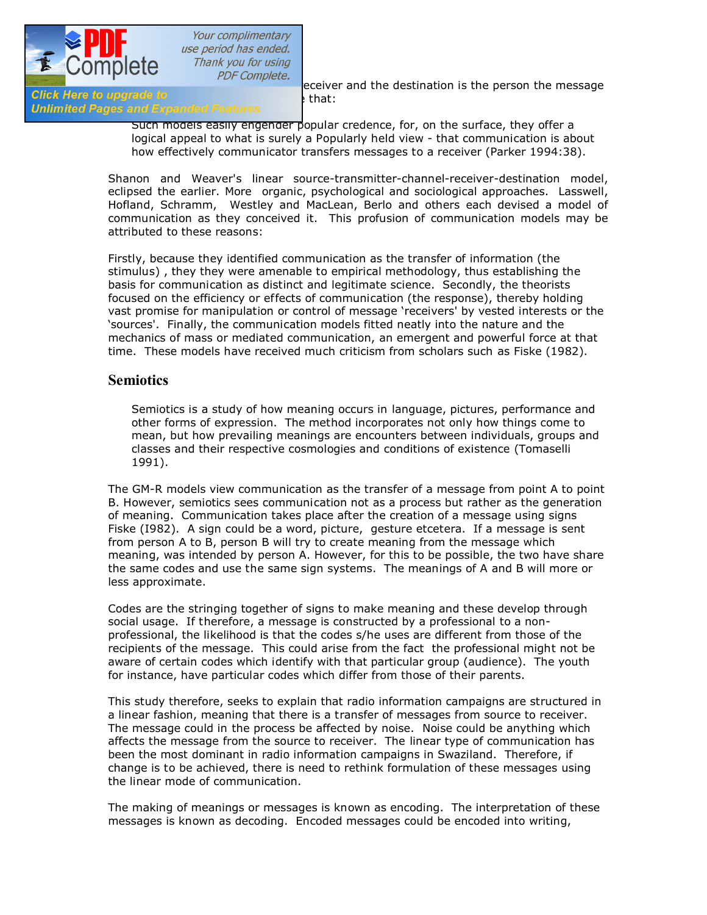eceiver and the destination is the person the message that:

> Such models easily engender popular credence, for, on the surface, they offer a logical appeal to what is surely a Popularly held view - that communication is about how effectively communicator transfers messages to a receiver (Parker 1994:38).

Shanon and Weaver's linear source-transmitter-channel-receiver-destination model, eclipsed the earlier. More organic, psychological and sociological approaches. Lasswell, Hofland, Schramm, Westley and MacLean, Berlo and others each devised a model of communication as they conceived it. This profusion of communication models may be attributed to these reasons:

Firstly, because they identified communication as the transfer of information (the stimulus) , they they were amenable to empirical methodology, thus establishing the basis for communication as distinct and legitimate science. Secondly, the theorists focused on the efficiency or effects of communication (the response), thereby holding vast promise for manipulation or control of message 'receivers' by vested interests or the 'sources'. Finally, the communication models fitted neatly into the nature and the mechanics of mass or mediated communication, an emergent and powerful force at that time. These models have received much criticism from scholars such as Fiske (1982).

## Semiotics

> Semiotics is a study of how meaning occurs in language, pictures, performance and other forms of expression. The method incorporates not only how things come to mean, but how prevailing meanings are encounters between individuals, groups and classes and their respective cosmologies and conditions of existence (Tomaselli 1991).

The GM-R models view communication as the transfer of a message from point A to point B. However, semiotics sees communication not as a process but rather as the generation of meaning. Communication takes place after the creation of a message using signs Fiske (I982). A sign could be a word, picture, gesture etcetera. If a message is sent from person A to B, person B will try to create meaning from the message which meaning, was intended by person A. However, for this to be possible, the two have share the same codes and use the same sign systems. The meanings of A and B will more or less approximate.

Codes are the stringing together of signs to make meaning and these develop through social usage. If therefore, a message is constructed by a professional to a non-professional, the likelihood is that the codes s/he uses are different from those of the recipients of the message. This could arise from the fact the professional might not be aware of certain codes which identify with that particular group (audience). The youth for instance, have particular codes which differ from those of their parents.

This study therefore, seeks to explain that radio information campaigns are structured in a linear fashion, meaning that there is a transfer of messages from source to receiver. The message could in the process be affected by noise. Noise could be anything which affects the message from the source to receiver. The linear type of communication has been the most dominant in radio information campaigns in Swaziland. Therefore, if change is to be achieved, there is need to rethink formulation of these messages using the linear mode of communication.

The making of meanings or messages is known as encoding. The interpretation of these messages is known as decoding. Encoded messages could be encoded into writing,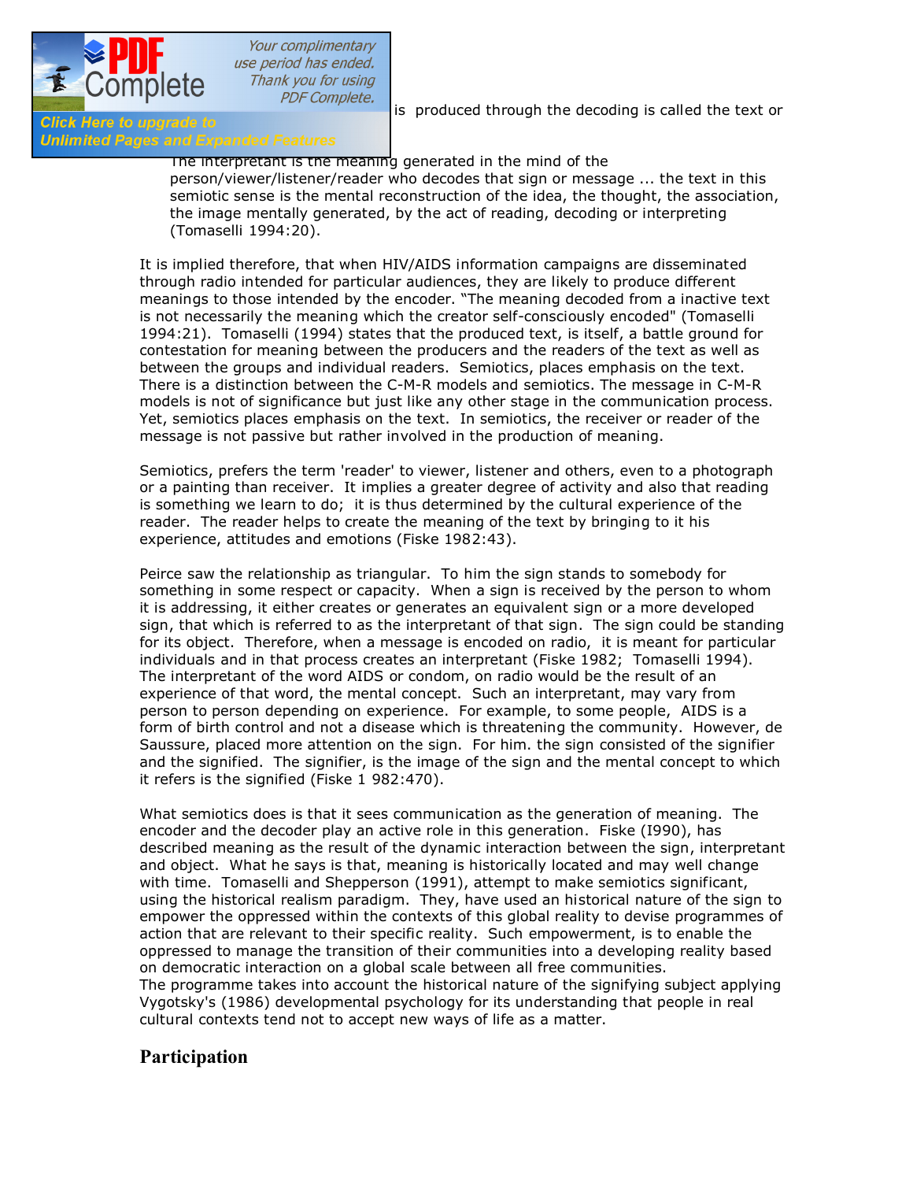is produced through the decoding is called the text or

> The interpretant is the meaning generated in the mind of the person/viewer/listener/reader who decodes that sign or message ... the text in this semiotic sense is the mental reconstruction of the idea, the thought, the association, the image mentally generated, by the act of reading, decoding or interpreting (Tomaselli 1994:20).

It is implied therefore, that when HIV/AIDS information campaigns are disseminated through radio intended for particular audiences, they are likely to produce different meanings to those intended by the encoder. "The meaning decoded from a inactive text is not necessarily the meaning which the creator self-consciously encoded" (Tomaselli 1994:21). Tomaselli (1994) states that the produced text, is itself, a battle ground for contestation for meaning between the producers and the readers of the text as well as between the groups and individual readers. Semiotics, places emphasis on the text. There is a distinction between the C-M-R models and semiotics. The message in C-M-R models is not of significance but just like any other stage in the communication process. Yet, semiotics places emphasis on the text. In semiotics, the receiver or reader of the message is not passive but rather involved in the production of meaning.

Semiotics, prefers the term 'reader' to viewer, listener and others, even to a photograph or a painting than receiver. It implies a greater degree of activity and also that reading is something we learn to do; it is thus determined by the cultural experience of the reader. The reader helps to create the meaning of the text by bringing to it his experience, attitudes and emotions (Fiske 1982:43).

Peirce saw the relationship as triangular. To him the sign stands to somebody for something in some respect or capacity. When a sign is received by the person to whom it is addressing, it either creates or generates an equivalent sign or a more developed sign, that which is referred to as the interpretant of that sign. The sign could be standing for its object. Therefore, when a message is encoded on radio, it is meant for particular individuals and in that process creates an interpretant (Fiske 1982; Tomaselli 1994). The interpretant of the word AIDS or condom, on radio would be the result of an experience of that word, the mental concept. Such an interpretant, may vary from person to person depending on experience. For example, to some people, AIDS is a form of birth control and not a disease which is threatening the community. However, de Saussure, placed more attention on the sign. For him. the sign consisted of the signifier and the signified. The signifier, is the image of the sign and the mental concept to which it refers is the signified (Fiske 1 982:470).

What semiotics does is that it sees communication as the generation of meaning. The encoder and the decoder play an active role in this generation. Fiske (I990), has described meaning as the result of the dynamic interaction between the sign, interpretant and object. What he says is that, meaning is historically located and may well change with time. Tomaselli and Shepperson (1991), attempt to make semiotics significant, using the historical realism paradigm. They, have used an historical nature of the sign to empower the oppressed within the contexts of this global reality to devise programmes of action that are relevant to their specific reality. Such empowerment, is to enable the oppressed to manage the transition of their communities into a developing reality based on democratic interaction on a global scale between all free communities.
The programme takes into account the historical nature of the signifying subject applying Vygotsky's (1986) developmental psychology for its understanding that people in real cultural contexts tend not to accept new ways of life as a matter.

## Participation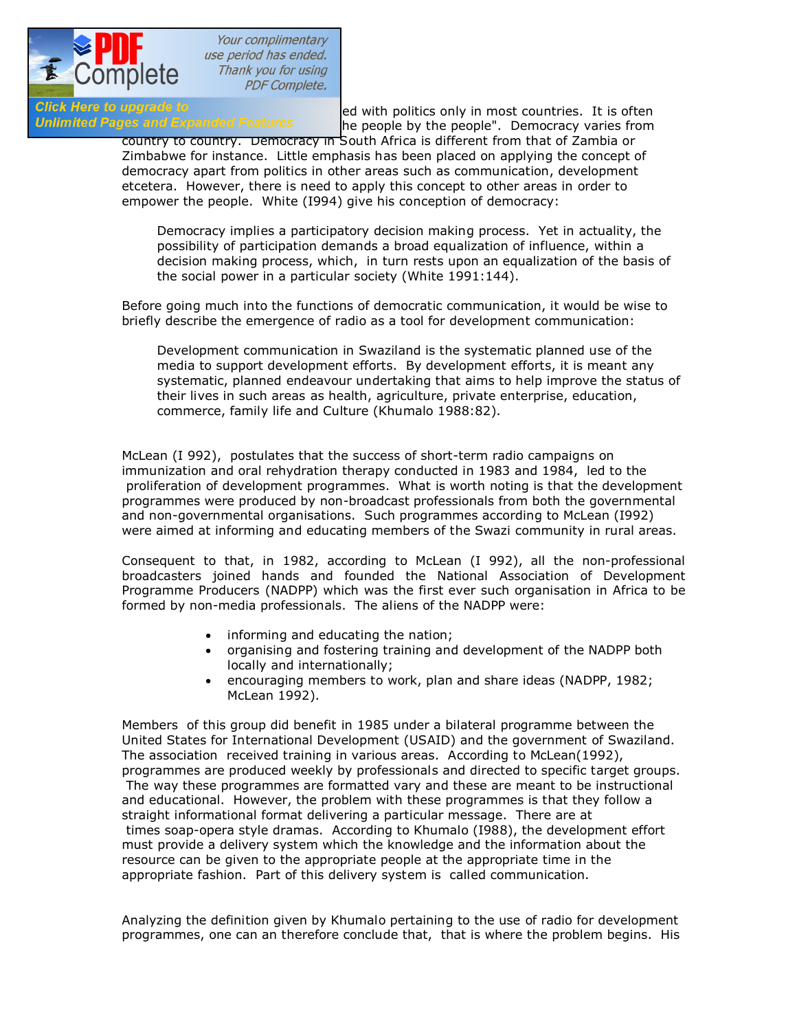ed with politics only in most countries. It is often he people by the people". Democracy varies from country to country. Democracy in South Africa is different from that of Zambia or Zimbabwe for instance. Little emphasis has been placed on applying the concept of democracy apart from politics in other areas such as communication, development etcetera. However, there is need to apply this concept to other areas in order to empower the people. White (I994) give his conception of democracy:

> Democracy implies a participatory decision making process. Yet in actuality, the possibility of participation demands a broad equalization of influence, within a decision making process, which, in turn rests upon an equalization of the basis of the social power in a particular society (White 1991:144).

Before going much into the functions of democratic communication, it would be wise to briefly describe the emergence of radio as a tool for development communication:

> Development communication in Swaziland is the systematic planned use of the media to support development efforts. By development efforts, it is meant any systematic, planned endeavour undertaking that aims to help improve the status of their lives in such areas as health, agriculture, private enterprise, education, commerce, family life and Culture (Khumalo 1988:82).

McLean (I 992), postulates that the success of short-term radio campaigns on immunization and oral rehydration therapy conducted in 1983 and 1984, led to the proliferation of development programmes. What is worth noting is that the development programmes were produced by non-broadcast professionals from both the governmental and non-governmental organisations. Such programmes according to McLean (I992) were aimed at informing and educating members of the Swazi community in rural areas.

Consequent to that, in 1982, according to McLean (I 992), all the non-professional broadcasters joined hands and founded the National Association of Development Programme Producers (NADPP) which was the first ever such organisation in Africa to be formed by non-media professionals. The aliens of the NADPP were:

- informing and educating the nation;
- organising and fostering training and development of the NADPP both locally and internationally;
- encouraging members to work, plan and share ideas (NADPP, 1982; McLean 1992).

Members of this group did benefit in 1985 under a bilateral programme between the United States for International Development (USAID) and the government of Swaziland. The association received training in various areas. According to McLean(1992), programmes are produced weekly by professionals and directed to specific target groups. The way these programmes are formatted vary and these are meant to be instructional and educational. However, the problem with these programmes is that they follow a straight informational format delivering a particular message. There are at times soap-opera style dramas. According to Khumalo (I988), the development effort must provide a delivery system which the knowledge and the information about the resource can be given to the appropriate people at the appropriate time in the appropriate fashion. Part of this delivery system is called communication.

Analyzing the definition given by Khumalo pertaining to the use of radio for development programmes, one can an therefore conclude that, that is where the problem begins. His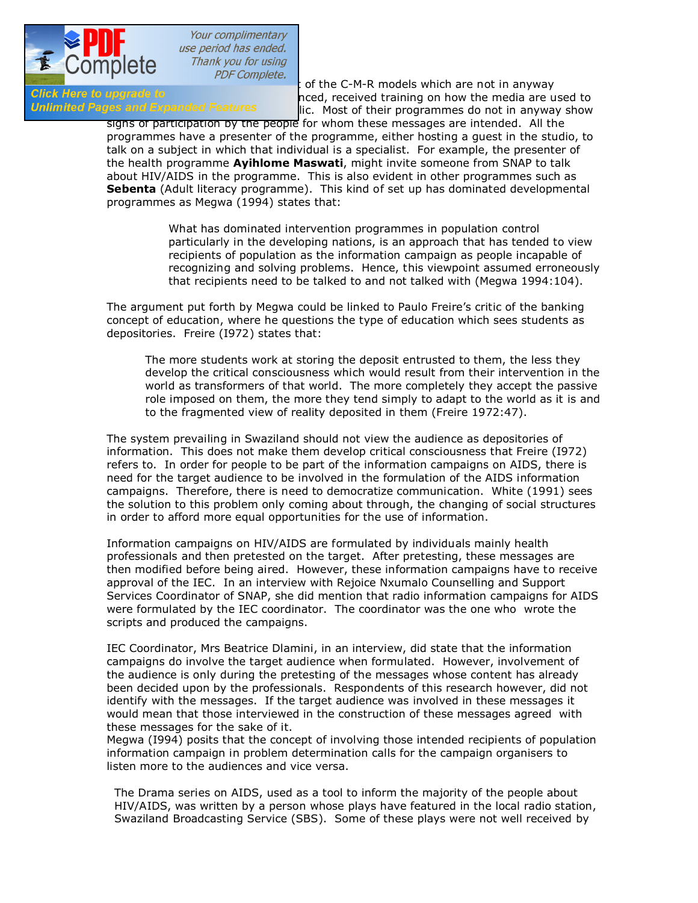of the C-M-R models which are not in anyway nced, received training on how the media are used to lic. Most of their programmes do not in anyway show signs of participation by the people for whom these messages are intended. All the programmes have a presenter of the programme, either hosting a guest in the studio, to talk on a subject in which that individual is a specialist. For example, the presenter of the health programme **Ayihlome Maswati**, might invite someone from SNAP to talk about HIV/AIDS in the programme. This is also evident in other programmes such as **Sebenta** (Adult literacy programme). This kind of set up has dominated developmental programmes as Megwa (1994) states that:

> What has dominated intervention programmes in population control particularly in the developing nations, is an approach that has tended to view recipients of population as the information campaign as people incapable of recognizing and solving problems. Hence, this viewpoint assumed erroneously that recipients need to be talked to and not talked with (Megwa 1994:104).

The argument put forth by Megwa could be linked to Paulo Freire's critic of the banking concept of education, where he questions the type of education which sees students as depositories. Freire (I972) states that:

> The more students work at storing the deposit entrusted to them, the less they develop the critical consciousness which would result from their intervention in the world as transformers of that world. The more completely they accept the passive role imposed on them, the more they tend simply to adapt to the world as it is and to the fragmented view of reality deposited in them (Freire 1972:47).

The system prevailing in Swaziland should not view the audience as depositories of information. This does not make them develop critical consciousness that Freire (I972) refers to. In order for people to be part of the information campaigns on AIDS, there is need for the target audience to be involved in the formulation of the AIDS information campaigns. Therefore, there is need to democratize communication. White (1991) sees the solution to this problem only coming about through, the changing of social structures in order to afford more equal opportunities for the use of information.

Information campaigns on HIV/AIDS are formulated by individuals mainly health professionals and then pretested on the target. After pretesting, these messages are then modified before being aired. However, these information campaigns have to receive approval of the IEC. In an interview with Rejoice Nxumalo Counselling and Support Services Coordinator of SNAP, she did mention that radio information campaigns for AIDS were formulated by the IEC coordinator. The coordinator was the one who wrote the scripts and produced the campaigns.

IEC Coordinator, Mrs Beatrice Dlamini, in an interview, did state that the information campaigns do involve the target audience when formulated. However, involvement of the audience is only during the pretesting of the messages whose content has already been decided upon by the professionals. Respondents of this research however, did not identify with the messages. If the target audience was involved in these messages it would mean that those interviewed in the construction of these messages agreed with these messages for the sake of it.
Megwa (I994) posits that the concept of involving those intended recipients of population information campaign in problem determination calls for the campaign organisers to listen more to the audiences and vice versa.

The Drama series on AIDS, used as a tool to inform the majority of the people about HIV/AIDS, was written by a person whose plays have featured in the local radio station, Swaziland Broadcasting Service (SBS). Some of these plays were not well received by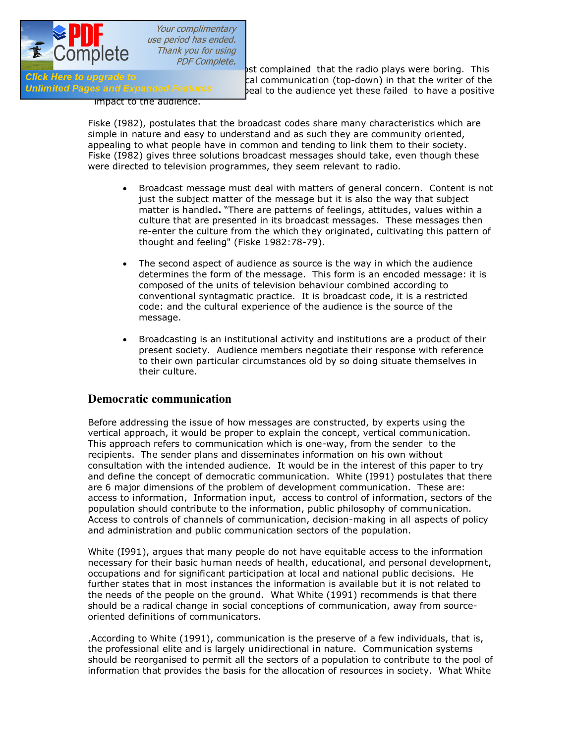...ost complained that the radio plays were boring. This ...cal communication (top-down) in that the writer of the ...peal to the audience yet these failed to have a positive impact to the audience.

Fiske (I982), postulates that the broadcast codes share many characteristics which are simple in nature and easy to understand and as such they are community oriented, appealing to what people have in common and tending to link them to their society. Fiske (I982) gives three solutions broadcast messages should take, even though these were directed to television programmes, they seem relevant to radio.

- Broadcast message must deal with matters of general concern. Content is not just the subject matter of the message but it is also the way that subject matter is handled**.** "There are patterns of feelings, attitudes, values within a culture that are presented in its broadcast messages. These messages then re-enter the culture from the which they originated, cultivating this pattern of thought and feeling" (Fiske 1982:78-79).

- The second aspect of audience as source is the way in which the audience determines the form of the message. This form is an encoded message: it is composed of the units of television behaviour combined according to conventional syntagmatic practice. It is broadcast code, it is a restricted code: and the cultural experience of the audience is the source of the message.

- Broadcasting is an institutional activity and institutions are a product of their present society. Audience members negotiate their response with reference to their own particular circumstances old by so doing situate themselves in their culture.

## Democratic communication

Before addressing the issue of how messages are constructed, by experts using the vertical approach, it would be proper to explain the concept, vertical communication. This approach refers to communication which is one-way, from the sender to the recipients. The sender plans and disseminates information on his own without consultation with the intended audience. It would be in the interest of this paper to try and define the concept of democratic communication. White (I991) postulates that there are 6 major dimensions of the problem of development communication. These are: access to information, Information input, access to control of information, sectors of the population should contribute to the information, public philosophy of communication. Access to controls of channels of communication, decision-making in all aspects of policy and administration and public communication sectors of the population.

White (I991), argues that many people do not have equitable access to the information necessary for their basic human needs of health, educational, and personal development, occupations and for significant participation at local and national public decisions. He further states that in most instances the information is available but it is not related to the needs of the people on the ground. What White (1991) recommends is that there should be a radical change in social conceptions of communication, away from source-oriented definitions of communicators.

.According to White (1991), communication is the preserve of a few individuals, that is, the professional elite and is largely unidirectional in nature. Communication systems should be reorganised to permit all the sectors of a population to contribute to the pool of information that provides the basis for the allocation of resources in society. What White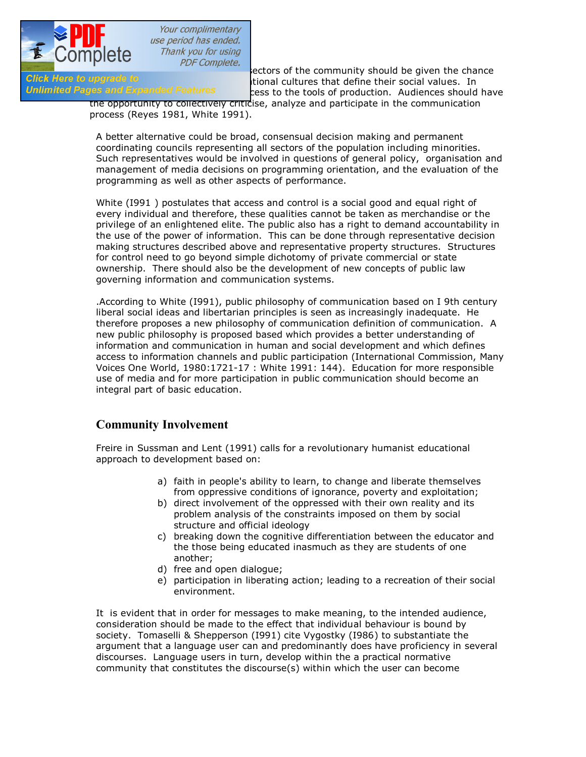sectors of the community should be given the chance ...tional cultures that define their social values. In ...cess to the tools of production. Audiences should have the opportunity to collectively criticise, analyze and participate in the communication process (Reyes 1981, White 1991).

A better alternative could be broad, consensual decision making and permanent coordinating councils representing all sectors of the population including minorities. Such representatives would be involved in questions of general policy, organisation and management of media decisions on programming orientation, and the evaluation of the programming as well as other aspects of performance.

White (I991 ) postulates that access and control is a social good and equal right of every individual and therefore, these qualities cannot be taken as merchandise or the privilege of an enlightened elite. The public also has a right to demand accountability in the use of the power of information. This can be done through representative decision making structures described above and representative property structures. Structures for control need to go beyond simple dichotomy of private commercial or state ownership. There should also be the development of new concepts of public law governing information and communication systems.

.According to White (I991), public philosophy of communication based on I 9th century liberal social ideas and libertarian principles is seen as increasingly inadequate. He therefore proposes a new philosophy of communication definition of communication. A new public philosophy is proposed based which provides a better understanding of information and communication in human and social development and which defines access to information channels and public participation (International Commission, Many Voices One World, 1980:1721-17 : White 1991: 144). Education for more responsible use of media and for more participation in public communication should become an integral part of basic education.

## Community Involvement

Freire in Sussman and Lent (1991) calls for a revolutionary humanist educational approach to development based on:

a) faith in people's ability to learn, to change and liberate themselves from oppressive conditions of ignorance, poverty and exploitation;
b) direct involvement of the oppressed with their own reality and its problem analysis of the constraints imposed on them by social structure and official ideology
c) breaking down the cognitive differentiation between the educator and the those being educated inasmuch as they are students of one another;
d) free and open dialogue;
e) participation in liberating action; leading to a recreation of their social environment.

It is evident that in order for messages to make meaning, to the intended audience, consideration should be made to the effect that individual behaviour is bound by society. Tomaselli & Shepperson (I991) cite Vygostky (I986) to substantiate the argument that a language user can and predominantly does have proficiency in several discourses. Language users in turn, develop within the a practical normative community that constitutes the discourse(s) within which the user can become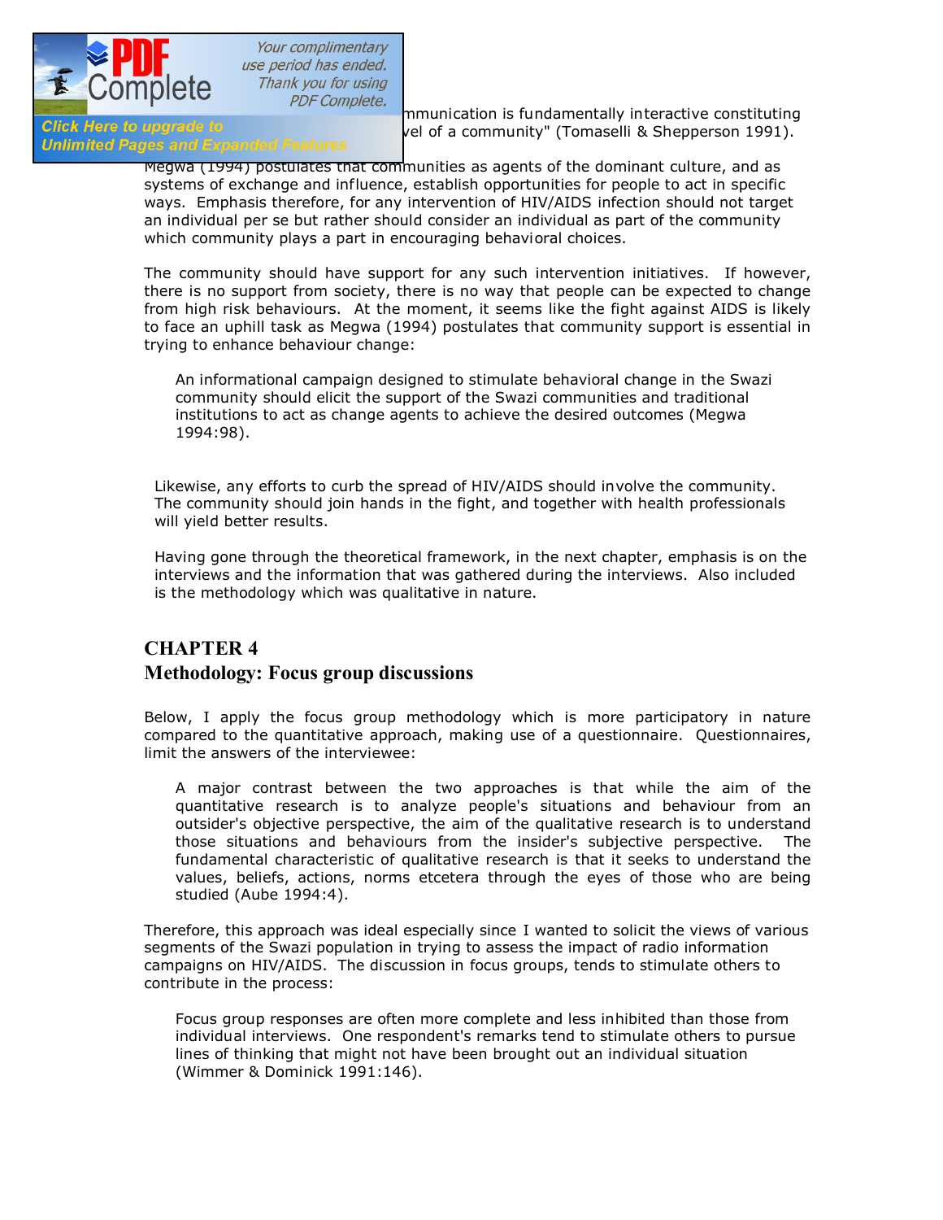mmunication is fundamentally interactive constituting vel of a community" (Tomaselli & Shepperson 1991). Megwa (1994) postulates that communities as agents of the dominant culture, and as systems of exchange and influence, establish opportunities for people to act in specific ways. Emphasis therefore, for any intervention of HIV/AIDS infection should not target an individual per se but rather should consider an individual as part of the community which community plays a part in encouraging behavioral choices.

The community should have support for any such intervention initiatives. If however, there is no support from society, there is no way that people can be expected to change from high risk behaviours. At the moment, it seems like the fight against AIDS is likely to face an uphill task as Megwa (1994) postulates that community support is essential in trying to enhance behaviour change:

> An informational campaign designed to stimulate behavioral change in the Swazi community should elicit the support of the Swazi communities and traditional institutions to act as change agents to achieve the desired outcomes (Megwa 1994:98).

Likewise, any efforts to curb the spread of HIV/AIDS should involve the community. The community should join hands in the fight, and together with health professionals will yield better results.

Having gone through the theoretical framework, in the next chapter, emphasis is on the interviews and the information that was gathered during the interviews. Also included is the methodology which was qualitative in nature.

## CHAPTER 4

## Methodology: Focus group discussions

Below, I apply the focus group methodology which is more participatory in nature compared to the quantitative approach, making use of a questionnaire. Questionnaires, limit the answers of the interviewee:

> A major contrast between the two approaches is that while the aim of the quantitative research is to analyze people's situations and behaviour from an outsider's objective perspective, the aim of the qualitative research is to understand those situations and behaviours from the insider's subjective perspective. The fundamental characteristic of qualitative research is that it seeks to understand the values, beliefs, actions, norms etcetera through the eyes of those who are being studied (Aube 1994:4).

Therefore, this approach was ideal especially since I wanted to solicit the views of various segments of the Swazi population in trying to assess the impact of radio information campaigns on HIV/AIDS. The discussion in focus groups, tends to stimulate others to contribute in the process:

> Focus group responses are often more complete and less inhibited than those from individual interviews. One respondent's remarks tend to stimulate others to pursue lines of thinking that might not have been brought out an individual situation (Wimmer & Dominick 1991:146).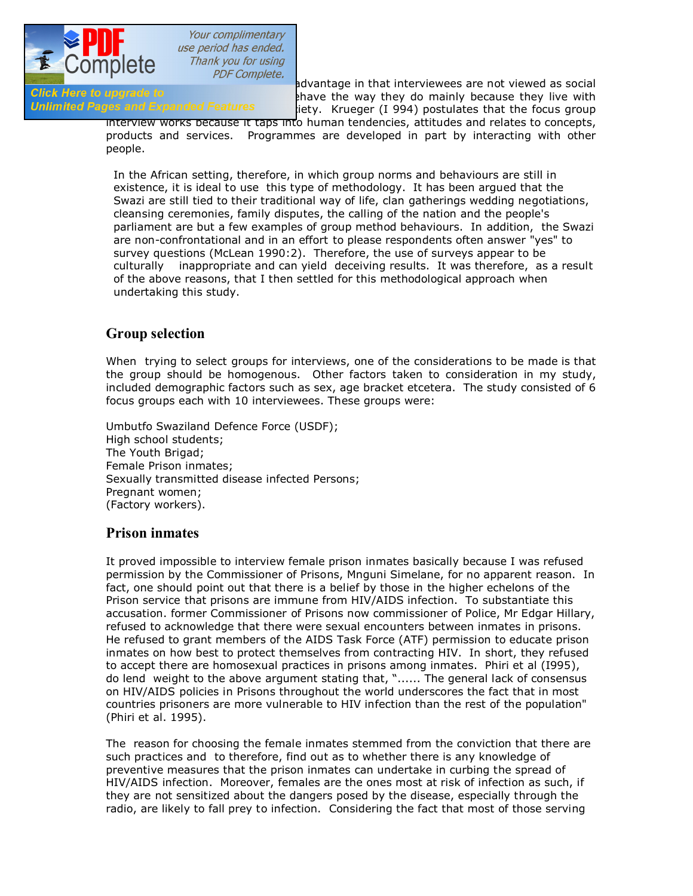advantage in that interviewees are not viewed as social ... behave the way they do mainly because they live with ... society. Krueger (I 994) postulates that the focus group interview works because it taps into human tendencies, attitudes and relates to concepts, products and services. Programmes are developed in part by interacting with other people.

In the African setting, therefore, in which group norms and behaviours are still in existence, it is ideal to use this type of methodology. It has been argued that the Swazi are still tied to their traditional way of life, clan gatherings wedding negotiations, cleansing ceremonies, family disputes, the calling of the nation and the people's parliament are but a few examples of group method behaviours. In addition, the Swazi are non-confrontational and in an effort to please respondents often answer "yes" to survey questions (McLean 1990:2). Therefore, the use of surveys appear to be culturally inappropriate and can yield deceiving results. It was therefore, as a result of the above reasons, that I then settled for this methodological approach when undertaking this study.

## Group selection

When trying to select groups for interviews, one of the considerations to be made is that the group should be homogenous. Other factors taken to consideration in my study, included demographic factors such as sex, age bracket etcetera. The study consisted of 6 focus groups each with 10 interviewees. These groups were:

Umbutfo Swaziland Defence Force (USDF);
High school students;
The Youth Brigad;
Female Prison inmates;
Sexually transmitted disease infected Persons;
Pregnant women;
(Factory workers).

## Prison inmates

It proved impossible to interview female prison inmates basically because I was refused permission by the Commissioner of Prisons, Mnguni Simelane, for no apparent reason. In fact, one should point out that there is a belief by those in the higher echelons of the Prison service that prisons are immune from HIV/AIDS infection. To substantiate this accusation. former Commissioner of Prisons now commissioner of Police, Mr Edgar Hillary, refused to acknowledge that there were sexual encounters between inmates in prisons. He refused to grant members of the AIDS Task Force (ATF) permission to educate prison inmates on how best to protect themselves from contracting HIV. In short, they refused to accept there are homosexual practices in prisons among inmates. Phiri et al (I995), do lend weight to the above argument stating that, "...... The general lack of consensus on HIV/AIDS policies in Prisons throughout the world underscores the fact that in most countries prisoners are more vulnerable to HIV infection than the rest of the population" (Phiri et al. 1995).

The reason for choosing the female inmates stemmed from the conviction that there are such practices and to therefore, find out as to whether there is any knowledge of preventive measures that the prison inmates can undertake in curbing the spread of HIV/AIDS infection. Moreover, females are the ones most at risk of infection as such, if they are not sensitized about the dangers posed by the disease, especially through the radio, are likely to fall prey to infection. Considering the fact that most of those serving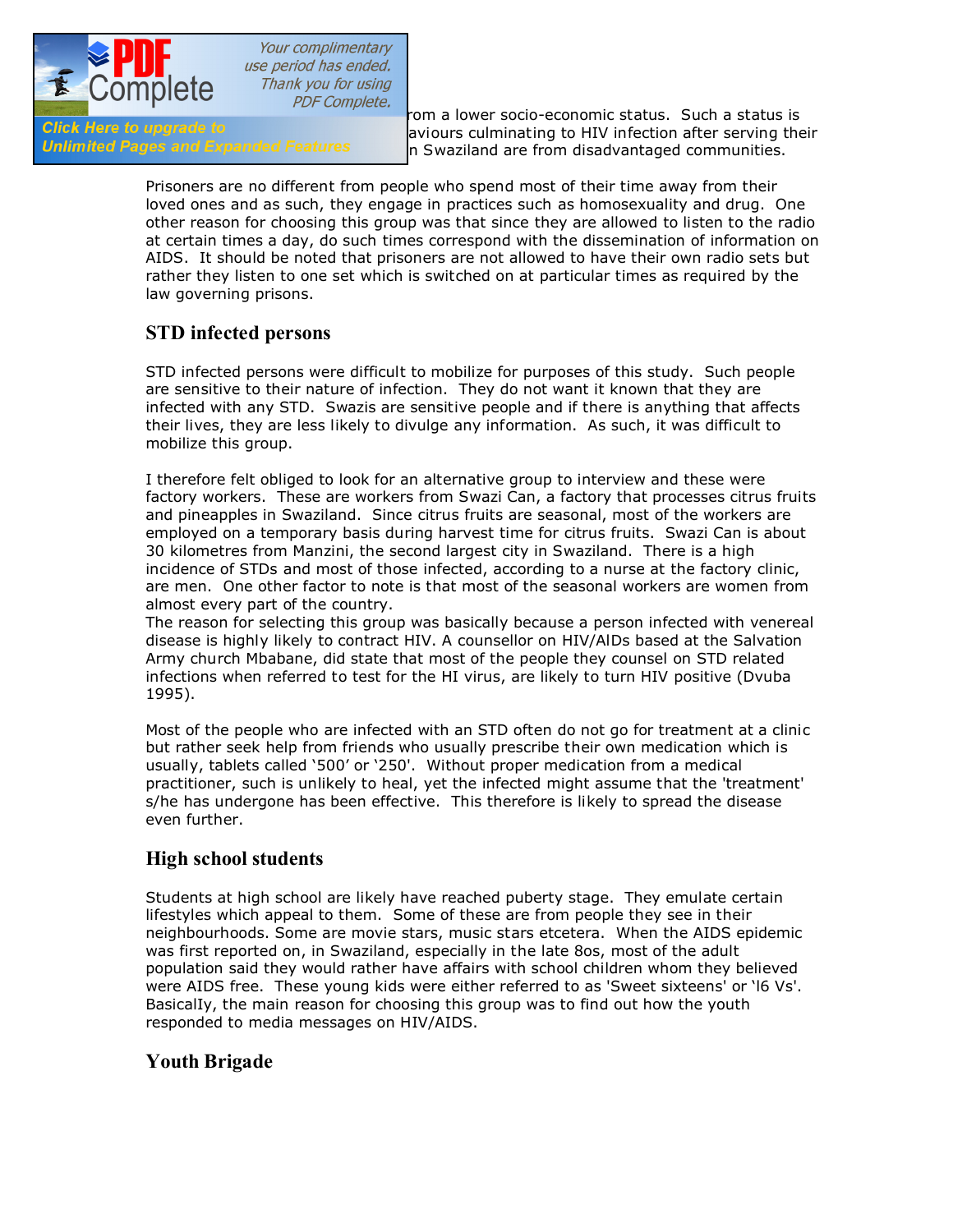rom a lower socio-economic status. Such a status is aviours culminating to HIV infection after serving their n Swaziland are from disadvantaged communities.

Prisoners are no different from people who spend most of their time away from their loved ones and as such, they engage in practices such as homosexuality and drug. One other reason for choosing this group was that since they are allowed to listen to the radio at certain times a day, do such times correspond with the dissemination of information on AIDS. It should be noted that prisoners are not allowed to have their own radio sets but rather they listen to one set which is switched on at particular times as required by the law governing prisons.

## STD infected persons

STD infected persons were difficult to mobilize for purposes of this study. Such people are sensitive to their nature of infection. They do not want it known that they are infected with any STD. Swazis are sensitive people and if there is anything that affects their lives, they are less likely to divulge any information. As such, it was difficult to mobilize this group.

I therefore felt obliged to look for an alternative group to interview and these were factory workers. These are workers from Swazi Can, a factory that processes citrus fruits and pineapples in Swaziland. Since citrus fruits are seasonal, most of the workers are employed on a temporary basis during harvest time for citrus fruits. Swazi Can is about 30 kilometres from Manzini, the second largest city in Swaziland. There is a high incidence of STDs and most of those infected, according to a nurse at the factory clinic, are men. One other factor to note is that most of the seasonal workers are women from almost every part of the country.
The reason for selecting this group was basically because a person infected with venereal disease is highly likely to contract HIV. A counsellor on HIV/AIDs based at the Salvation Army church Mbabane, did state that most of the people they counsel on STD related infections when referred to test for the HI virus, are likely to turn HIV positive (Dvuba 1995).

Most of the people who are infected with an STD often do not go for treatment at a clinic but rather seek help from friends who usually prescribe their own medication which is usually, tablets called '500' or '250'. Without proper medication from a medical practitioner, such is unlikely to heal, yet the infected might assume that the 'treatment' s/he has undergone has been effective. This therefore is likely to spread the disease even further.

## High school students

Students at high school are likely have reached puberty stage. They emulate certain lifestyles which appeal to them. Some of these are from people they see in their neighbourhoods. Some are movie stars, music stars etcetera. When the AIDS epidemic was first reported on, in Swaziland, especially in the late 8os, most of the adult population said they would rather have affairs with school children whom they believed were AIDS free. These young kids were either referred to as 'Sweet sixteens' or '16 Vs'. Basically, the main reason for choosing this group was to find out how the youth responded to media messages on HIV/AIDS.

## Youth Brigade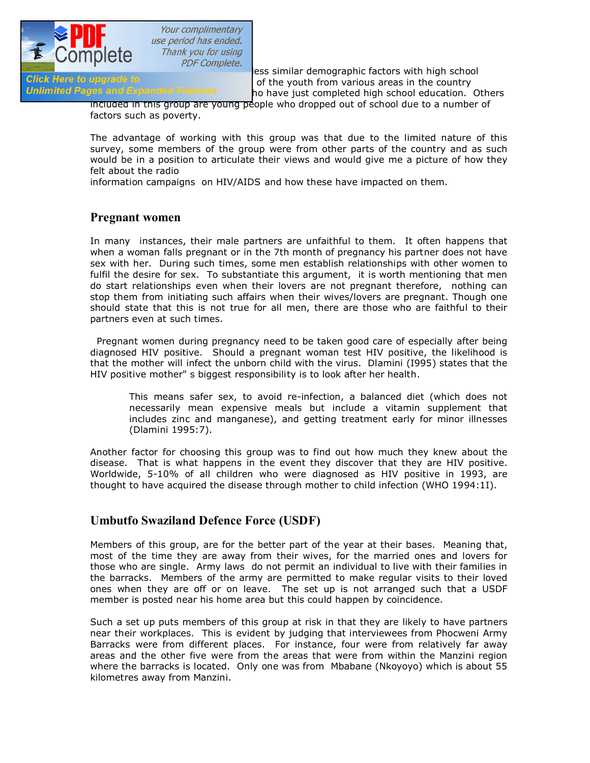less similar demographic factors with high school of the youth from various areas in the country ho have just completed high school education. Others included in this group are young people who dropped out of school due to a number of factors such as poverty.

The advantage of working with this group was that due to the limited nature of this survey, some members of the group were from other parts of the country and as such would be in a position to articulate their views and would give me a picture of how they felt about the radio information campaigns on HIV/AIDS and how these have impacted on them.

## Pregnant women

In many instances, their male partners are unfaithful to them. It often happens that when a woman falls pregnant or in the 7th month of pregnancy his partner does not have sex with her. During such times, some men establish relationships with other women to fulfil the desire for sex. To substantiate this argument, it is worth mentioning that men do start relationships even when their lovers are not pregnant therefore, nothing can stop them from initiating such affairs when their wives/lovers are pregnant. Though one should state that this is not true for all men, there are those who are faithful to their partners even at such times.

Pregnant women during pregnancy need to be taken good care of especially after being diagnosed HIV positive. Should a pregnant woman test HIV positive, the likelihood is that the mother will infect the unborn child with the virus. Dlamini (I995) states that the HIV positive mother" s biggest responsibility is to look after her health.

> This means safer sex, to avoid re-infection, a balanced diet (which does not necessarily mean expensive meals but include a vitamin supplement that includes zinc and manganese), and getting treatment early for minor illnesses (Dlamini 1995:7).

Another factor for choosing this group was to find out how much they knew about the disease. That is what happens in the event they discover that they are HIV positive. Worldwide, 5-10% of all children who were diagnosed as HIV positive in 1993, are thought to have acquired the disease through mother to child infection (WHO 1994:1I).

## Umbutfo Swaziland Defence Force (USDF)

Members of this group, are for the better part of the year at their bases. Meaning that, most of the time they are away from their wives, for the married ones and lovers for those who are single. Army laws do not permit an individual to live with their families in the barracks. Members of the army are permitted to make regular visits to their loved ones when they are off or on leave. The set up is not arranged such that a USDF member is posted near his home area but this could happen by coincidence.

Such a set up puts members of this group at risk in that they are likely to have partners near their workplaces. This is evident by judging that interviewees from Phocweni Army Barracks were from different places. For instance, four were from relatively far away areas and the other five were from the areas that were from within the Manzini region where the barracks is located. Only one was from Mbabane (Nkoyoyo) which is about 55 kilometres away from Manzini.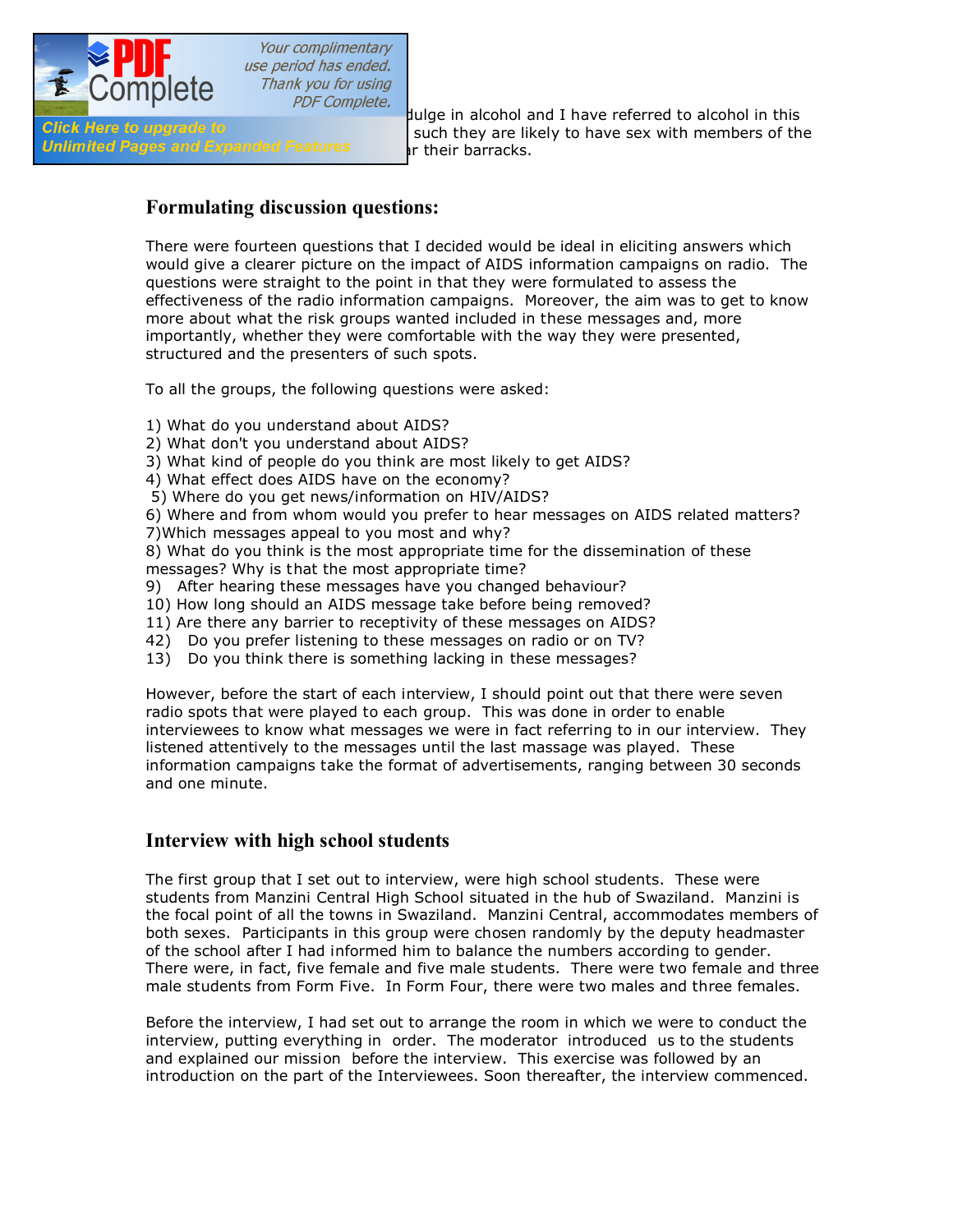dulge in alcohol and I have referred to alcohol in this such they are likely to have sex with members of the r their barracks.

## Formulating discussion questions:

There were fourteen questions that I decided would be ideal in eliciting answers which would give a clearer picture on the impact of AIDS information campaigns on radio. The questions were straight to the point in that they were formulated to assess the effectiveness of the radio information campaigns. Moreover, the aim was to get to know more about what the risk groups wanted included in these messages and, more importantly, whether they were comfortable with the way they were presented, structured and the presenters of such spots.

To all the groups, the following questions were asked:

1) What do you understand about AIDS?
2) What don't you understand about AIDS?
3) What kind of people do you think are most likely to get AIDS?
4) What effect does AIDS have on the economy?
5) Where do you get news/information on HIV/AIDS?
6) Where and from whom would you prefer to hear messages on AIDS related matters?
7)Which messages appeal to you most and why?
8) What do you think is the most appropriate time for the dissemination of these messages? Why is that the most appropriate time?
9) After hearing these messages have you changed behaviour?
10) How long should an AIDS message take before being removed?
11) Are there any barrier to receptivity of these messages on AIDS?
42) Do you prefer listening to these messages on radio or on TV?
13) Do you think there is something lacking in these messages?

However, before the start of each interview, I should point out that there were seven radio spots that were played to each group. This was done in order to enable interviewees to know what messages we were in fact referring to in our interview. They listened attentively to the messages until the last massage was played. These information campaigns take the format of advertisements, ranging between 30 seconds and one minute.

## Interview with high school students

The first group that I set out to interview, were high school students. These were students from Manzini Central High School situated in the hub of Swaziland. Manzini is the focal point of all the towns in Swaziland. Manzini Central, accommodates members of both sexes. Participants in this group were chosen randomly by the deputy headmaster of the school after I had informed him to balance the numbers according to gender. There were, in fact, five female and five male students. There were two female and three male students from Form Five. In Form Four, there were two males and three females.

Before the interview, I had set out to arrange the room in which we were to conduct the interview, putting everything in order. The moderator introduced us to the students and explained our mission before the interview. This exercise was followed by an introduction on the part of the Interviewees. Soon thereafter, the interview commenced.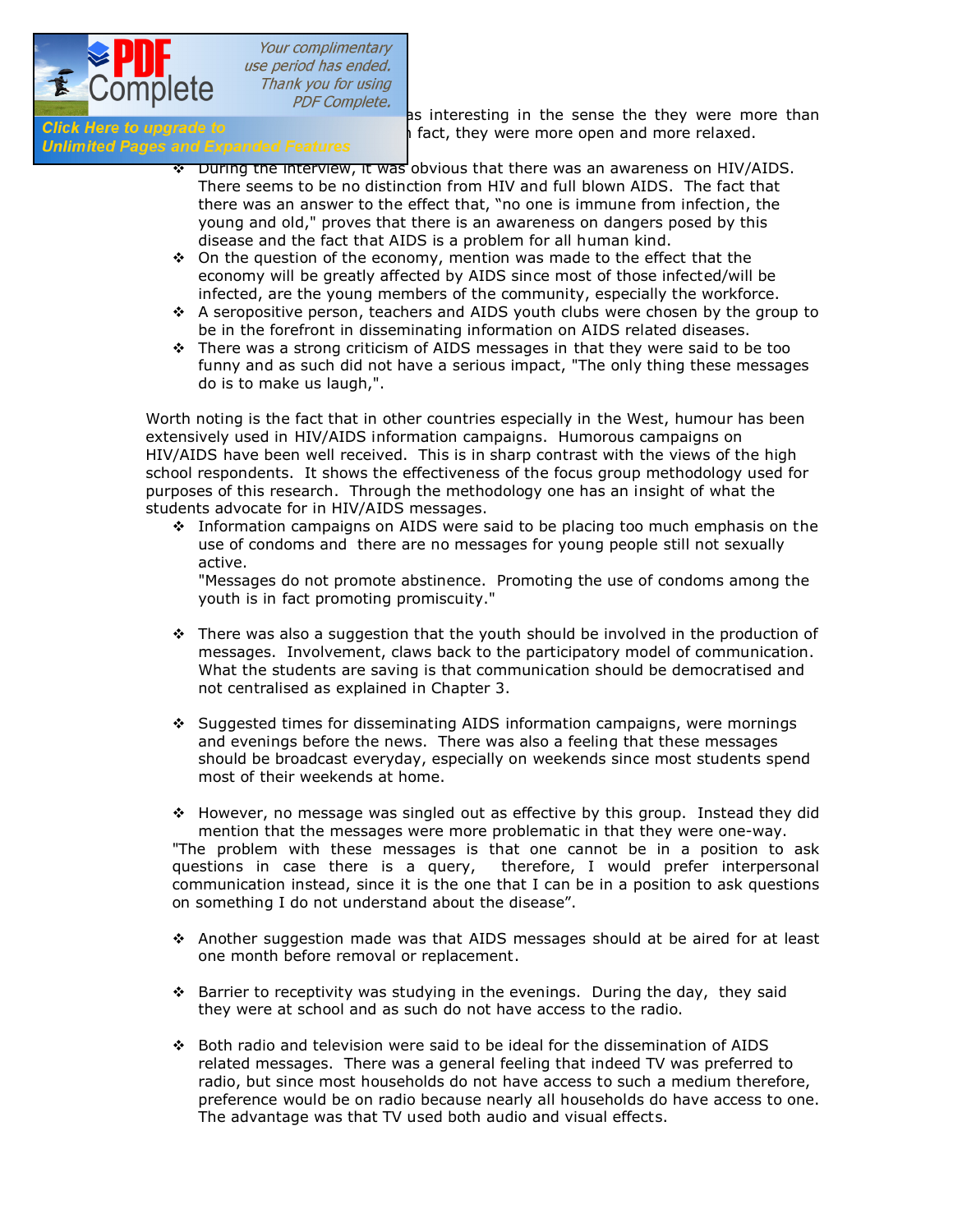as interesting in the sense the they were more than ... fact, they were more open and more relaxed.

- During the interview, it was obvious that there was an awareness on HIV/AIDS. There seems to be no distinction from HIV and full blown AIDS. The fact that there was an answer to the effect that, "no one is immune from infection, the young and old," proves that there is an awareness on dangers posed by this disease and the fact that AIDS is a problem for all human kind.
- On the question of the economy, mention was made to the effect that the economy will be greatly affected by AIDS since most of those infected/will be infected, are the young members of the community, especially the workforce.
- A seropositive person, teachers and AIDS youth clubs were chosen by the group to be in the forefront in disseminating information on AIDS related diseases.
- There was a strong criticism of AIDS messages in that they were said to be too funny and as such did not have a serious impact, "The only thing these messages do is to make us laugh,".

Worth noting is the fact that in other countries especially in the West, humour has been extensively used in HIV/AIDS information campaigns. Humorous campaigns on HIV/AIDS have been well received. This is in sharp contrast with the views of the high school respondents. It shows the effectiveness of the focus group methodology used for purposes of this research. Through the methodology one has an insight of what the students advocate for in HIV/AIDS messages.

- Information campaigns on AIDS were said to be placing too much emphasis on the use of condoms and there are no messages for young people still not sexually active.
  "Messages do not promote abstinence. Promoting the use of condoms among the youth is in fact promoting promiscuity."

- There was also a suggestion that the youth should be involved in the production of messages. Involvement, claws back to the participatory model of communication. What the students are saving is that communication should be democratised and not centralised as explained in Chapter 3.

- Suggested times for disseminating AIDS information campaigns, were mornings and evenings before the news. There was also a feeling that these messages should be broadcast everyday, especially on weekends since most students spend most of their weekends at home.

- However, no message was singled out as effective by this group. Instead they did mention that the messages were more problematic in that they were one-way.

"The problem with these messages is that one cannot be in a position to ask questions in case there is a query, therefore, I would prefer interpersonal communication instead, since it is the one that I can be in a position to ask questions on something I do not understand about the disease".

- Another suggestion made was that AIDS messages should at be aired for at least one month before removal or replacement.

- Barrier to receptivity was studying in the evenings. During the day, they said they were at school and as such do not have access to the radio.

- Both radio and television were said to be ideal for the dissemination of AIDS related messages. There was a general feeling that indeed TV was preferred to radio, but since most households do not have access to such a medium therefore, preference would be on radio because nearly all households do have access to one. The advantage was that TV used both audio and visual effects.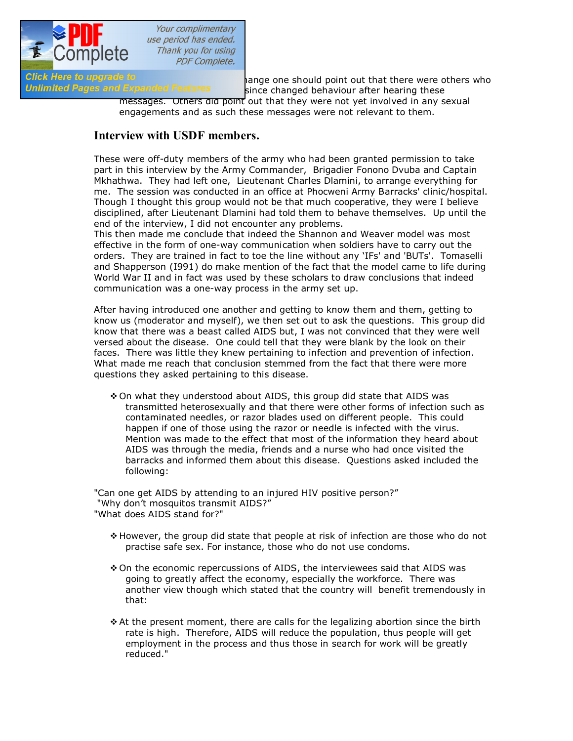ange one should point out that there were others who since changed behaviour after hearing these messages. Others did point out that they were not yet involved in any sexual engagements and as such these messages were not relevant to them.

## Interview with USDF members.

These were off-duty members of the army who had been granted permission to take part in this interview by the Army Commander, Brigadier Fonono Dvuba and Captain Mkhathwa. They had left one, Lieutenant Charles Dlamini, to arrange everything for me. The session was conducted in an office at Phocweni Army Barracks' clinic/hospital. Though I thought this group would not be that much cooperative, they were I believe disciplined, after Lieutenant Dlamini had told them to behave themselves. Up until the end of the interview, I did not encounter any problems.
This then made me conclude that indeed the Shannon and Weaver model was most effective in the form of one-way communication when soldiers have to carry out the orders. They are trained in fact to toe the line without any 'IFs' and 'BUTs'. Tomaselli and Shapperson (I991) do make mention of the fact that the model came to life during World War II and in fact was used by these scholars to draw conclusions that indeed communication was a one-way process in the army set up.

After having introduced one another and getting to know them and them, getting to know us (moderator and myself), we then set out to ask the questions. This group did know that there was a beast called AIDS but, I was not convinced that they were well versed about the disease. One could tell that they were blank by the look on their faces. There was little they knew pertaining to infection and prevention of infection. What made me reach that conclusion stemmed from the fact that there were more questions they asked pertaining to this disease.

- On what they understood about AIDS, this group did state that AIDS was transmitted heterosexually and that there were other forms of infection such as contaminated needles, or razor blades used on different people. This could happen if one of those using the razor or needle is infected with the virus. Mention was made to the effect that most of the information they heard about AIDS was through the media, friends and a nurse who had once visited the barracks and informed them about this disease. Questions asked included the following:

"Can one get AIDS by attending to an injured HIV positive person?"
"Why don't mosquitos transmit AIDS?"
"What does AIDS stand for?"

- However, the group did state that people at risk of infection are those who do not practise safe sex. For instance, those who do not use condoms.

- On the economic repercussions of AIDS, the interviewees said that AIDS was going to greatly affect the economy, especially the workforce. There was another view though which stated that the country will benefit tremendously in that:

- At the present moment, there are calls for the legalizing abortion since the birth rate is high. Therefore, AIDS will reduce the population, thus people will get employment in the process and thus those in search for work will be greatly reduced."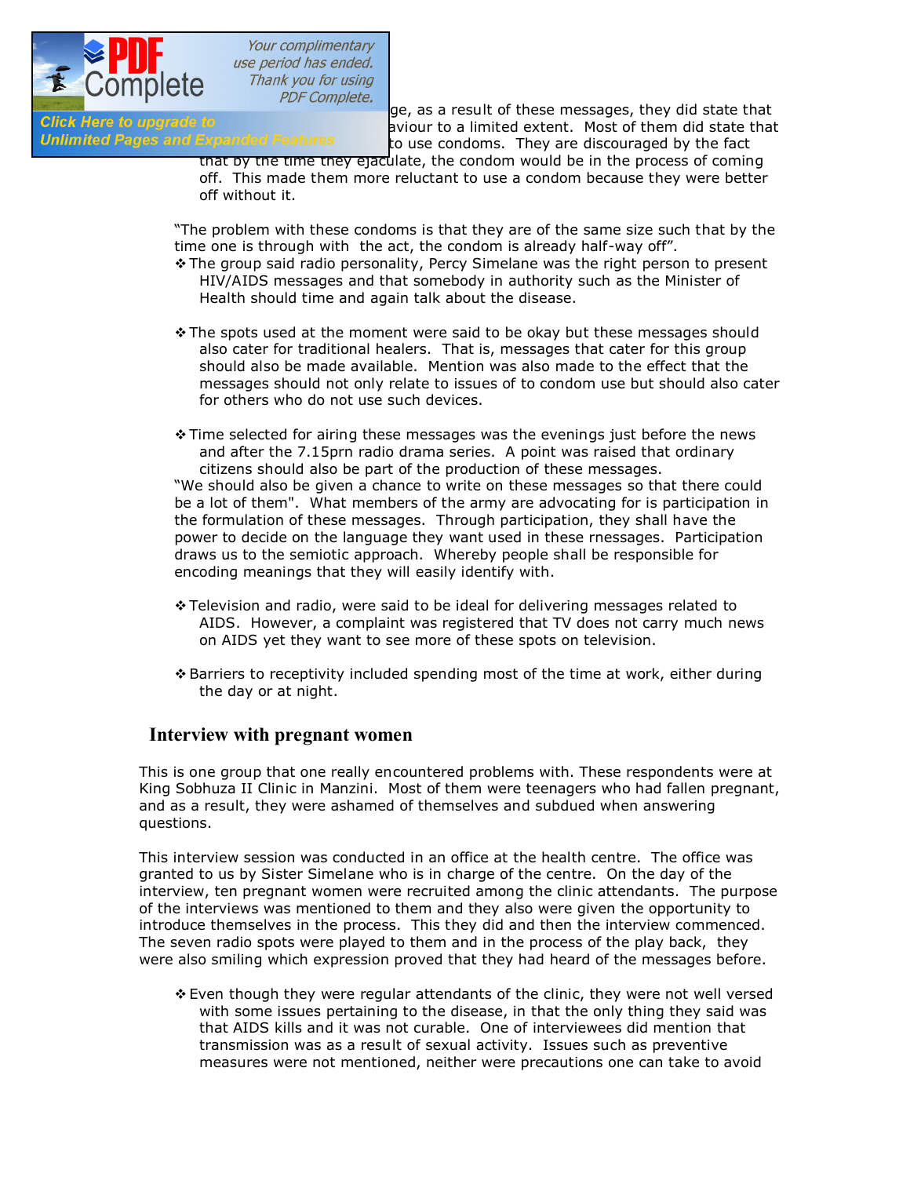ge, as a result of these messages, they did state that aviour to a limited extent. Most of them did state that to use condoms. They are discouraged by the fact that by the time they ejaculate, the condom would be in the process of coming off. This made them more reluctant to use a condom because they were better off without it.

"The problem with these condoms is that they are of the same size such that by the time one is through with the act, the condom is already half-way off".

- The group said radio personality, Percy Simelane was the right person to present HIV/AIDS messages and that somebody in authority such as the Minister of Health should time and again talk about the disease.

- The spots used at the moment were said to be okay but these messages should also cater for traditional healers. That is, messages that cater for this group should also be made available. Mention was also made to the effect that the messages should not only relate to issues of to condom use but should also cater for others who do not use such devices.

- Time selected for airing these messages was the evenings just before the news and after the 7.15prn radio drama series. A point was raised that ordinary citizens should also be part of the production of these messages.

"We should also be given a chance to write on these messages so that there could be a lot of them". What members of the army are advocating for is participation in the formulation of these messages. Through participation, they shall have the power to decide on the language they want used in these rnessages. Participation draws us to the semiotic approach. Whereby people shall be responsible for encoding meanings that they will easily identify with.

- Television and radio, were said to be ideal for delivering messages related to AIDS. However, a complaint was registered that TV does not carry much news on AIDS yet they want to see more of these spots on television.

- Barriers to receptivity included spending most of the time at work, either during the day or at night.

## Interview with pregnant women

This is one group that one really encountered problems with. These respondents were at King Sobhuza II Clinic in Manzini. Most of them were teenagers who had fallen pregnant, and as a result, they were ashamed of themselves and subdued when answering questions.

This interview session was conducted in an office at the health centre. The office was granted to us by Sister Simelane who is in charge of the centre. On the day of the interview, ten pregnant women were recruited among the clinic attendants. The purpose of the interviews was mentioned to them and they also were given the opportunity to introduce themselves in the process. This they did and then the interview commenced. The seven radio spots were played to them and in the process of the play back, they were also smiling which expression proved that they had heard of the messages before.

- Even though they were regular attendants of the clinic, they were not well versed with some issues pertaining to the disease, in that the only thing they said was that AIDS kills and it was not curable. One of interviewees did mention that transmission was as a result of sexual activity. Issues such as preventive measures were not mentioned, neither were precautions one can take to avoid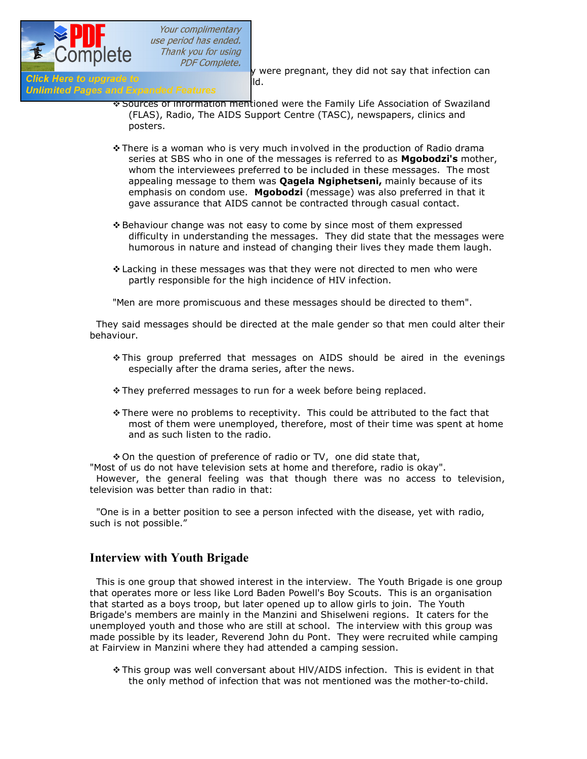y were pregnant, they did not say that infection can ld.

- Sources of information mentioned were the Family Life Association of Swaziland (FLAS), Radio, The AIDS Support Centre (TASC), newspapers, clinics and posters.

- There is a woman who is very much involved in the production of Radio drama series at SBS who in one of the messages is referred to as **Mgobodzi's** mother, whom the interviewees preferred to be included in these messages. The most appealing message to them was **Qagela Ngiphetseni,** mainly because of its emphasis on condom use. **Mgobodzi** (message) was also preferred in that it gave assurance that AIDS cannot be contracted through casual contact.

- Behaviour change was not easy to come by since most of them expressed difficulty in understanding the messages. They did state that the messages were humorous in nature and instead of changing their lives they made them laugh.

- Lacking in these messages was that they were not directed to men who were partly responsible for the high incidence of HIV infection.

"Men are more promiscuous and these messages should be directed to them".

They said messages should be directed at the male gender so that men could alter their behaviour.

- This group preferred that messages on AIDS should be aired in the evenings especially after the drama series, after the news.

- They preferred messages to run for a week before being replaced.

- There were no problems to receptivity. This could be attributed to the fact that most of them were unemployed, therefore, most of their time was spent at home and as such listen to the radio.

- On the question of preference of radio or TV, one did state that,

"Most of us do not have television sets at home and therefore, radio is okay".
However, the general feeling was that though there was no access to television, television was better than radio in that:

"One is in a better position to see a person infected with the disease, yet with radio, such is not possible."

## Interview with Youth Brigade

This is one group that showed interest in the interview. The Youth Brigade is one group that operates more or less like Lord Baden Powell's Boy Scouts. This is an organisation that started as a boys troop, but later opened up to allow girls to join. The Youth Brigade's members are mainly in the Manzini and Shiselweni regions. It caters for the unemployed youth and those who are still at school. The interview with this group was made possible by its leader, Reverend John du Pont. They were recruited while camping at Fairview in Manzini where they had attended a camping session.

- This group was well conversant about HIV/AIDS infection. This is evident in that the only method of infection that was not mentioned was the mother-to-child.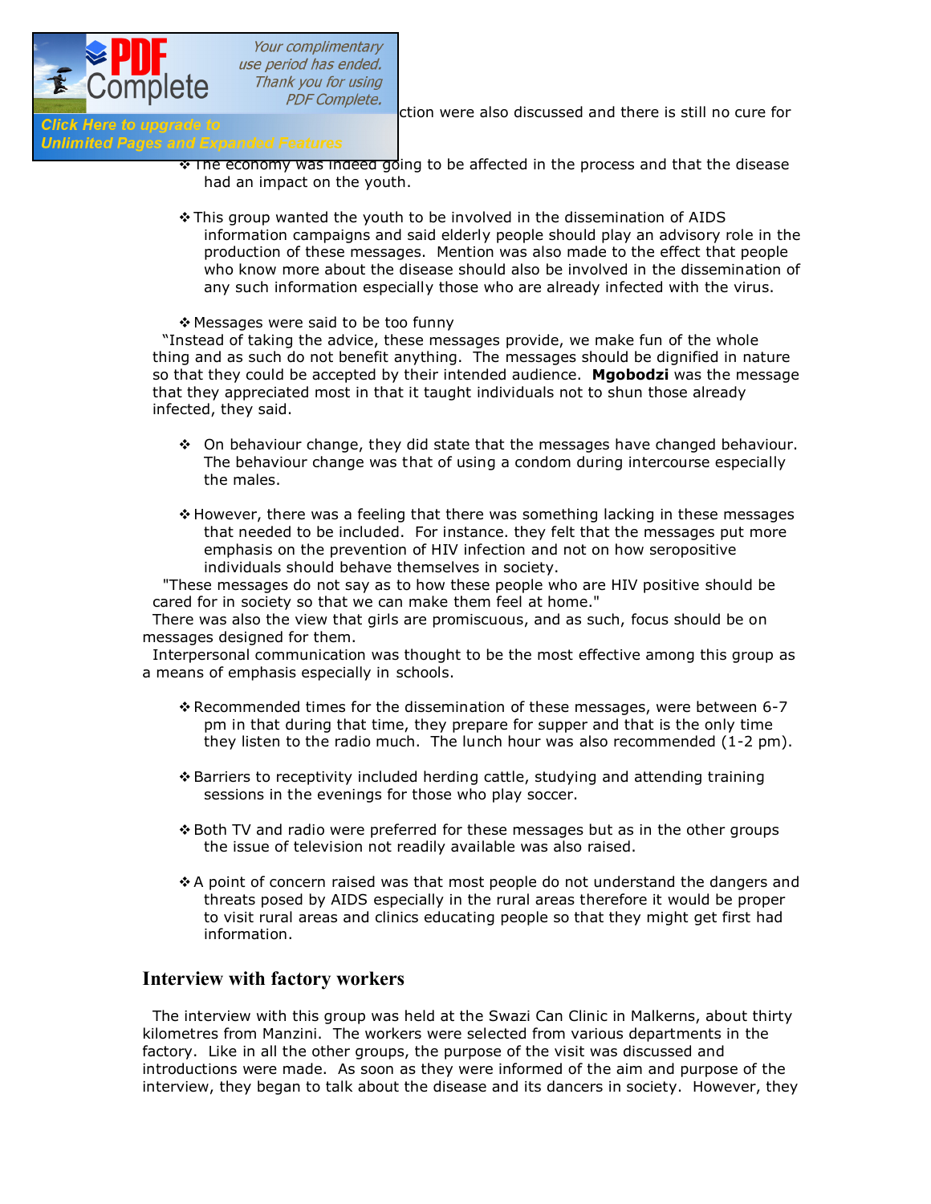ction were also discussed and there is still no cure for

- The economy was indeed going to be affected in the process and that the disease had an impact on the youth.

- This group wanted the youth to be involved in the dissemination of AIDS information campaigns and said elderly people should play an advisory role in the production of these messages. Mention was also made to the effect that people who know more about the disease should also be involved in the dissemination of any such information especially those who are already infected with the virus.

- Messages were said to be too funny

"Instead of taking the advice, these messages provide, we make fun of the whole thing and as such do not benefit anything. The messages should be dignified in nature so that they could be accepted by their intended audience. **Mgobodzi** was the message that they appreciated most in that it taught individuals not to shun those already infected, they said.

- On behaviour change, they did state that the messages have changed behaviour. The behaviour change was that of using a condom during intercourse especially the males.

- However, there was a feeling that there was something lacking in these messages that needed to be included. For instance. they felt that the messages put more emphasis on the prevention of HIV infection and not on how seropositive individuals should behave themselves in society.

"These messages do not say as to how these people who are HIV positive should be cared for in society so that we can make them feel at home."

There was also the view that girls are promiscuous, and as such, focus should be on messages designed for them.

Interpersonal communication was thought to be the most effective among this group as a means of emphasis especially in schools.

- Recommended times for the dissemination of these messages, were between 6-7 pm in that during that time, they prepare for supper and that is the only time they listen to the radio much. The lunch hour was also recommended (1-2 pm).

- Barriers to receptivity included herding cattle, studying and attending training sessions in the evenings for those who play soccer.

- Both TV and radio were preferred for these messages but as in the other groups the issue of television not readily available was also raised.

- A point of concern raised was that most people do not understand the dangers and threats posed by AIDS especially in the rural areas therefore it would be proper to visit rural areas and clinics educating people so that they might get first had information.

## Interview with factory workers

The interview with this group was held at the Swazi Can Clinic in Malkerns, about thirty kilometres from Manzini. The workers were selected from various departments in the factory. Like in all the other groups, the purpose of the visit was discussed and introductions were made. As soon as they were informed of the aim and purpose of the interview, they began to talk about the disease and its dancers in society. However, they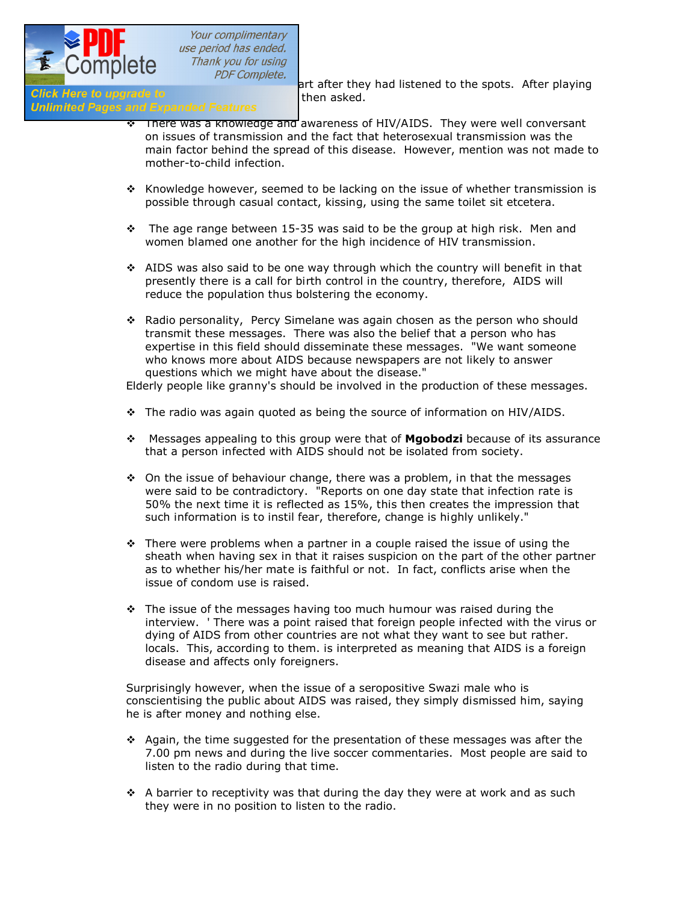art after they had listened to the spots. After playing then asked.

- There was a knowledge and awareness of HIV/AIDS. They were well conversant on issues of transmission and the fact that heterosexual transmission was the main factor behind the spread of this disease. However, mention was not made to mother-to-child infection.

- Knowledge however, seemed to be lacking on the issue of whether transmission is possible through casual contact, kissing, using the same toilet sit etcetera.

- The age range between 15-35 was said to be the group at high risk. Men and women blamed one another for the high incidence of HIV transmission.

- AIDS was also said to be one way through which the country will benefit in that presently there is a call for birth control in the country, therefore, AIDS will reduce the population thus bolstering the economy.

- Radio personality, Percy Simelane was again chosen as the person who should transmit these messages. There was also the belief that a person who has expertise in this field should disseminate these messages. "We want someone who knows more about AIDS because newspapers are not likely to answer questions which we might have about the disease."

Elderly people like granny's should be involved in the production of these messages.

- The radio was again quoted as being the source of information on HIV/AIDS.

- Messages appealing to this group were that of **Mgobodzi** because of its assurance that a person infected with AIDS should not be isolated from society.

- On the issue of behaviour change, there was a problem, in that the messages were said to be contradictory. "Reports on one day state that infection rate is 50% the next time it is reflected as 15%, this then creates the impression that such information is to instil fear, therefore, change is highly unlikely."

- There were problems when a partner in a couple raised the issue of using the sheath when having sex in that it raises suspicion on the part of the other partner as to whether his/her mate is faithful or not. In fact, conflicts arise when the issue of condom use is raised.

- The issue of the messages having too much humour was raised during the interview. ' There was a point raised that foreign people infected with the virus or dying of AIDS from other countries are not what they want to see but rather. locals. This, according to them. is interpreted as meaning that AIDS is a foreign disease and affects only foreigners.

Surprisingly however, when the issue of a seropositive Swazi male who is conscientising the public about AIDS was raised, they simply dismissed him, saying he is after money and nothing else.

- Again, the time suggested for the presentation of these messages was after the 7.00 pm news and during the live soccer commentaries. Most people are said to listen to the radio during that time.

- A barrier to receptivity was that during the day they were at work and as such they were in no position to listen to the radio.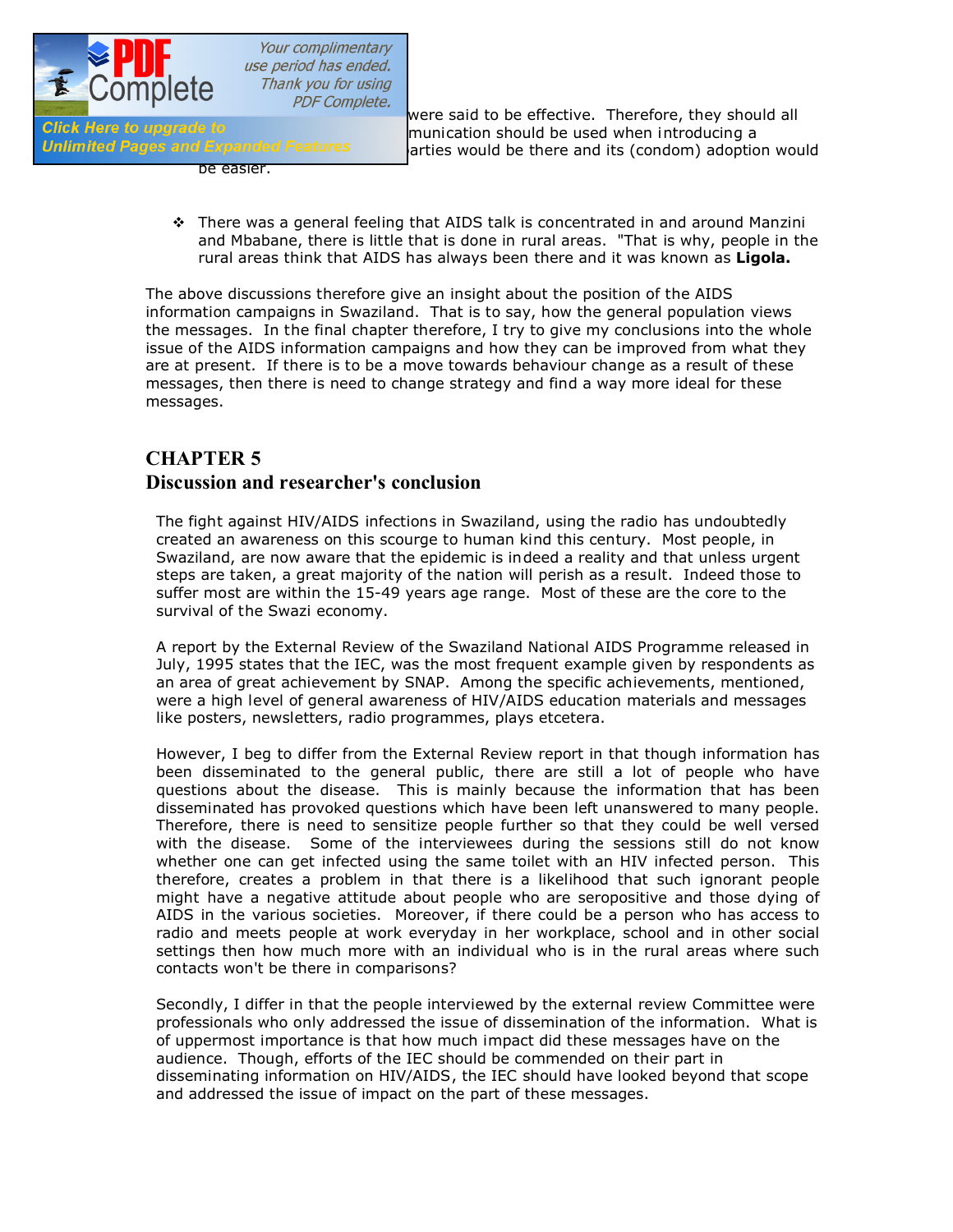were said to be effective. Therefore, they should all munication should be used when introducing a arties would be there and its (condom) adoption would be easier.

- There was a general feeling that AIDS talk is concentrated in and around Manzini and Mbabane, there is little that is done in rural areas. "That is why, people in the rural areas think that AIDS has always been there and it was known as **Ligola.**

The above discussions therefore give an insight about the position of the AIDS information campaigns in Swaziland. That is to say, how the general population views the messages. In the final chapter therefore, I try to give my conclusions into the whole issue of the AIDS information campaigns and how they can be improved from what they are at present. If there is to be a move towards behaviour change as a result of these messages, then there is need to change strategy and find a way more ideal for these messages.

# CHAPTER 5

## Discussion and researcher's conclusion

The fight against HIV/AIDS infections in Swaziland, using the radio has undoubtedly created an awareness on this scourge to human kind this century. Most people, in Swaziland, are now aware that the epidemic is indeed a reality and that unless urgent steps are taken, a great majority of the nation will perish as a result. Indeed those to suffer most are within the 15-49 years age range. Most of these are the core to the survival of the Swazi economy.

A report by the External Review of the Swaziland National AIDS Programme released in July, 1995 states that the IEC, was the most frequent example given by respondents as an area of great achievement by SNAP. Among the specific achievements, mentioned, were a high level of general awareness of HIV/AIDS education materials and messages like posters, newsletters, radio programmes, plays etcetera.

However, I beg to differ from the External Review report in that though information has been disseminated to the general public, there are still a lot of people who have questions about the disease. This is mainly because the information that has been disseminated has provoked questions which have been left unanswered to many people. Therefore, there is need to sensitize people further so that they could be well versed with the disease. Some of the interviewees during the sessions still do not know whether one can get infected using the same toilet with an HIV infected person. This therefore, creates a problem in that there is a likelihood that such ignorant people might have a negative attitude about people who are seropositive and those dying of AIDS in the various societies. Moreover, if there could be a person who has access to radio and meets people at work everyday in her workplace, school and in other social settings then how much more with an individual who is in the rural areas where such contacts won't be there in comparisons?

Secondly, I differ in that the people interviewed by the external review Committee were professionals who only addressed the issue of dissemination of the information. What is of uppermost importance is that how much impact did these messages have on the audience. Though, efforts of the IEC should be commended on their part in disseminating information on HIV/AIDS, the IEC should have looked beyond that scope and addressed the issue of impact on the part of these messages.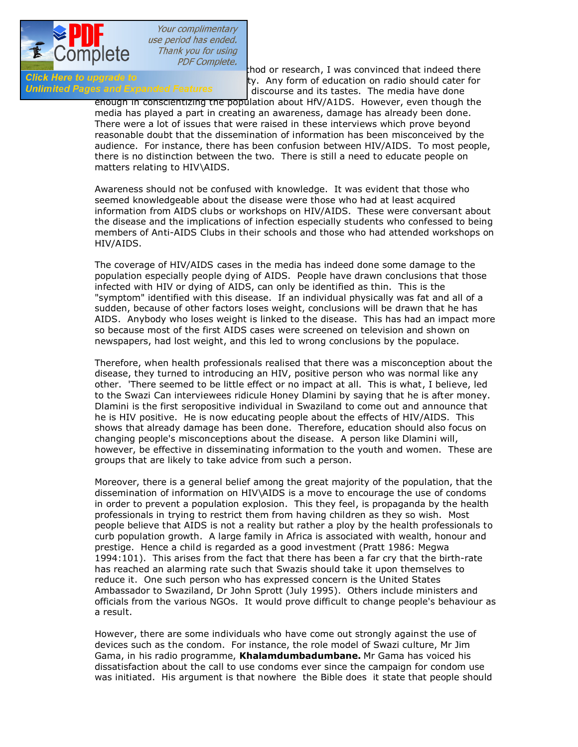hod or research, I was convinced that indeed there ty. Any form of education on radio should cater for discourse and its tastes. The media have done enough in conscientizing the population about HfV/A1DS. However, even though the media has played a part in creating an awareness, damage has already been done. There were a lot of issues that were raised in these interviews which prove beyond reasonable doubt that the dissemination of information has been misconceived by the audience. For instance, there has been confusion between HIV/AIDS. To most people, there is no distinction between the two. There is still a need to educate people on matters relating to HIV\AIDS.

Awareness should not be confused with knowledge. It was evident that those who seemed knowledgeable about the disease were those who had at least acquired information from AIDS clubs or workshops on HIV/AIDS. These were conversant about the disease and the implications of infection especially students who confessed to being members of Anti-AIDS Clubs in their schools and those who had attended workshops on HIV/AIDS.

The coverage of HIV/AIDS cases in the media has indeed done some damage to the population especially people dying of AIDS. People have drawn conclusions that those infected with HIV or dying of AIDS, can only be identified as thin. This is the "symptom" identified with this disease. If an individual physically was fat and all of a sudden, because of other factors loses weight, conclusions will be drawn that he has AIDS. Anybody who loses weight is linked to the disease. This has had an impact more so because most of the first AIDS cases were screened on television and shown on newspapers, had lost weight, and this led to wrong conclusions by the populace.

Therefore, when health professionals realised that there was a misconception about the disease, they turned to introducing an HIV, positive person who was normal like any other. 'There seemed to be little effect or no impact at all. This is what, I believe, led to the Swazi Can interviewees ridicule Honey Dlamini by saying that he is after money. Dlamini is the first seropositive individual in Swaziland to come out and announce that he is HIV positive. He is now educating people about the effects of HIV/AIDS. This shows that already damage has been done. Therefore, education should also focus on changing people's misconceptions about the disease. A person like Dlamini will, however, be effective in disseminating information to the youth and women. These are groups that are likely to take advice from such a person.

Moreover, there is a general belief among the great majority of the population, that the dissemination of information on HIV\AIDS is a move to encourage the use of condoms in order to prevent a population explosion. This they feel, is propaganda by the health professionals in trying to restrict them from having children as they so wish. Most people believe that AIDS is not a reality but rather a ploy by the health professionals to curb population growth. A large family in Africa is associated with wealth, honour and prestige. Hence a child is regarded as a good investment (Pratt 1986: Megwa 1994:101). This arises from the fact that there has been a far cry that the birth-rate has reached an alarming rate such that Swazis should take it upon themselves to reduce it. One such person who has expressed concern is the United States Ambassador to Swaziland, Dr John Sprott (July 1995). Others include ministers and officials from the various NGOs. It would prove difficult to change people's behaviour as a result.

However, there are some individuals who have come out strongly against the use of devices such as the condom. For instance, the role model of Swazi culture, Mr Jim Gama, in his radio programme, **Khalamdumbadumbane.** Mr Gama has voiced his dissatisfaction about the call to use condoms ever since the campaign for condom use was initiated. His argument is that nowhere the Bible does it state that people should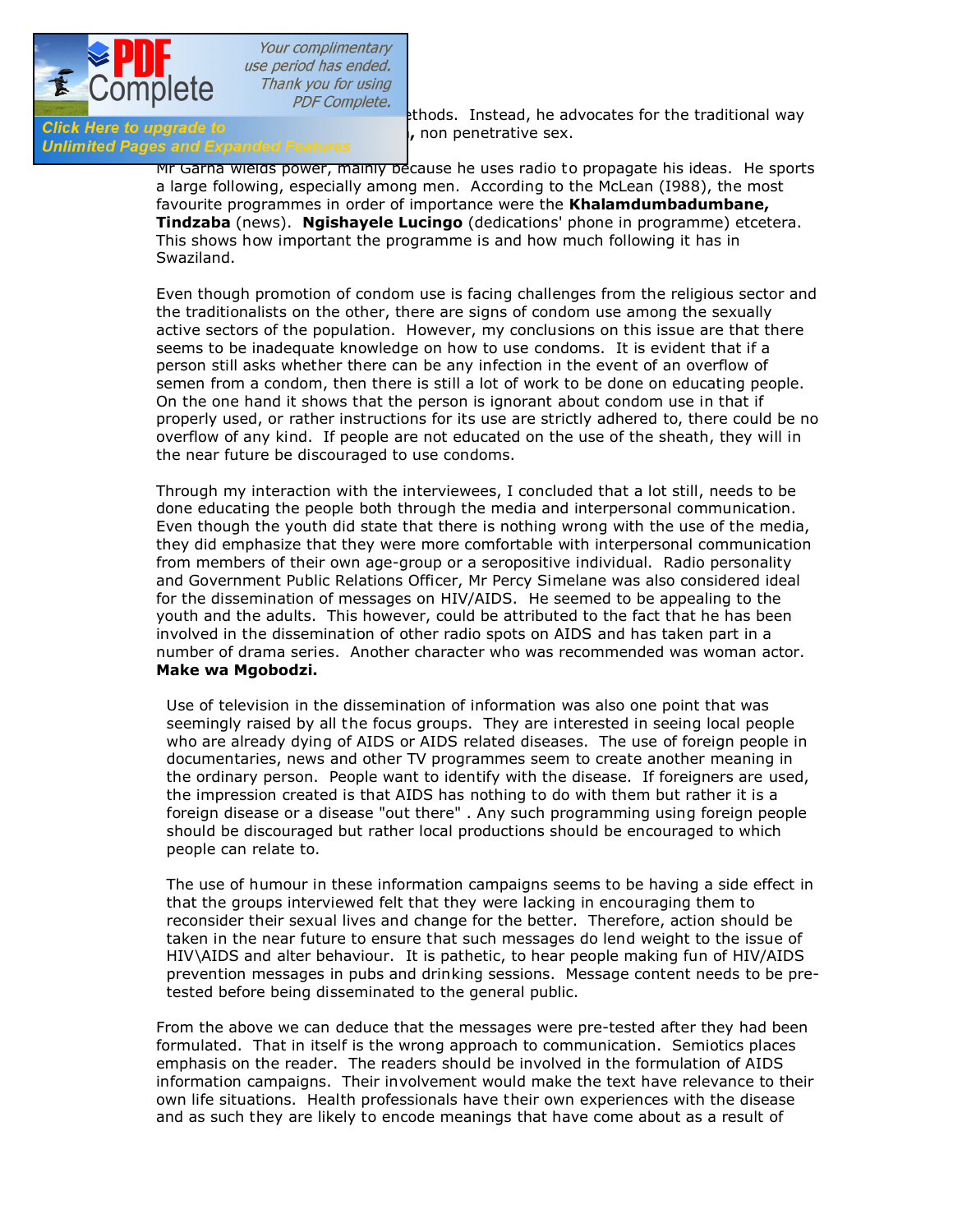ethods. Instead, he advocates for the traditional way , non penetrative sex.

Mr Garna wields power, mainly because he uses radio to propagate his ideas. He sports a large following, especially among men. According to the McLean (I988), the most favourite programmes in order of importance were the **Khalamdumbadumbane, Tindzaba** (news). **Ngishayele Lucingo** (dedications' phone in programme) etcetera. This shows how important the programme is and how much following it has in Swaziland.

Even though promotion of condom use is facing challenges from the religious sector and the traditionalists on the other, there are signs of condom use among the sexually active sectors of the population. However, my conclusions on this issue are that there seems to be inadequate knowledge on how to use condoms. It is evident that if a person still asks whether there can be any infection in the event of an overflow of semen from a condom, then there is still a lot of work to be done on educating people. On the one hand it shows that the person is ignorant about condom use in that if properly used, or rather instructions for its use are strictly adhered to, there could be no overflow of any kind. If people are not educated on the use of the sheath, they will in the near future be discouraged to use condoms.

Through my interaction with the interviewees, I concluded that a lot still, needs to be done educating the people both through the media and interpersonal communication. Even though the youth did state that there is nothing wrong with the use of the media, they did emphasize that they were more comfortable with interpersonal communication from members of their own age-group or a seropositive individual. Radio personality and Government Public Relations Officer, Mr Percy Simelane was also considered ideal for the dissemination of messages on HIV/AIDS. He seemed to be appealing to the youth and the adults. This however, could be attributed to the fact that he has been involved in the dissemination of other radio spots on AIDS and has taken part in a number of drama series. Another character who was recommended was woman actor. **Make wa Mgobodzi.**

Use of television in the dissemination of information was also one point that was seemingly raised by all the focus groups. They are interested in seeing local people who are already dying of AIDS or AIDS related diseases. The use of foreign people in documentaries, news and other TV programmes seem to create another meaning in the ordinary person. People want to identify with the disease. If foreigners are used, the impression created is that AIDS has nothing to do with them but rather it is a foreign disease or a disease "out there" . Any such programming using foreign people should be discouraged but rather local productions should be encouraged to which people can relate to.

The use of humour in these information campaigns seems to be having a side effect in that the groups interviewed felt that they were lacking in encouraging them to reconsider their sexual lives and change for the better. Therefore, action should be taken in the near future to ensure that such messages do lend weight to the issue of HIV\AIDS and alter behaviour. It is pathetic, to hear people making fun of HIV/AIDS prevention messages in pubs and drinking sessions. Message content needs to be pre-tested before being disseminated to the general public.

From the above we can deduce that the messages were pre-tested after they had been formulated. That in itself is the wrong approach to communication. Semiotics places emphasis on the reader. The readers should be involved in the formulation of AIDS information campaigns. Their involvement would make the text have relevance to their own life situations. Health professionals have their own experiences with the disease and as such they are likely to encode meanings that have come about as a result of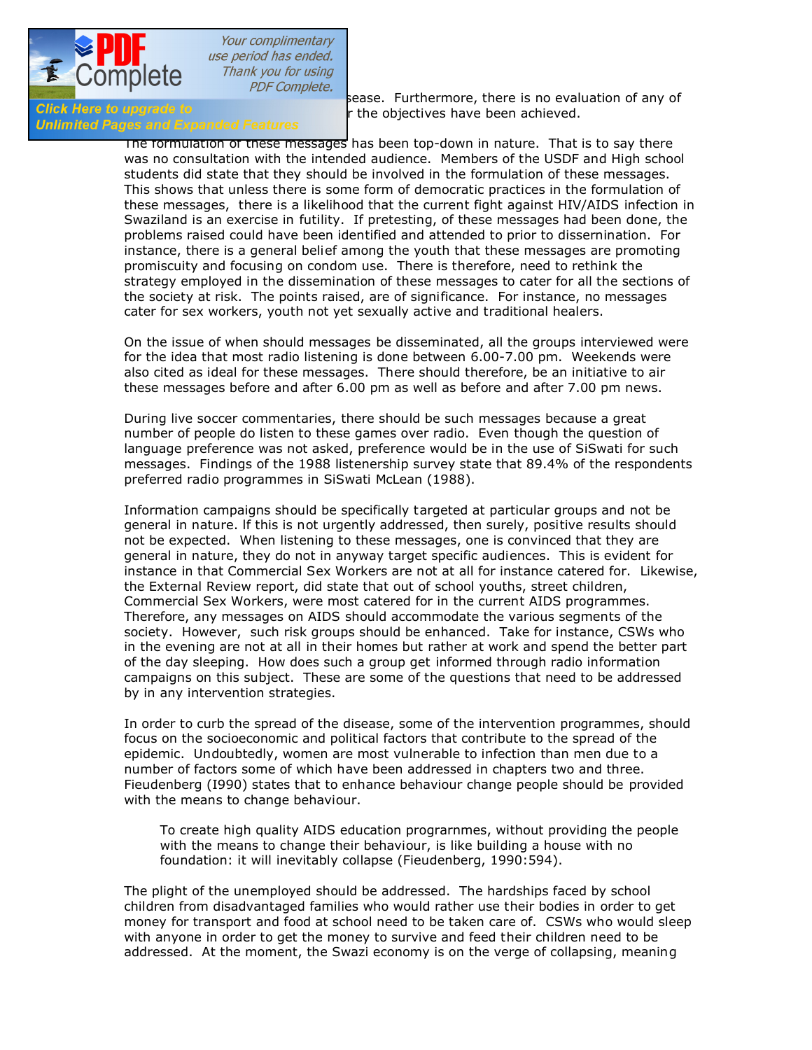ease. Furthermore, there is no evaluation of any of r the objectives have been achieved.

The formulation of these messages has been top-down in nature. That is to say there was no consultation with the intended audience. Members of the USDF and High school students did state that they should be involved in the formulation of these messages. This shows that unless there is some form of democratic practices in the formulation of these messages, there is a likelihood that the current fight against HIV/AIDS infection in Swaziland is an exercise in futility. If pretesting, of these messages had been done, the problems raised could have been identified and attended to prior to dissemination. For instance, there is a general belief among the youth that these messages are promoting promiscuity and focusing on condom use. There is therefore, need to rethink the strategy employed in the dissemination of these messages to cater for all the sections of the society at risk. The points raised, are of significance. For instance, no messages cater for sex workers, youth not yet sexually active and traditional healers.

On the issue of when should messages be disseminated, all the groups interviewed were for the idea that most radio listening is done between 6.00-7.00 pm. Weekends were also cited as ideal for these messages. There should therefore, be an initiative to air these messages before and after 6.00 pm as well as before and after 7.00 pm news.

During live soccer commentaries, there should be such messages because a great number of people do listen to these games over radio. Even though the question of language preference was not asked, preference would be in the use of SiSwati for such messages. Findings of the 1988 listenership survey state that 89.4% of the respondents preferred radio programmes in SiSwati McLean (1988).

Information campaigns should be specifically targeted at particular groups and not be general in nature. If this is not urgently addressed, then surely, positive results should not be expected. When listening to these messages, one is convinced that they are general in nature, they do not in anyway target specific audiences. This is evident for instance in that Commercial Sex Workers are not at all for instance catered for. Likewise, the External Review report, did state that out of school youths, street children, Commercial Sex Workers, were most catered for in the current AIDS programmes. Therefore, any messages on AIDS should accommodate the various segments of the society. However, such risk groups should be enhanced. Take for instance, CSWs who in the evening are not at all in their homes but rather at work and spend the better part of the day sleeping. How does such a group get informed through radio information campaigns on this subject. These are some of the questions that need to be addressed by in any intervention strategies.

In order to curb the spread of the disease, some of the intervention programmes, should focus on the socioeconomic and political factors that contribute to the spread of the epidemic. Undoubtedly, women are most vulnerable to infection than men due to a number of factors some of which have been addressed in chapters two and three. Fieudenberg (I990) states that to enhance behaviour change people should be provided with the means to change behaviour.

> To create high quality AIDS education prograrnmes, without providing the people with the means to change their behaviour, is like building a house with no foundation: it will inevitably collapse (Fieudenberg, 1990:594).

The plight of the unemployed should be addressed. The hardships faced by school children from disadvantaged families who would rather use their bodies in order to get money for transport and food at school need to be taken care of. CSWs who would sleep with anyone in order to get the money to survive and feed their children need to be addressed. At the moment, the Swazi economy is on the verge of collapsing, meaning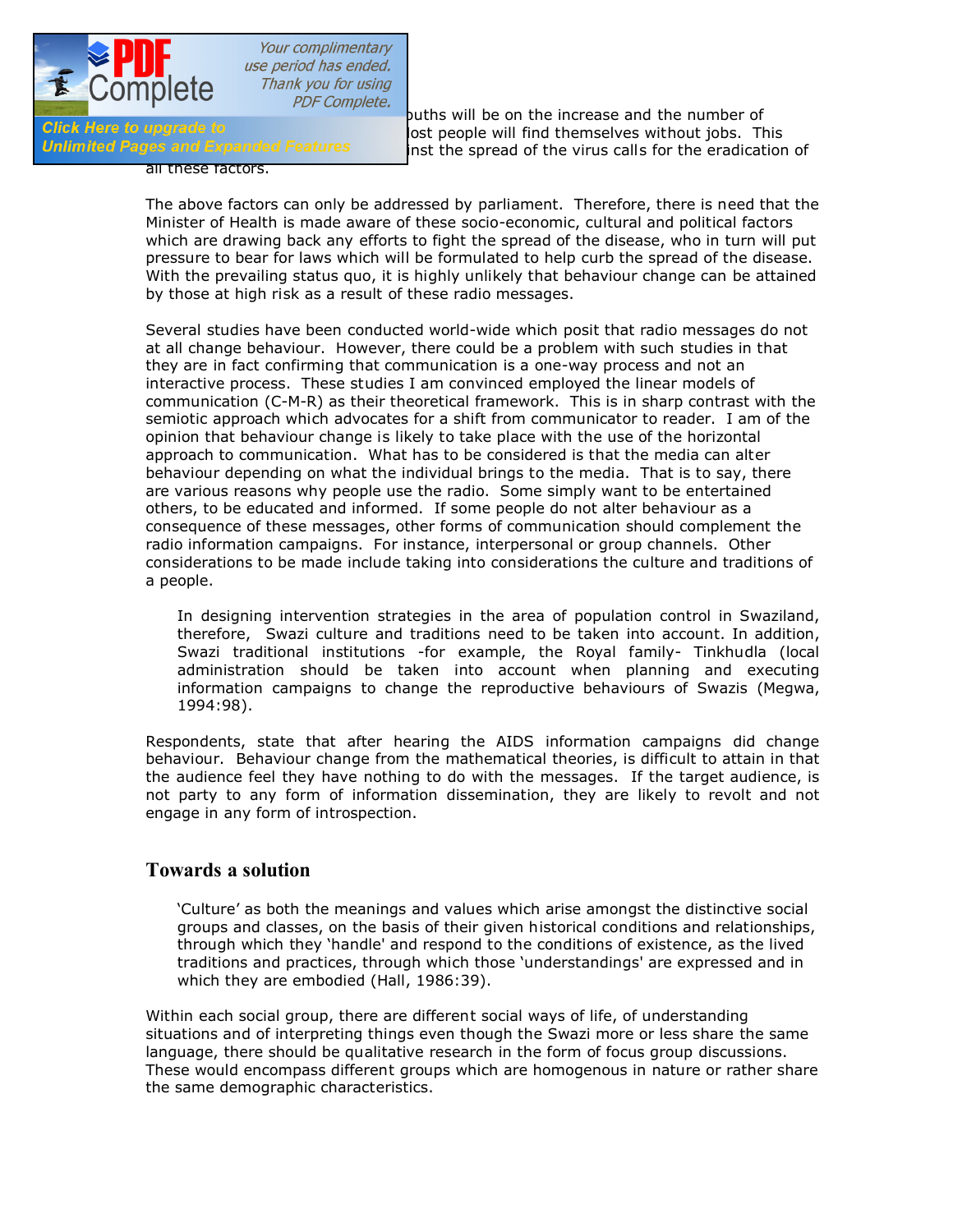...ouths will be on the increase and the number of ...lost people will find themselves without jobs. This ...inst the spread of the virus calls for the eradication of all these factors.

The above factors can only be addressed by parliament. Therefore, there is need that the Minister of Health is made aware of these socio-economic, cultural and political factors which are drawing back any efforts to fight the spread of the disease, who in turn will put pressure to bear for laws which will be formulated to help curb the spread of the disease. With the prevailing status quo, it is highly unlikely that behaviour change can be attained by those at high risk as a result of these radio messages.

Several studies have been conducted world-wide which posit that radio messages do not at all change behaviour. However, there could be a problem with such studies in that they are in fact confirming that communication is a one-way process and not an interactive process. These studies I am convinced employed the linear models of communication (C-M-R) as their theoretical framework. This is in sharp contrast with the semiotic approach which advocates for a shift from communicator to reader. I am of the opinion that behaviour change is likely to take place with the use of the horizontal approach to communication. What has to be considered is that the media can alter behaviour depending on what the individual brings to the media. That is to say, there are various reasons why people use the radio. Some simply want to be entertained others, to be educated and informed. If some people do not alter behaviour as a consequence of these messages, other forms of communication should complement the radio information campaigns. For instance, interpersonal or group channels. Other considerations to be made include taking into considerations the culture and traditions of a people.

> In designing intervention strategies in the area of population control in Swaziland, therefore, Swazi culture and traditions need to be taken into account. In addition, Swazi traditional institutions -for example, the Royal family- Tinkhudla (local administration should be taken into account when planning and executing information campaigns to change the reproductive behaviours of Swazis (Megwa, 1994:98).

Respondents, state that after hearing the AIDS information campaigns did change behaviour. Behaviour change from the mathematical theories, is difficult to attain in that the audience feel they have nothing to do with the messages. If the target audience, is not party to any form of information dissemination, they are likely to revolt and not engage in any form of introspection.

## Towards a solution

> 'Culture' as both the meanings and values which arise amongst the distinctive social groups and classes, on the basis of their given historical conditions and relationships, through which they 'handle' and respond to the conditions of existence, as the lived traditions and practices, through which those 'understandings' are expressed and in which they are embodied (Hall, 1986:39).

Within each social group, there are different social ways of life, of understanding situations and of interpreting things even though the Swazi more or less share the same language, there should be qualitative research in the form of focus group discussions. These would encompass different groups which are homogenous in nature or rather share the same demographic characteristics.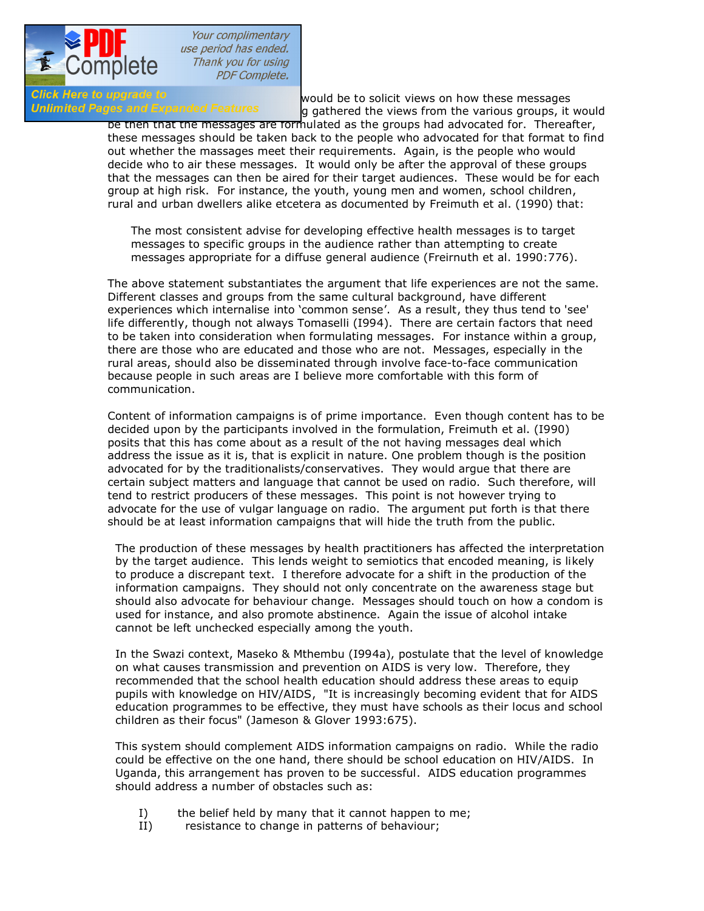would be to solicit views on how these messages g gathered the views from the various groups, it would be then that the messages are formulated as the groups had advocated for. Thereafter, these messages should be taken back to the people who advocated for that format to find out whether the massages meet their requirements. Again, is the people who would decide who to air these messages. It would only be after the approval of these groups that the messages can then be aired for their target audiences. These would be for each group at high risk. For instance, the youth, young men and women, school children, rural and urban dwellers alike etcetera as documented by Freimuth et al. (1990) that:

> The most consistent advise for developing effective health messages is to target messages to specific groups in the audience rather than attempting to create messages appropriate for a diffuse general audience (Freirnuth et al. 1990:776).

The above statement substantiates the argument that life experiences are not the same. Different classes and groups from the same cultural background, have different experiences which internalise into 'common sense'. As a result, they thus tend to 'see' life differently, though not always Tomaselli (I994). There are certain factors that need to be taken into consideration when formulating messages. For instance within a group, there are those who are educated and those who are not. Messages, especially in the rural areas, should also be disseminated through involve face-to-face communication because people in such areas are I believe more comfortable with this form of communication.

Content of information campaigns is of prime importance. Even though content has to be decided upon by the participants involved in the formulation, Freimuth et al. (I990) posits that this has come about as a result of the not having messages deal which address the issue as it is, that is explicit in nature. One problem though is the position advocated for by the traditionalists/conservatives. They would argue that there are certain subject matters and language that cannot be used on radio. Such therefore, will tend to restrict producers of these messages. This point is not however trying to advocate for the use of vulgar language on radio. The argument put forth is that there should be at least information campaigns that will hide the truth from the public.

The production of these messages by health practitioners has affected the interpretation by the target audience. This lends weight to semiotics that encoded meaning, is likely to produce a discrepant text. I therefore advocate for a shift in the production of the information campaigns. They should not only concentrate on the awareness stage but should also advocate for behaviour change. Messages should touch on how a condom is used for instance, and also promote abstinence. Again the issue of alcohol intake cannot be left unchecked especially among the youth.

In the Swazi context, Maseko & Mthembu (I994a), postulate that the level of knowledge on what causes transmission and prevention on AIDS is very low. Therefore, they recommended that the school health education should address these areas to equip pupils with knowledge on HIV/AIDS, "It is increasingly becoming evident that for AIDS education programmes to be effective, they must have schools as their locus and school children as their focus" (Jameson & Glover 1993:675).

This system should complement AIDS information campaigns on radio. While the radio could be effective on the one hand, there should be school education on HIV/AIDS. In Uganda, this arrangement has proven to be successful. AIDS education programmes should address a number of obstacles such as:

I) the belief held by many that it cannot happen to me;
II) resistance to change in patterns of behaviour;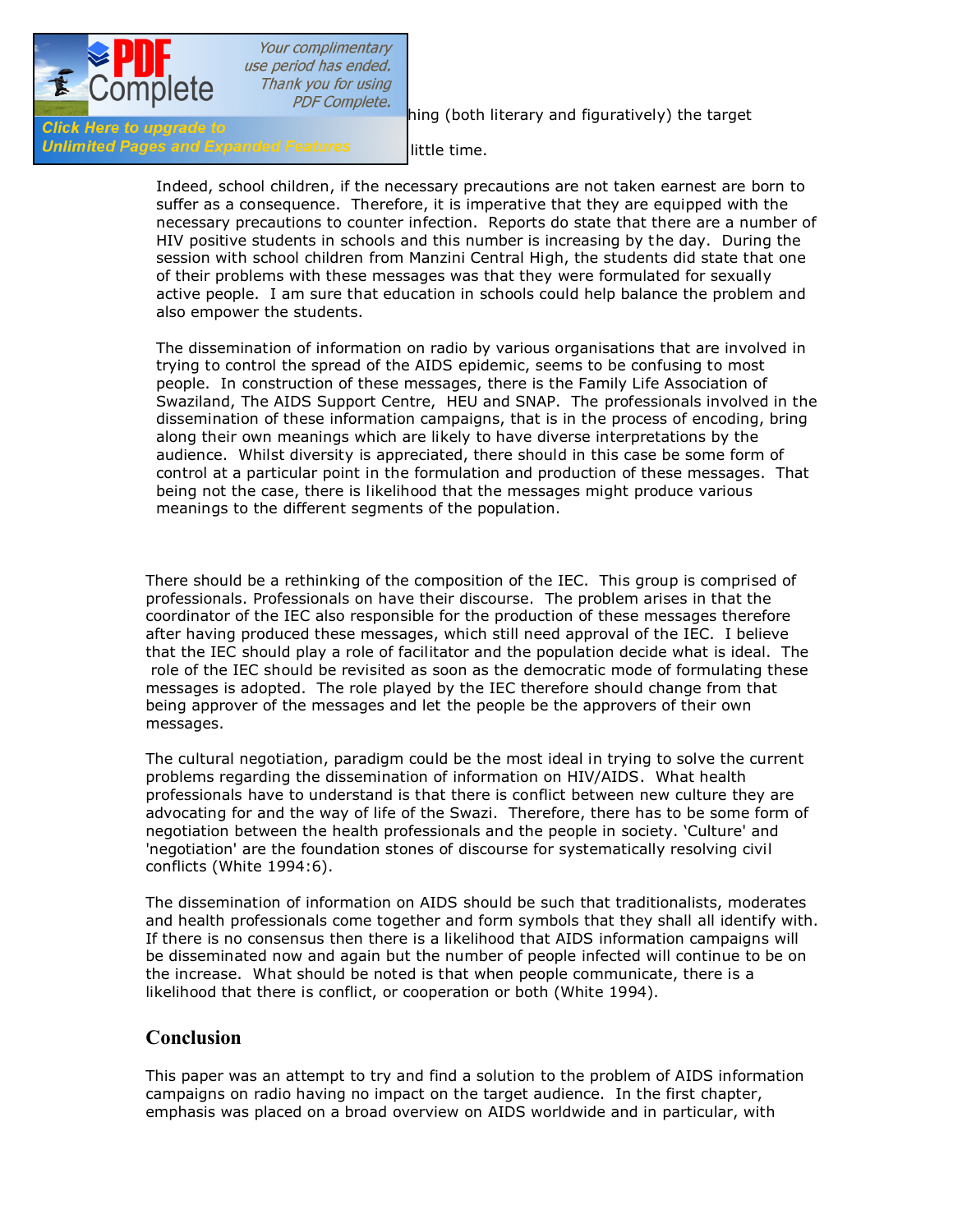hing (both literary and figuratively) the target

little time.

Indeed, school children, if the necessary precautions are not taken earnest are born to suffer as a consequence. Therefore, it is imperative that they are equipped with the necessary precautions to counter infection. Reports do state that there are a number of HIV positive students in schools and this number is increasing by the day. During the session with school children from Manzini Central High, the students did state that one of their problems with these messages was that they were formulated for sexually active people. I am sure that education in schools could help balance the problem and also empower the students.

The dissemination of information on radio by various organisations that are involved in trying to control the spread of the AIDS epidemic, seems to be confusing to most people. In construction of these messages, there is the Family Life Association of Swaziland, The AIDS Support Centre, HEU and SNAP. The professionals involved in the dissemination of these information campaigns, that is in the process of encoding, bring along their own meanings which are likely to have diverse interpretations by the audience. Whilst diversity is appreciated, there should in this case be some form of control at a particular point in the formulation and production of these messages. That being not the case, there is likelihood that the messages might produce various meanings to the different segments of the population.

There should be a rethinking of the composition of the IEC. This group is comprised of professionals. Professionals on have their discourse. The problem arises in that the coordinator of the IEC also responsible for the production of these messages therefore after having produced these messages, which still need approval of the IEC. I believe that the IEC should play a role of facilitator and the population decide what is ideal. The role of the IEC should be revisited as soon as the democratic mode of formulating these messages is adopted. The role played by the IEC therefore should change from that being approver of the messages and let the people be the approvers of their own messages.

The cultural negotiation, paradigm could be the most ideal in trying to solve the current problems regarding the dissemination of information on HIV/AIDS. What health professionals have to understand is that there is conflict between new culture they are advocating for and the way of life of the Swazi. Therefore, there has to be some form of negotiation between the health professionals and the people in society. 'Culture' and 'negotiation' are the foundation stones of discourse for systematically resolving civil conflicts (White 1994:6).

The dissemination of information on AIDS should be such that traditionalists, moderates and health professionals come together and form symbols that they shall all identify with. If there is no consensus then there is a likelihood that AIDS information campaigns will be disseminated now and again but the number of people infected will continue to be on the increase. What should be noted is that when people communicate, there is a likelihood that there is conflict, or cooperation or both (White 1994).

## Conclusion

This paper was an attempt to try and find a solution to the problem of AIDS information campaigns on radio having no impact on the target audience. In the first chapter, emphasis was placed on a broad overview on AIDS worldwide and in particular, with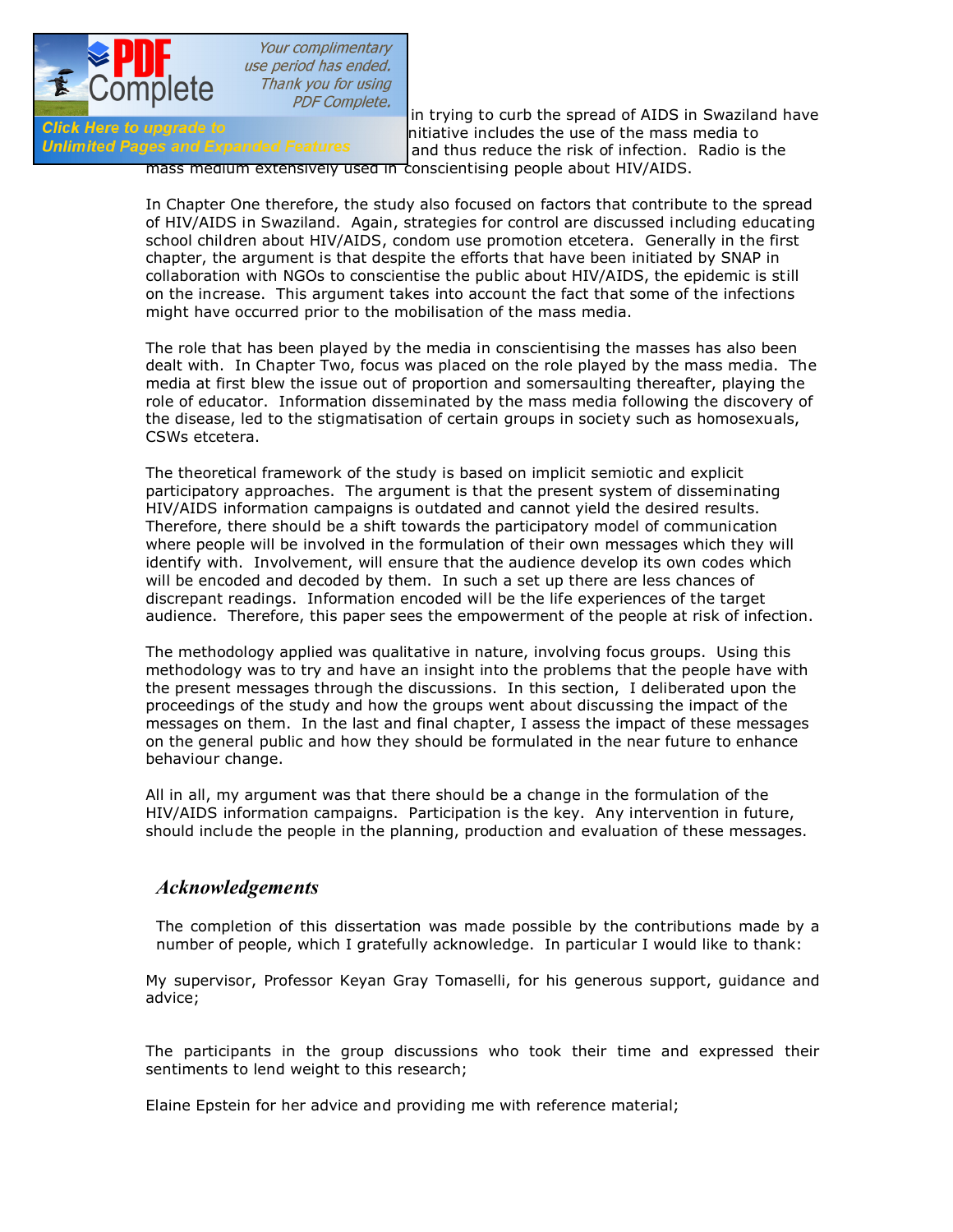in trying to curb the spread of AIDS in Swaziland have nitiative includes the use of the mass media to and thus reduce the risk of infection. Radio is the mass medium extensively used in conscientising people about HIV/AIDS.

In Chapter One therefore, the study also focused on factors that contribute to the spread of HIV/AIDS in Swaziland. Again, strategies for control are discussed including educating school children about HIV/AIDS, condom use promotion etcetera. Generally in the first chapter, the argument is that despite the efforts that have been initiated by SNAP in collaboration with NGOs to conscientise the public about HIV/AIDS, the epidemic is still on the increase. This argument takes into account the fact that some of the infections might have occurred prior to the mobilisation of the mass media.

The role that has been played by the media in conscientising the masses has also been dealt with. In Chapter Two, focus was placed on the role played by the mass media. The media at first blew the issue out of proportion and somersaulting thereafter, playing the role of educator. Information disseminated by the mass media following the discovery of the disease, led to the stigmatisation of certain groups in society such as homosexuals, CSWs etcetera.

The theoretical framework of the study is based on implicit semiotic and explicit participatory approaches. The argument is that the present system of disseminating HIV/AIDS information campaigns is outdated and cannot yield the desired results. Therefore, there should be a shift towards the participatory model of communication where people will be involved in the formulation of their own messages which they will identify with. Involvement, will ensure that the audience develop its own codes which will be encoded and decoded by them. In such a set up there are less chances of discrepant readings. Information encoded will be the life experiences of the target audience. Therefore, this paper sees the empowerment of the people at risk of infection.

The methodology applied was qualitative in nature, involving focus groups. Using this methodology was to try and have an insight into the problems that the people have with the present messages through the discussions. In this section, I deliberated upon the proceedings of the study and how the groups went about discussing the impact of the messages on them. In the last and final chapter, I assess the impact of these messages on the general public and how they should be formulated in the near future to enhance behaviour change.

All in all, my argument was that there should be a change in the formulation of the HIV/AIDS information campaigns. Participation is the key. Any intervention in future, should include the people in the planning, production and evaluation of these messages.

## *Acknowledgements*

The completion of this dissertation was made possible by the contributions made by a number of people, which I gratefully acknowledge. In particular I would like to thank:

My supervisor, Professor Keyan Gray Tomaselli, for his generous support, guidance and advice;

The participants in the group discussions who took their time and expressed their sentiments to lend weight to this research;

Elaine Epstein for her advice and providing me with reference material;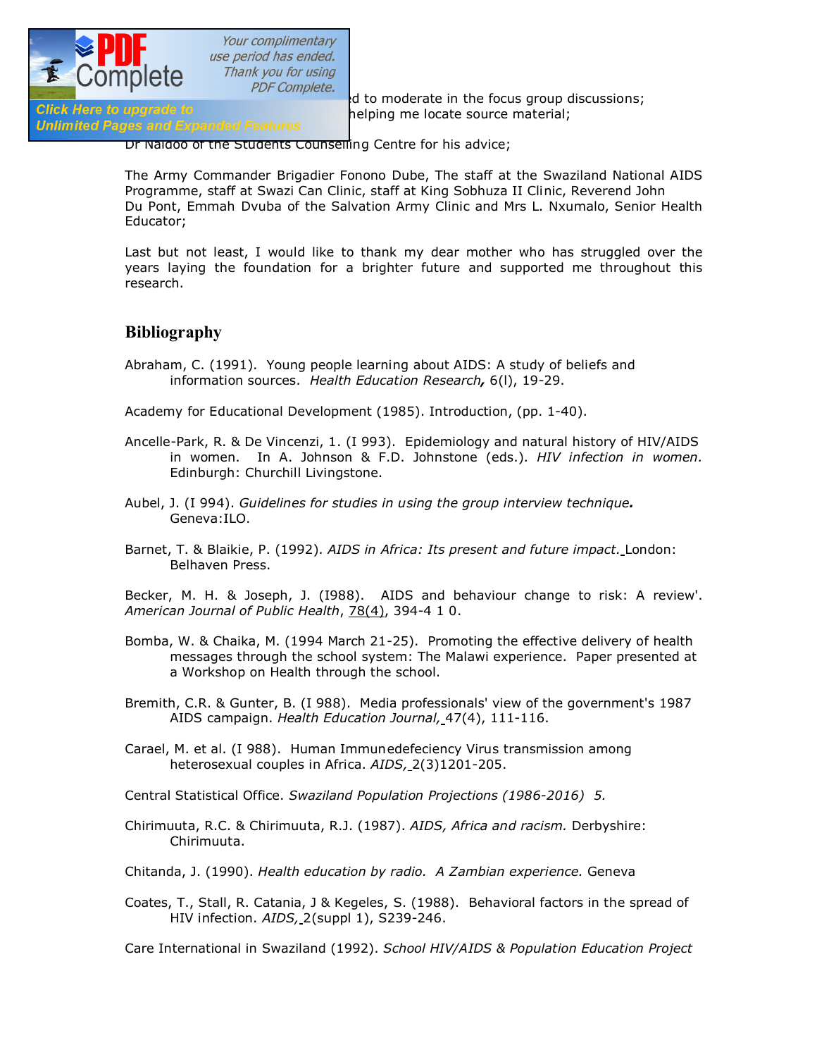...d to moderate in the focus group discussions;
...helping me locate source material;

Dr Naidoo of the Students Counselling Centre for his advice;

The Army Commander Brigadier Fonono Dube, The staff at the Swaziland National AIDS Programme, staff at Swazi Can Clinic, staff at King Sobhuza II Clinic, Reverend John Du Pont, Emmah Dvuba of the Salvation Army Clinic and Mrs L. Nxumalo, Senior Health Educator;

Last but not least, I would like to thank my dear mother who has struggled over the years laying the foundation for a brighter future and supported me throughout this research.

## Bibliography

Abraham, C. (1991). Young people learning about AIDS: A study of beliefs and information sources. *Health Education Research,* 6(l), 19-29.

Academy for Educational Development (1985). Introduction, (pp. 1-40).

Ancelle-Park, R. & De Vincenzi, 1. (I 993). Epidemiology and natural history of HIV/AIDS in women. In A. Johnson & F.D. Johnstone (eds.). *HIV infection in women.* Edinburgh: Churchill Livingstone.

Aubel, J. (I 994). *Guidelines for studies in using the group interview technique.* Geneva:ILO.

Barnet, T. & Blaikie, P. (1992). *AIDS in Africa: Its present and future impact.* London: Belhaven Press.

Becker, M. H. & Joseph, J. (I988). AIDS and behaviour change to risk: A review'. *American Journal of Public Health*, 78(4), 394-4 1 0.

Bomba, W. & Chaika, M. (1994 March 21-25). Promoting the effective delivery of health messages through the school system: The Malawi experience. Paper presented at a Workshop on Health through the school.

Bremith, C.R. & Gunter, B. (I 988). Media professionals' view of the government's 1987 AIDS campaign. *Health Education Journal,* 47(4), 111-116.

Carael, M. et al. (I 988). Human Immunedefeciency Virus transmission among heterosexual couples in Africa. *AIDS,* 2(3)1201-205.

Central Statistical Office. *Swaziland Population Projections (1986-2016) 5.*

Chirimuuta, R.C. & Chirimuuta, R.J. (1987). *AIDS, Africa and racism.* Derbyshire: Chirimuuta.

Chitanda, J. (1990). *Health education by radio. A Zambian experience.* Geneva

Coates, T., Stall, R. Catania, J & Kegeles, S. (1988). Behavioral factors in the spread of HIV infection. *AIDS,* 2(suppl 1), S239-246.

Care International in Swaziland (1992). *School HIV/AIDS & Population Education Project*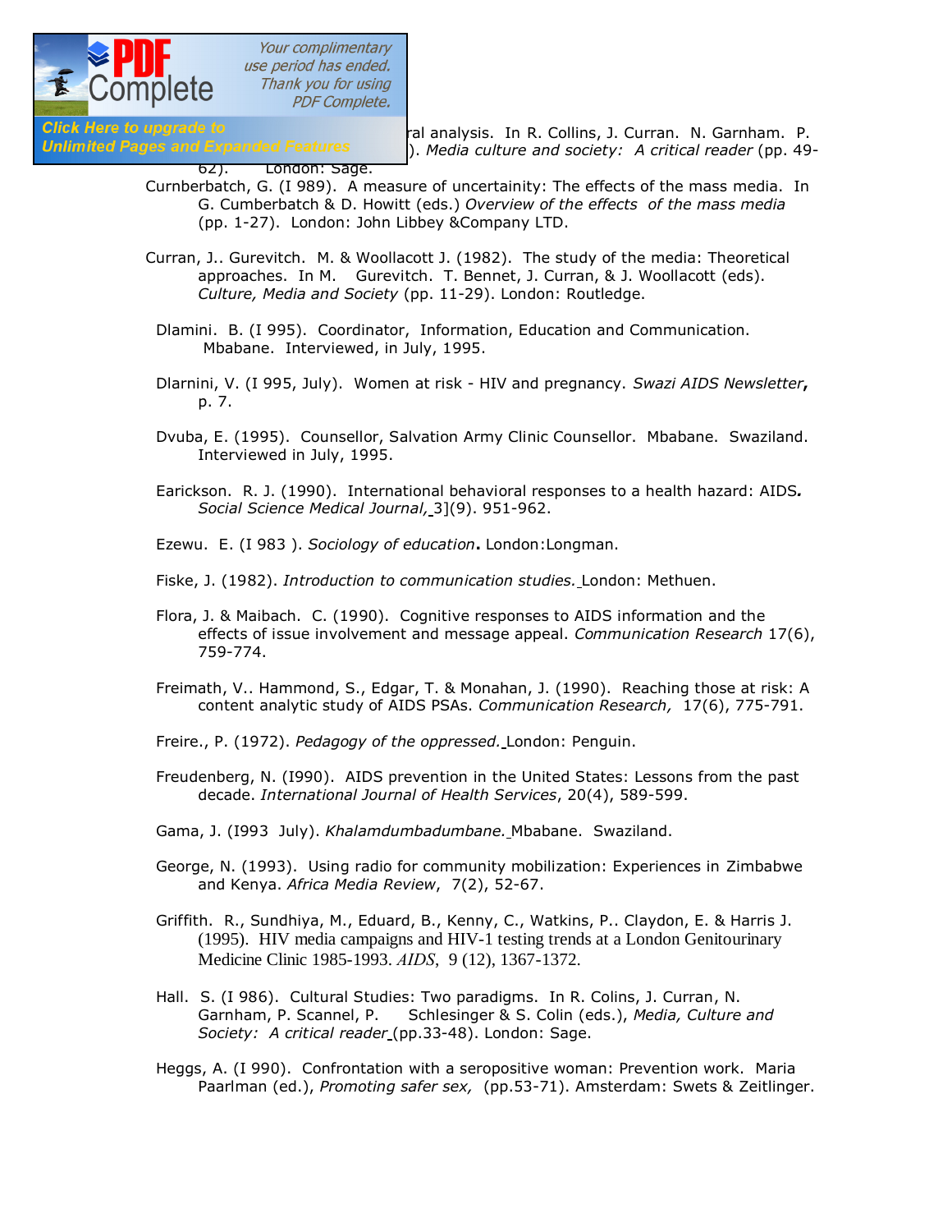ral analysis. In R. Collins, J. Curran. N. Garnham. P. ). *Media culture and society: A critical reader* (pp. 49-62). London: Sage.

Curnberbatch, G. (I 989). A measure of uncertainity: The effects of the mass media. In G. Cumberbatch & D. Howitt (eds.) *Overview of the effects of the mass media* (pp. 1-27). London: John Libbey &Company LTD.

Curran, J.. Gurevitch. M. & Woollacott J. (1982). The study of the media: Theoretical approaches. In M. Gurevitch. T. Bennet, J. Curran, & J. Woollacott (eds). *Culture, Media and Society* (pp. 11-29). London: Routledge.

Dlamini. B. (I 995). Coordinator, Information, Education and Communication. Mbabane. Interviewed, in July, 1995.

Dlarnini, V. (I 995, July). Women at risk - HIV and pregnancy. *Swazi AIDS Newsletter***,** p. 7.

Dvuba, E. (1995). Counsellor, Salvation Army Clinic Counsellor. Mbabane. Swaziland. Interviewed in July, 1995.

Earickson. R. J. (1990). International behavioral responses to a health hazard: AIDS***.*** *Social Science Medical Journal,* 3](9). 951-962.

Ezewu. E. (I 983 ). *Sociology of education***.** London:Longman.

Fiske, J. (1982). *Introduction to communication studies.* London: Methuen.

Flora, J. & Maibach. C. (1990). Cognitive responses to AIDS information and the effects of issue involvement and message appeal. *Communication Research* 17(6), 759-774.

Freimath, V.. Hammond, S., Edgar, T. & Monahan, J. (1990). Reaching those at risk: A content analytic study of AIDS PSAs. *Communication Research,* 17(6), 775-791.

Freire., P. (1972). *Pedagogy of the oppressed.* London: Penguin.

Freudenberg, N. (I990). AIDS prevention in the United States: Lessons from the past decade. *International Journal of Health Services*, 20(4), 589-599.

Gama, J. (I993 July). *Khalamdumbadumbane.* Mbabane. Swaziland.

George, N. (1993). Using radio for community mobilization: Experiences in Zimbabwe and Kenya. *Africa Media Review*, 7(2), 52-67.

Griffith. R., Sundhiya, M., Eduard, B., Kenny, C., Watkins, P.. Claydon, E. & Harris J. (1995). HIV media campaigns and HIV-1 testing trends at a London Genitourinary Medicine Clinic 1985-1993. *AIDS*, 9 (12), 1367-1372.

Hall. S. (I 986). Cultural Studies: Two paradigms. In R. Colins, J. Curran, N. Garnham, P. Scannel, P. Schlesinger & S. Colin (eds.), *Media, Culture and Society: A critical reader* (pp.33-48). London: Sage.

Heggs, A. (I 990). Confrontation with a seropositive woman: Prevention work. Maria Paarlman (ed.), *Promoting safer sex,* (pp.53-71). Amsterdam: Swets & Zeitlinger.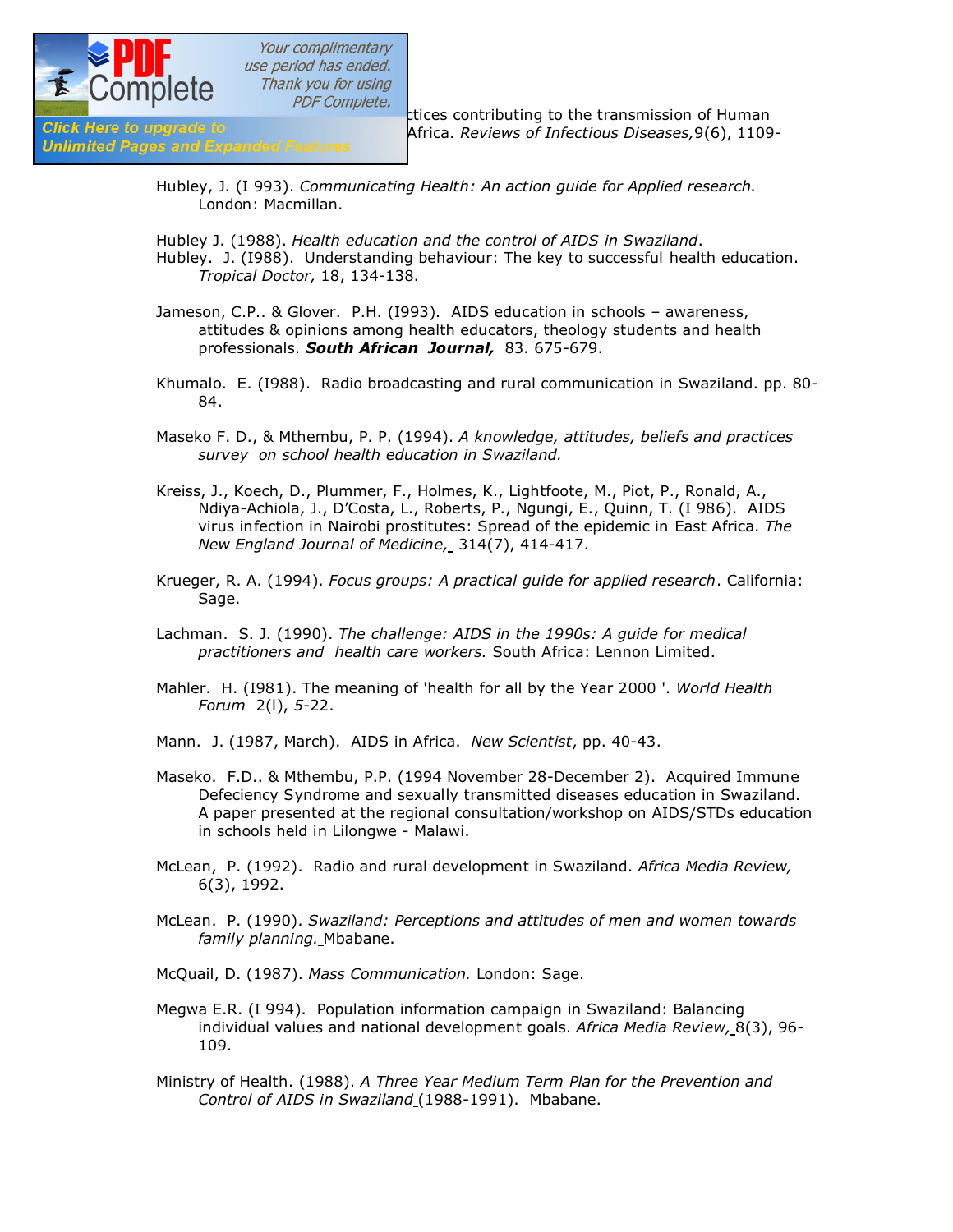ctices contributing to the transmission of Human Africa. *Reviews of Infectious Diseases,*9(6), 1109-

Hubley, J. (I 993). *Communicating Health: An action guide for Applied research.* London: Macmillan.

Hubley J. (1988). *Health education and the control of AIDS in Swaziland*.
Hubley. J. (I988). Understanding behaviour: The key to successful health education. *Tropical Doctor,* 18, 134-138.

Jameson, C.P.. & Glover. P.H. (I993). AIDS education in schools – awareness, attitudes & opinions among health educators, theology students and health professionals. ***South African Journal,*** 83. 675-679.

Khumalo. E. (I988). Radio broadcasting and rural communication in Swaziland. pp. 80-84.

Maseko F. D., & Mthembu, P. P. (1994). *A knowledge, attitudes, beliefs and practices survey on school health education in Swaziland.*

Kreiss, J., Koech, D., Plummer, F., Holmes, K., Lightfoote, M., Piot, P., Ronald, A., Ndiya-Achiola, J., D'Costa, L., Roberts, P., Ngungi, E., Quinn, T. (I 986). AIDS virus infection in Nairobi prostitutes: Spread of the epidemic in East Africa. *The New England Journal of Medicine,* 314(7), 414-417.

Krueger, R. A. (1994). *Focus groups: A practical guide for applied research*. California: Sage.

Lachman. S. J. (1990). *The challenge: AIDS in the 1990s: A guide for medical practitioners and health care workers.* South Africa: Lennon Limited.

Mahler. H. (I981). The meaning of 'health for all by the Year 2000 '. *World Health Forum* 2(l), *5*-22.

Mann. J. (1987, March). AIDS in Africa. *New Scientist*, pp. 40-43.

Maseko. F.D.. & Mthembu, P.P. (1994 November 28-December 2). Acquired Immune Defeciency Syndrome and sexually transmitted diseases education in Swaziland. A paper presented at the regional consultation/workshop on AIDS/STDs education in schools held in Lilongwe - Malawi.

McLean, P. (1992). Radio and rural development in Swaziland. *Africa Media Review,* 6(3), 1992.

McLean. P. (1990). *Swaziland: Perceptions and attitudes of men and women towards family planning.* Mbabane.

McQuail, D. (1987). *Mass Communication.* London: Sage.

Megwa E.R. (I 994). Population information campaign in Swaziland: Balancing individual values and national development goals. *Africa Media Review,* 8(3), 96-109.

Ministry of Health. (1988). *A Three Year Medium Term Plan for the Prevention and Control of AIDS in Swaziland* (1988-1991). Mbabane.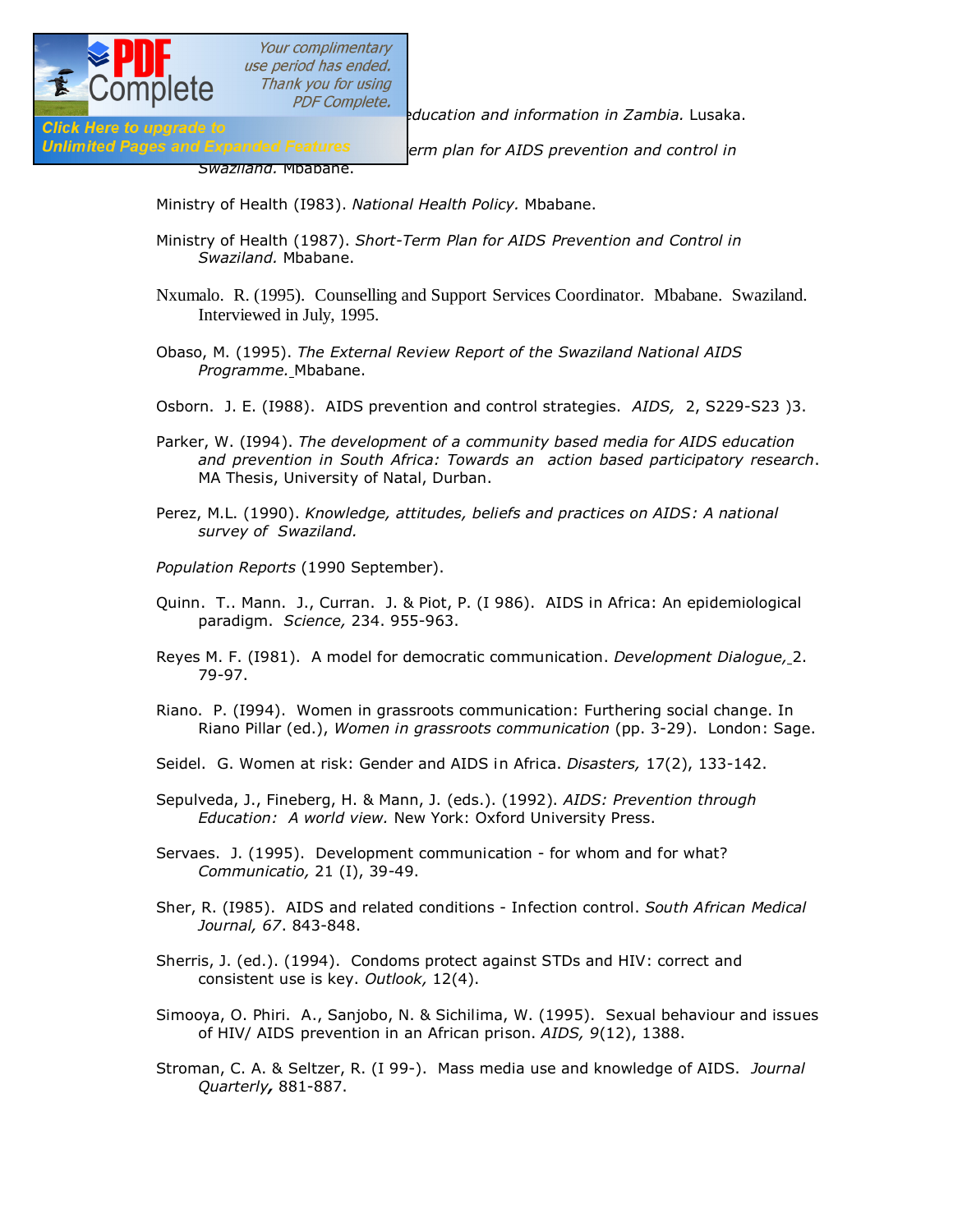...education and information in Zambia. Lusaka.

...erm plan for AIDS prevention and control in *Swaziland.* Mbabane.

Ministry of Health (I983). *National Health Policy.* Mbabane.

Ministry of Health (1987). *Short-Term Plan for AIDS Prevention and Control in Swaziland.* Mbabane.

Nxumalo. R. (1995). Counselling and Support Services Coordinator. Mbabane. Swaziland. Interviewed in July, 1995.

Obaso, M. (1995). *The External Review Report of the Swaziland National AIDS Programme.* Mbabane.

Osborn. J. E. (I988). AIDS prevention and control strategies. *AIDS,* 2, S229-S23 )3.

Parker, W. (I994). *The development of a community based media for AIDS education and prevention in South Africa: Towards an action based participatory research*. MA Thesis, University of Natal, Durban.

Perez, M.L. (1990). *Knowledge, attitudes, beliefs and practices on AIDS: A national survey of Swaziland.*

*Population Reports* (1990 September).

Quinn. T.. Mann. J., Curran. J. & Piot, P. (I 986). AIDS in Africa: An epidemiological paradigm. *Science,* 234. 955-963.

Reyes M. F. (I981). A model for democratic communication. *Development Dialogue,* 2. 79-97.

Riano. P. (I994). Women in grassroots communication: Furthering social change. In Riano Pillar (ed.), *Women in grassroots communication* (pp. 3-29). London: Sage.

Seidel. G. Women at risk: Gender and AIDS in Africa. *Disasters,* 17(2), 133-142.

Sepulveda, J., Fineberg, H. & Mann, J. (eds.). (1992). *AIDS: Prevention through Education: A world view.* New York: Oxford University Press.

Servaes. J. (1995). Development communication - for whom and for what? *Communicatio,* 21 (I), 39-49.

Sher, R. (I985). AIDS and related conditions - Infection control. *South African Medical Journal, 67*. 843-848.

Sherris, J. (ed.). (1994). Condoms protect against STDs and HIV: correct and consistent use is key. *Outlook,* 12(4).

Simooya, O. Phiri. A., Sanjobo, N. & Sichilima, W. (1995). Sexual behaviour and issues of HIV/ AIDS prevention in an African prison. *AIDS, 9*(12), 1388.

Stroman, C. A. & Seltzer, R. (I 99-). Mass media use and knowledge of AIDS. *Journal Quarterly,* 881-887.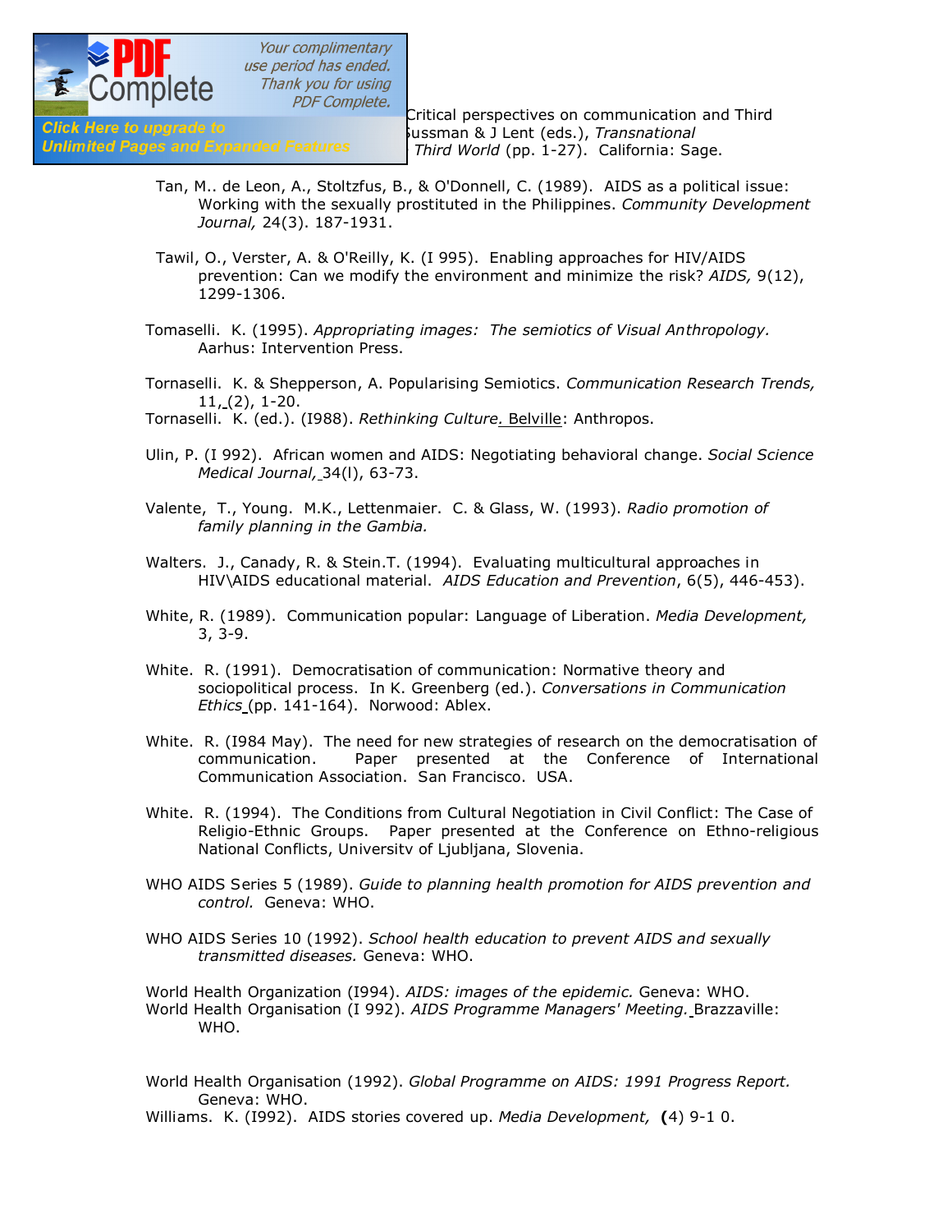...Critical perspectives on communication and Third ...ussman & J Lent (eds.), *Transnational ... Third World* (pp. 1-27). California: Sage.

Tan, M.. de Leon, A., Stoltzfus, B., & O'Donnell, C. (1989). AIDS as a political issue: Working with the sexually prostituted in the Philippines. *Community Development Journal,* 24(3). 187-1931.

Tawil, O., Verster, A. & O'Reilly, K. (I 995). Enabling approaches for HIV/AIDS prevention: Can we modify the environment and minimize the risk? *AIDS,* 9(12), 1299-1306.

Tomaselli. K. (1995). *Appropriating images: The semiotics of Visual Anthropology.* Aarhus: Intervention Press.

Tornaselli. K. & Shepperson, A. Popularising Semiotics. *Communication Research Trends,* 11, (2), 1-20.

Tornaselli. K. (ed.). (I988). *Rethinking Culture.* Belville: Anthropos.

Ulin, P. (I 992). African women and AIDS: Negotiating behavioral change. *Social Science Medical Journal,* 34(l), 63-73.

Valente, T., Young. M.K., Lettenmaier. C. & Glass, W. (1993). *Radio promotion of family planning in the Gambia.*

Walters. J., Canady, R. & Stein.T. (1994). Evaluating multicultural approaches in HIV\AIDS educational material. *AIDS Education and Prevention*, 6(5), 446-453).

White, R. (1989). Communication popular: Language of Liberation. *Media Development,* 3, 3-9.

White. R. (1991). Democratisation of communication: Normative theory and sociopolitical process. In K. Greenberg (ed.). *Conversations in Communication Ethics* (pp. 141-164). Norwood: Ablex.

White. R. (I984 May). The need for new strategies of research on the democratisation of communication. Paper presented at the Conference of International Communication Association. San Francisco. USA.

White. R. (1994). The Conditions from Cultural Negotiation in Civil Conflict: The Case of Religio-Ethnic Groups. Paper presented at the Conference on Ethno-religious National Conflicts, Universitv of Ljubljana, Slovenia.

WHO AIDS Series 5 (1989). *Guide to planning health promotion for AIDS prevention and control.* Geneva: WHO.

WHO AIDS Series 10 (1992). *School health education to prevent AIDS and sexually transmitted diseases.* Geneva: WHO.

World Health Organization (I994). *AIDS: images of the epidemic.* Geneva: WHO.

World Health Organisation (I 992). *AIDS Programme Managers' Meeting.* Brazzaville: WHO.

World Health Organisation (1992). *Global Programme on AIDS: 1991 Progress Report.* Geneva: WHO.

Williams. K. (I992). AIDS stories covered up. *Media Development,* (4) 9-1 0.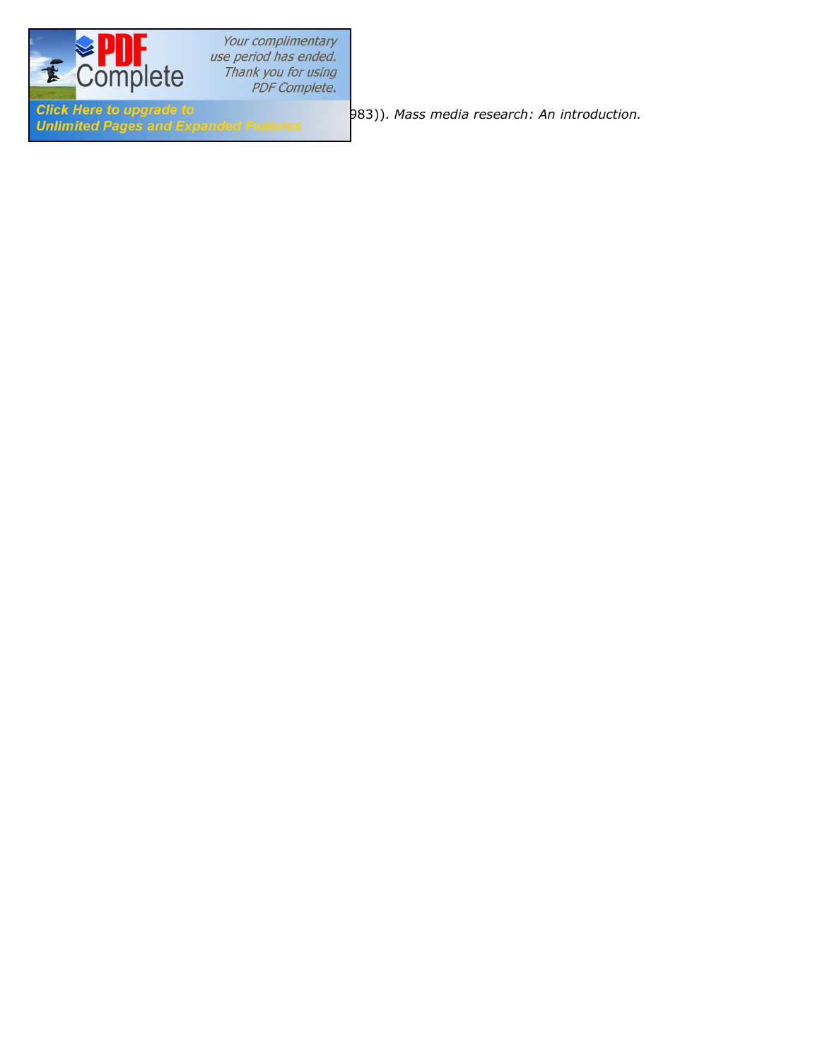983)). *Mass media research: An introduction.*